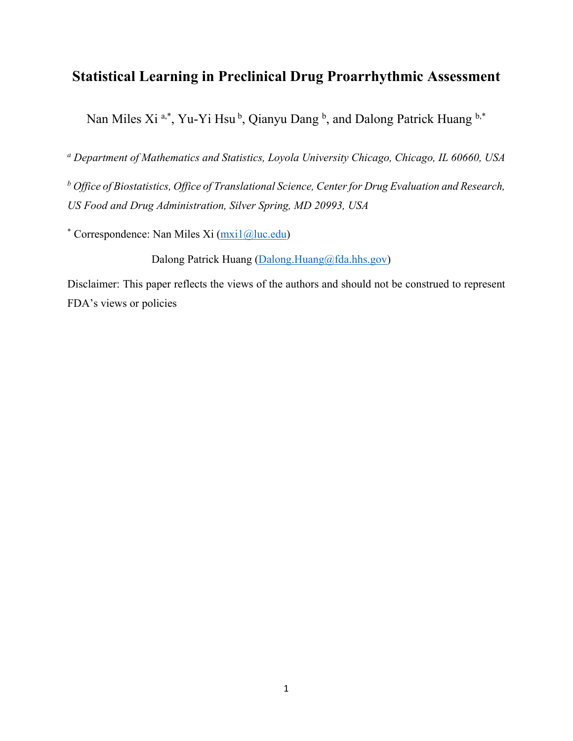# Statistical Learning in Preclinical Drug Proarrhythmic Assessment

Nan Miles Xi [a,*], Yu-Yi Hsu [b], Qianyu Dang [b], and Dalong Patrick Huang [b,*]

[a] *Department of Mathematics and Statistics, Loyola University Chicago, Chicago, IL 60660, USA*

[b] *Office of Biostatistics, Office of Translational Science, Center for Drug Evaluation and Research, US Food and Drug Administration, Silver Spring, MD 20993, USA*

[*] Correspondence: Nan Miles Xi (mxi1@luc.edu)

Dalong Patrick Huang (Dalong.Huang@fda.hhs.gov)

Disclaimer: This paper reflects the views of the authors and should not be construed to represent FDA's views or policies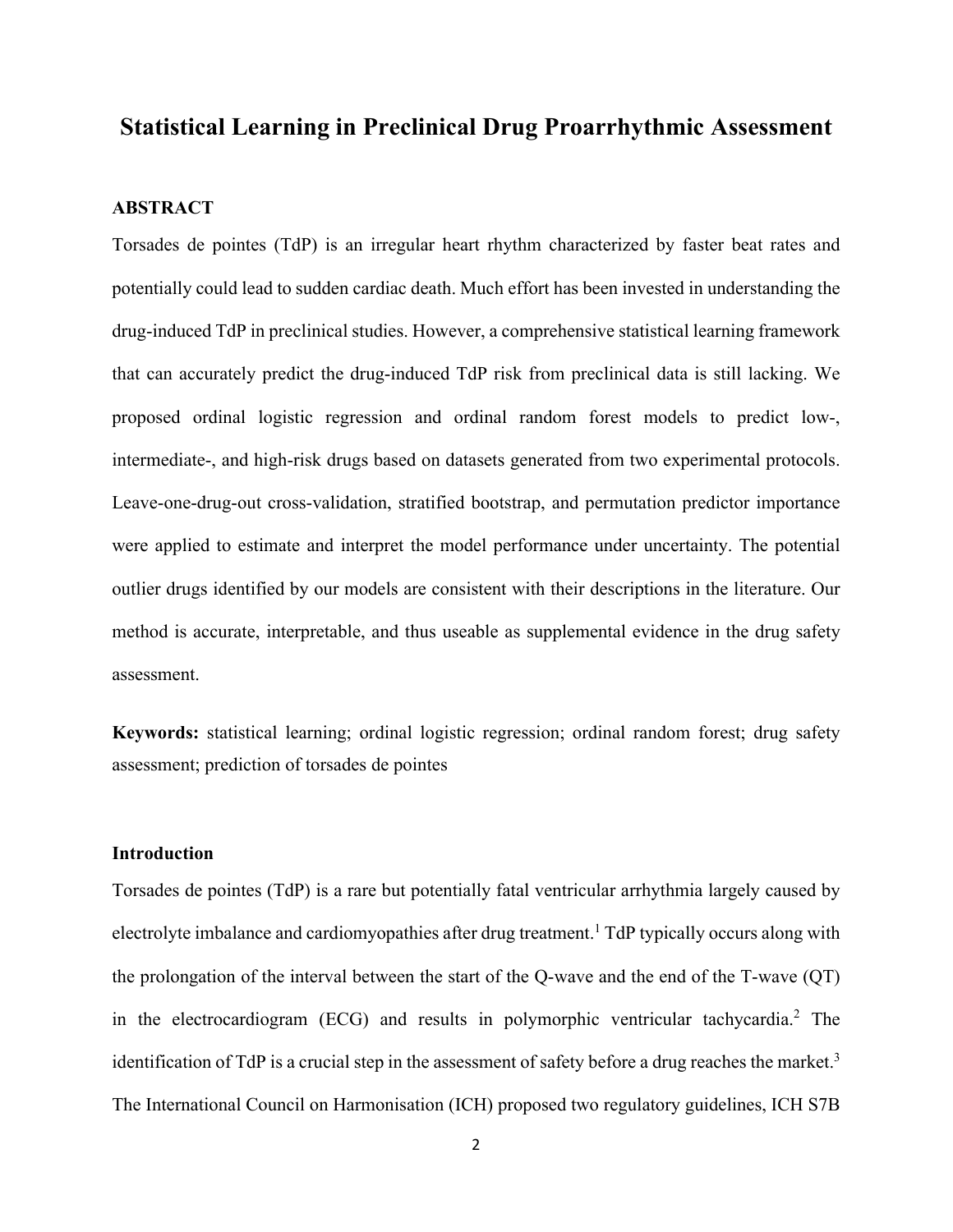# Statistical Learning in Preclinical Drug Proarrhythmic Assessment

## ABSTRACT

Torsades de pointes (TdP) is an irregular heart rhythm characterized by faster beat rates and potentially could lead to sudden cardiac death. Much effort has been invested in understanding the drug-induced TdP in preclinical studies. However, a comprehensive statistical learning framework that can accurately predict the drug-induced TdP risk from preclinical data is still lacking. We proposed ordinal logistic regression and ordinal random forest models to predict low-, intermediate-, and high-risk drugs based on datasets generated from two experimental protocols. Leave-one-drug-out cross-validation, stratified bootstrap, and permutation predictor importance were applied to estimate and interpret the model performance under uncertainty. The potential outlier drugs identified by our models are consistent with their descriptions in the literature. Our method is accurate, interpretable, and thus useable as supplemental evidence in the drug safety assessment.

**Keywords:** statistical learning; ordinal logistic regression; ordinal random forest; drug safety assessment; prediction of torsades de pointes

## Introduction

Torsades de pointes (TdP) is a rare but potentially fatal ventricular arrhythmia largely caused by electrolyte imbalance and cardiomyopathies after drug treatment.[1] TdP typically occurs along with the prolongation of the interval between the start of the Q-wave and the end of the T-wave (QT) in the electrocardiogram (ECG) and results in polymorphic ventricular tachycardia.[2] The identification of TdP is a crucial step in the assessment of safety before a drug reaches the market.[3] The International Council on Harmonisation (ICH) proposed two regulatory guidelines, ICH S7B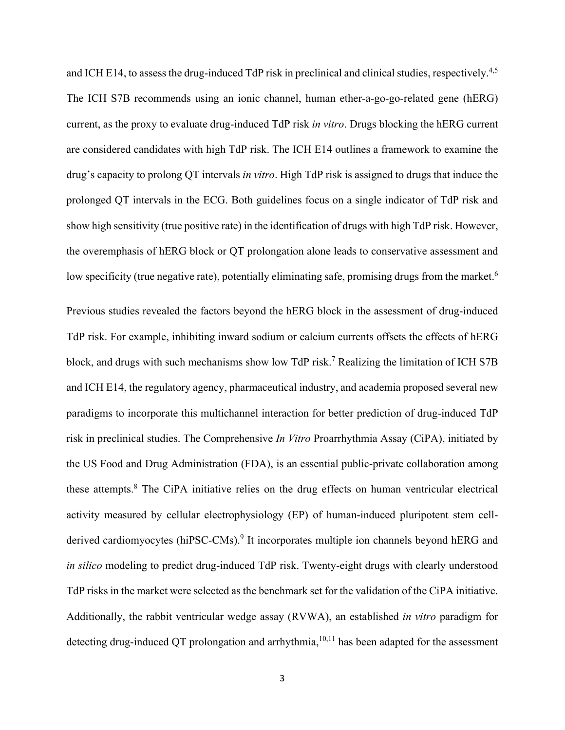and ICH E14, to assess the drug-induced TdP risk in preclinical and clinical studies, respectively.[4,5] The ICH S7B recommends using an ionic channel, human ether-a-go-go-related gene (hERG) current, as the proxy to evaluate drug-induced TdP risk *in vitro*. Drugs blocking the hERG current are considered candidates with high TdP risk. The ICH E14 outlines a framework to examine the drug's capacity to prolong QT intervals *in vitro*. High TdP risk is assigned to drugs that induce the prolonged QT intervals in the ECG. Both guidelines focus on a single indicator of TdP risk and show high sensitivity (true positive rate) in the identification of drugs with high TdP risk. However, the overemphasis of hERG block or QT prolongation alone leads to conservative assessment and low specificity (true negative rate), potentially eliminating safe, promising drugs from the market.[6]

Previous studies revealed the factors beyond the hERG block in the assessment of drug-induced TdP risk. For example, inhibiting inward sodium or calcium currents offsets the effects of hERG block, and drugs with such mechanisms show low TdP risk.[7] Realizing the limitation of ICH S7B and ICH E14, the regulatory agency, pharmaceutical industry, and academia proposed several new paradigms to incorporate this multichannel interaction for better prediction of drug-induced TdP risk in preclinical studies. The Comprehensive *In Vitro* Proarrhythmia Assay (CiPA), initiated by the US Food and Drug Administration (FDA), is an essential public-private collaboration among these attempts.[8] The CiPA initiative relies on the drug effects on human ventricular electrical activity measured by cellular electrophysiology (EP) of human-induced pluripotent stem cell-derived cardiomyocytes (hiPSC-CMs).[9] It incorporates multiple ion channels beyond hERG and *in silico* modeling to predict drug-induced TdP risk. Twenty-eight drugs with clearly understood TdP risks in the market were selected as the benchmark set for the validation of the CiPA initiative. Additionally, the rabbit ventricular wedge assay (RVWA), an established *in vitro* paradigm for detecting drug-induced QT prolongation and arrhythmia,[10,11] has been adapted for the assessment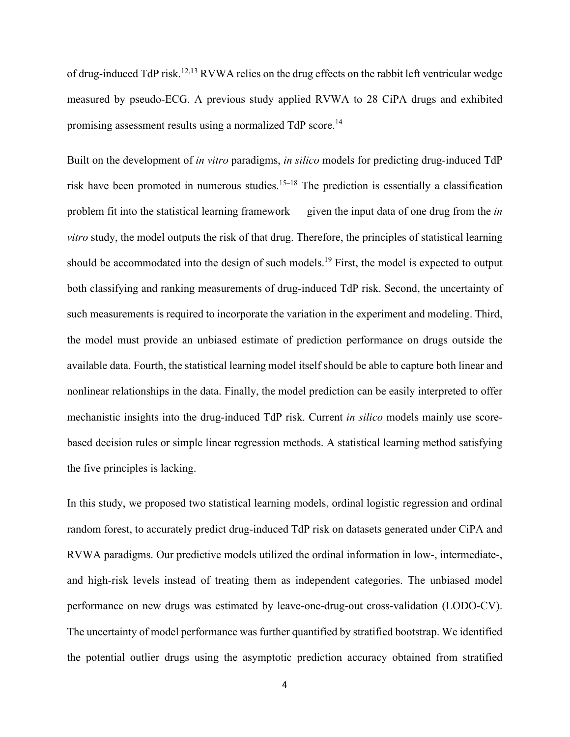of drug-induced TdP risk.[12,13] RVWA relies on the drug effects on the rabbit left ventricular wedge measured by pseudo-ECG. A previous study applied RVWA to 28 CiPA drugs and exhibited promising assessment results using a normalized TdP score.[14]

Built on the development of *in vitro* paradigms, *in silico* models for predicting drug-induced TdP risk have been promoted in numerous studies.[15–18] The prediction is essentially a classification problem fit into the statistical learning framework — given the input data of one drug from the *in vitro* study, the model outputs the risk of that drug. Therefore, the principles of statistical learning should be accommodated into the design of such models.[19] First, the model is expected to output both classifying and ranking measurements of drug-induced TdP risk. Second, the uncertainty of such measurements is required to incorporate the variation in the experiment and modeling. Third, the model must provide an unbiased estimate of prediction performance on drugs outside the available data. Fourth, the statistical learning model itself should be able to capture both linear and nonlinear relationships in the data. Finally, the model prediction can be easily interpreted to offer mechanistic insights into the drug-induced TdP risk. Current *in silico* models mainly use score-based decision rules or simple linear regression methods. A statistical learning method satisfying the five principles is lacking.

In this study, we proposed two statistical learning models, ordinal logistic regression and ordinal random forest, to accurately predict drug-induced TdP risk on datasets generated under CiPA and RVWA paradigms. Our predictive models utilized the ordinal information in low-, intermediate-, and high-risk levels instead of treating them as independent categories. The unbiased model performance on new drugs was estimated by leave-one-drug-out cross-validation (LODO-CV). The uncertainty of model performance was further quantified by stratified bootstrap. We identified the potential outlier drugs using the asymptotic prediction accuracy obtained from stratified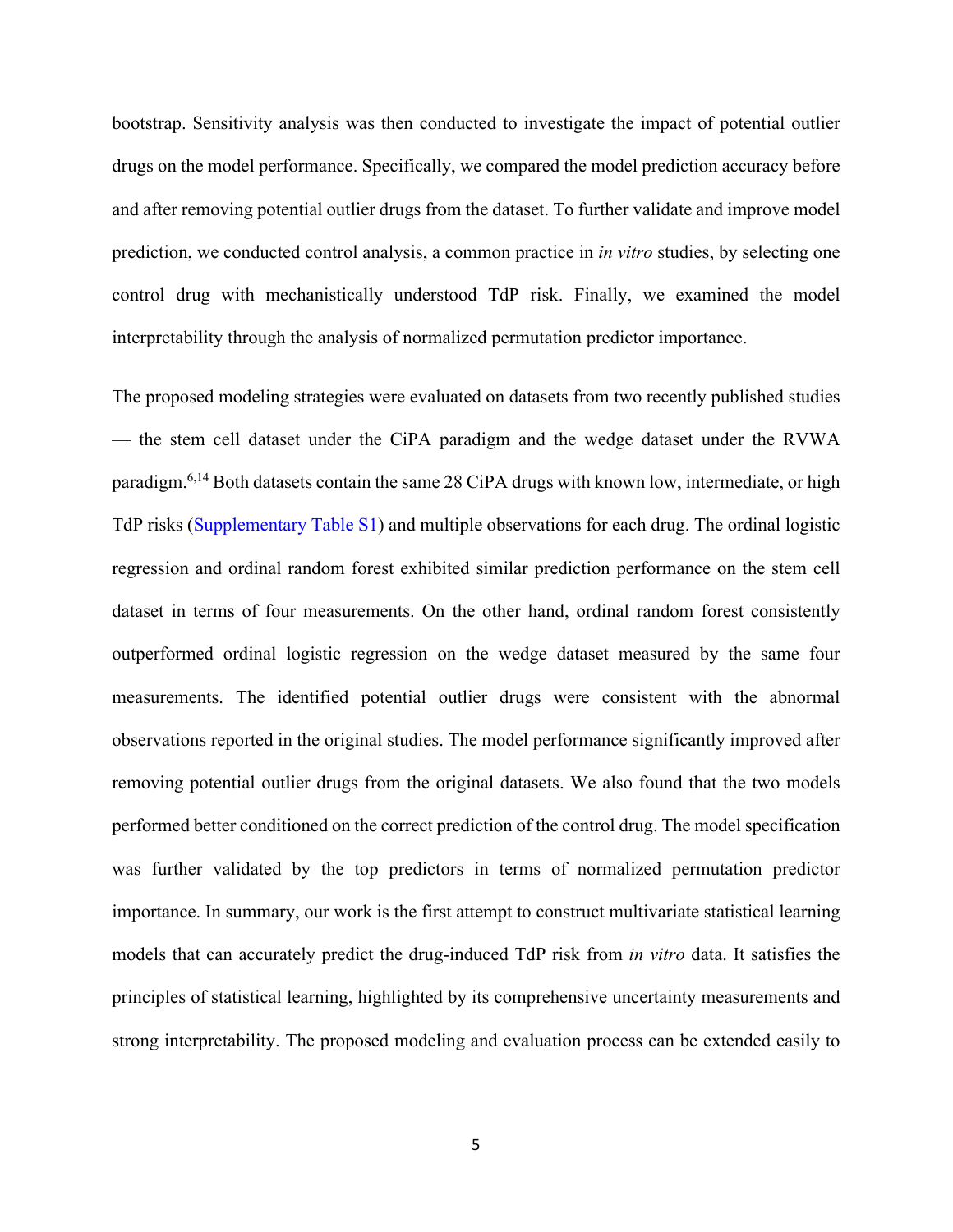bootstrap. Sensitivity analysis was then conducted to investigate the impact of potential outlier drugs on the model performance. Specifically, we compared the model prediction accuracy before and after removing potential outlier drugs from the dataset. To further validate and improve model prediction, we conducted control analysis, a common practice in *in vitro* studies, by selecting one control drug with mechanistically understood TdP risk. Finally, we examined the model interpretability through the analysis of normalized permutation predictor importance.

The proposed modeling strategies were evaluated on datasets from two recently published studies — the stem cell dataset under the CiPA paradigm and the wedge dataset under the RVWA paradigm.[6,14] Both datasets contain the same 28 CiPA drugs with known low, intermediate, or high TdP risks (Supplementary Table S1) and multiple observations for each drug. The ordinal logistic regression and ordinal random forest exhibited similar prediction performance on the stem cell dataset in terms of four measurements. On the other hand, ordinal random forest consistently outperformed ordinal logistic regression on the wedge dataset measured by the same four measurements. The identified potential outlier drugs were consistent with the abnormal observations reported in the original studies. The model performance significantly improved after removing potential outlier drugs from the original datasets. We also found that the two models performed better conditioned on the correct prediction of the control drug. The model specification was further validated by the top predictors in terms of normalized permutation predictor importance. In summary, our work is the first attempt to construct multivariate statistical learning models that can accurately predict the drug-induced TdP risk from *in vitro* data. It satisfies the principles of statistical learning, highlighted by its comprehensive uncertainty measurements and strong interpretability. The proposed modeling and evaluation process can be extended easily to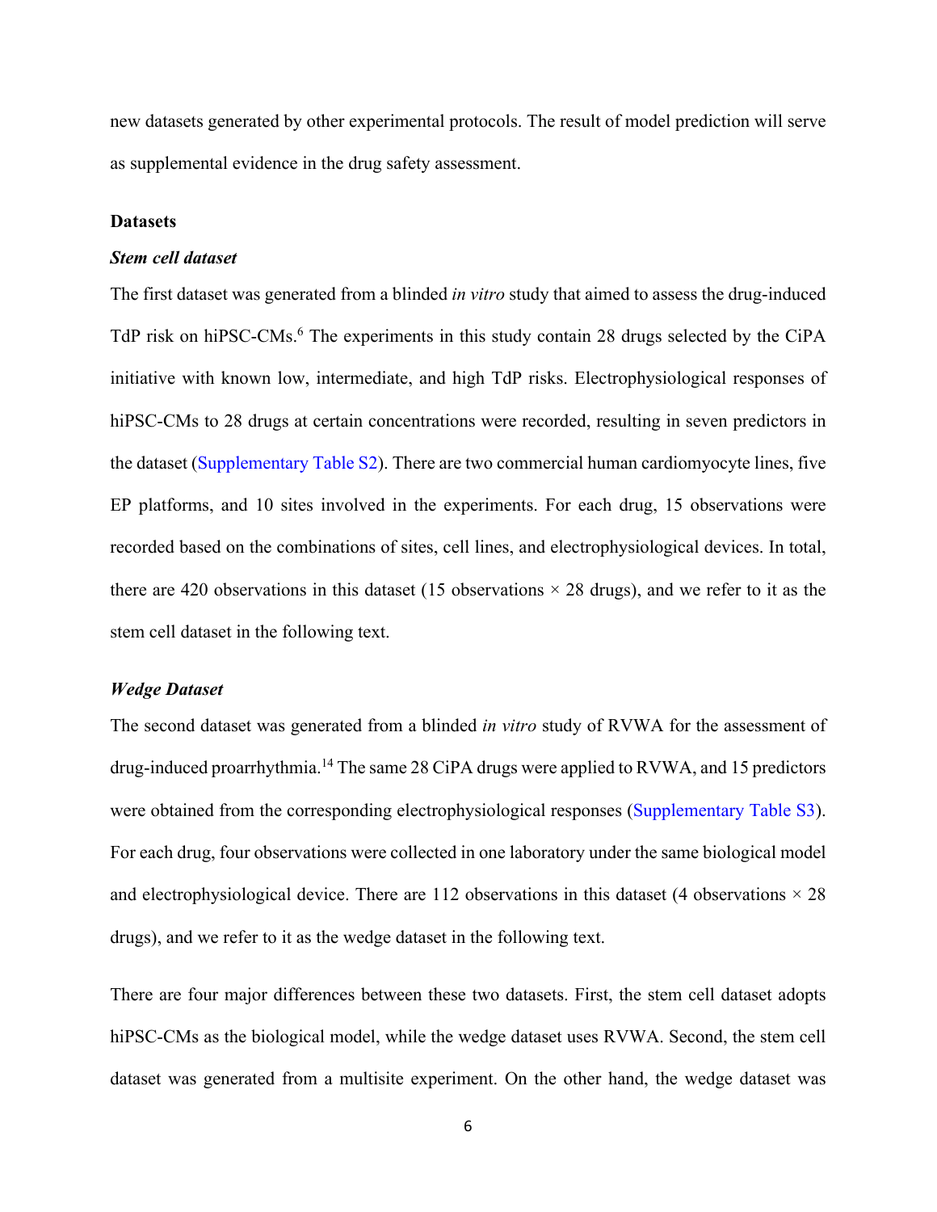new datasets generated by other experimental protocols. The result of model prediction will serve as supplemental evidence in the drug safety assessment.

**Datasets**

***Stem cell dataset***

The first dataset was generated from a blinded *in vitro* study that aimed to assess the drug-induced TdP risk on hiPSC-CMs.[6] The experiments in this study contain 28 drugs selected by the CiPA initiative with known low, intermediate, and high TdP risks. Electrophysiological responses of hiPSC-CMs to 28 drugs at certain concentrations were recorded, resulting in seven predictors in the dataset (Supplementary Table S2). There are two commercial human cardiomyocyte lines, five EP platforms, and 10 sites involved in the experiments. For each drug, 15 observations were recorded based on the combinations of sites, cell lines, and electrophysiological devices. In total, there are 420 observations in this dataset (15 observations × 28 drugs), and we refer to it as the stem cell dataset in the following text.

***Wedge Dataset***

The second dataset was generated from a blinded *in vitro* study of RVWA for the assessment of drug-induced proarrhythmia.[14] The same 28 CiPA drugs were applied to RVWA, and 15 predictors were obtained from the corresponding electrophysiological responses (Supplementary Table S3). For each drug, four observations were collected in one laboratory under the same biological model and electrophysiological device. There are 112 observations in this dataset (4 observations × 28 drugs), and we refer to it as the wedge dataset in the following text.

There are four major differences between these two datasets. First, the stem cell dataset adopts hiPSC-CMs as the biological model, while the wedge dataset uses RVWA. Second, the stem cell dataset was generated from a multisite experiment. On the other hand, the wedge dataset was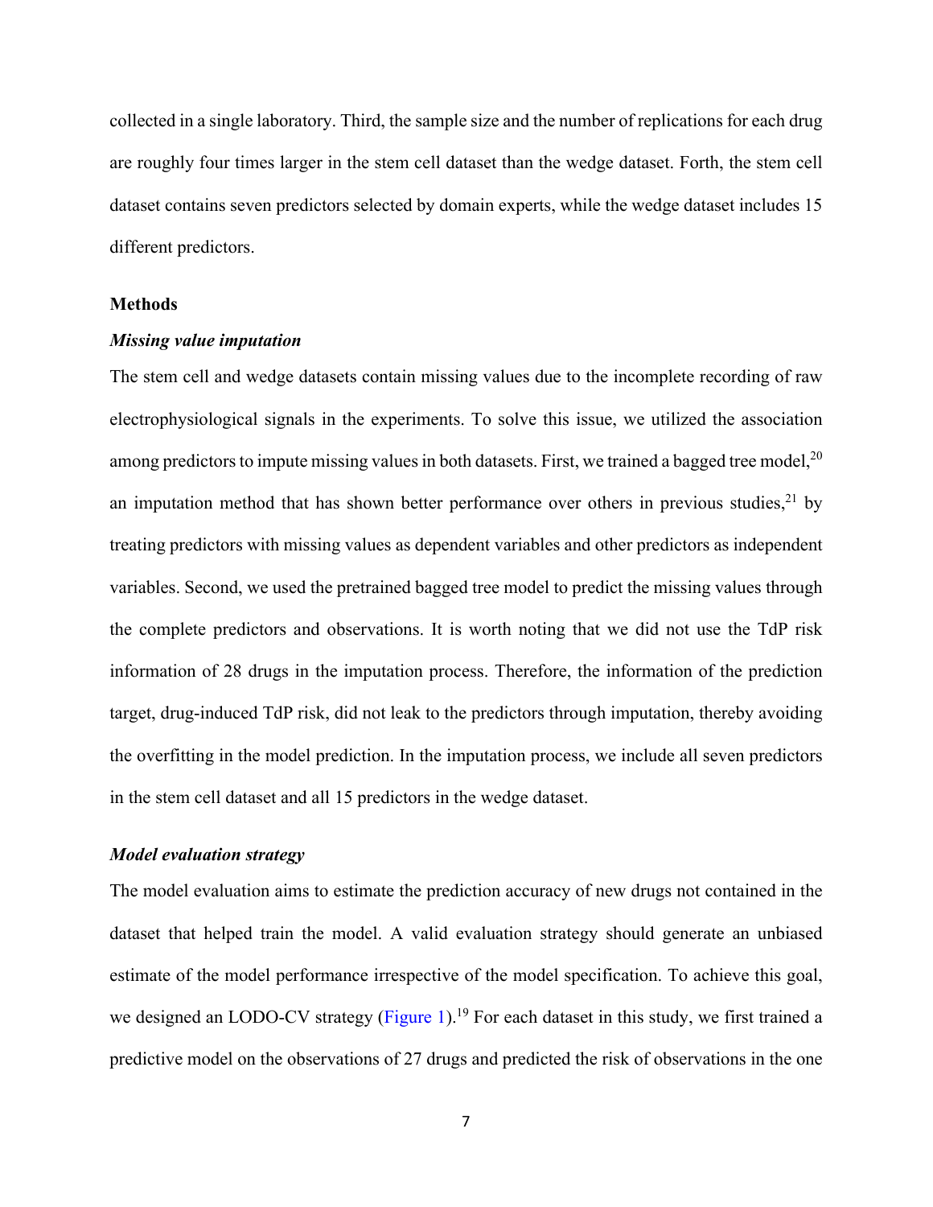collected in a single laboratory. Third, the sample size and the number of replications for each drug are roughly four times larger in the stem cell dataset than the wedge dataset. Forth, the stem cell dataset contains seven predictors selected by domain experts, while the wedge dataset includes 15 different predictors.

**Methods**

***Missing value imputation***

The stem cell and wedge datasets contain missing values due to the incomplete recording of raw electrophysiological signals in the experiments. To solve this issue, we utilized the association among predictors to impute missing values in both datasets. First, we trained a bagged tree model,[20] an imputation method that has shown better performance over others in previous studies,[21] by treating predictors with missing values as dependent variables and other predictors as independent variables. Second, we used the pretrained bagged tree model to predict the missing values through the complete predictors and observations. It is worth noting that we did not use the TdP risk information of 28 drugs in the imputation process. Therefore, the information of the prediction target, drug-induced TdP risk, did not leak to the predictors through imputation, thereby avoiding the overfitting in the model prediction. In the imputation process, we include all seven predictors in the stem cell dataset and all 15 predictors in the wedge dataset.

***Model evaluation strategy***

The model evaluation aims to estimate the prediction accuracy of new drugs not contained in the dataset that helped train the model. A valid evaluation strategy should generate an unbiased estimate of the model performance irrespective of the model specification. To achieve this goal, we designed an LODO-CV strategy (Figure 1).[19] For each dataset in this study, we first trained a predictive model on the observations of 27 drugs and predicted the risk of observations in the one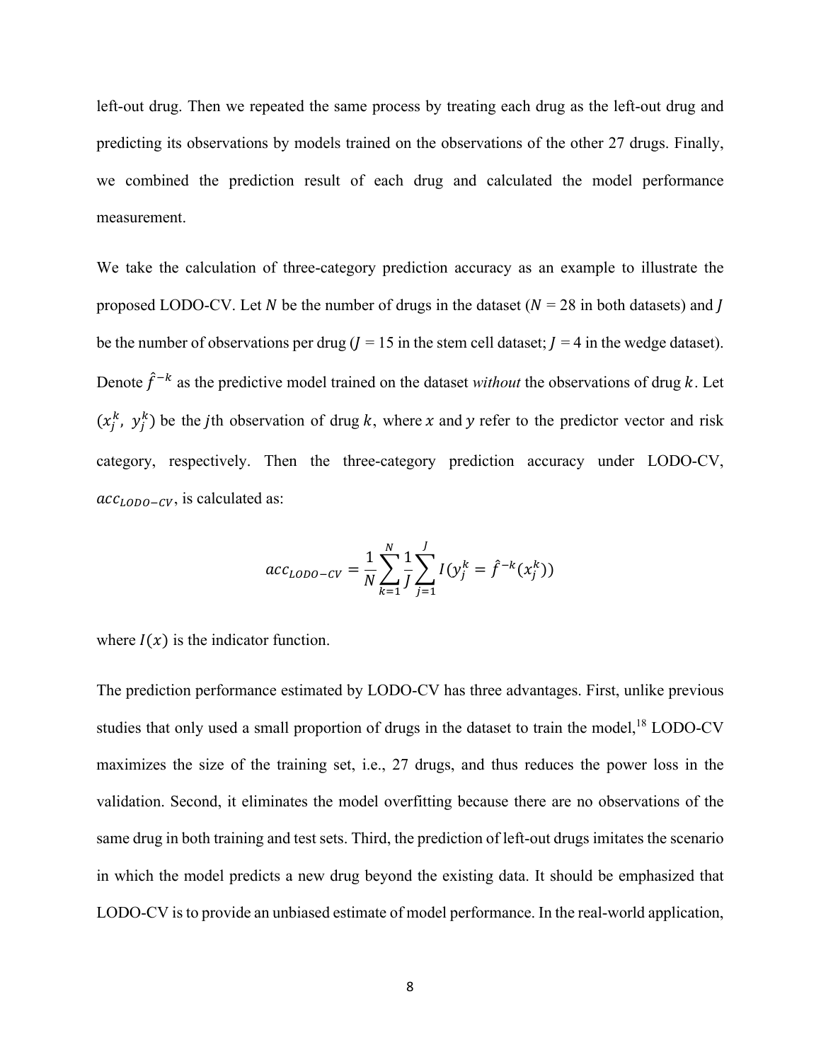left-out drug. Then we repeated the same process by treating each drug as the left-out drug and predicting its observations by models trained on the observations of the other 27 drugs. Finally, we combined the prediction result of each drug and calculated the model performance measurement.

We take the calculation of three-category prediction accuracy as an example to illustrate the proposed LODO-CV. Let $N$ be the number of drugs in the dataset ($N$ = 28 in both datasets) and $J$ be the number of observations per drug ($J$ = 15 in the stem cell dataset; $J$ = 4 in the wedge dataset). Denote $\hat{f}^{-k}$ as the predictive model trained on the dataset *without* the observations of drug $k$. Let $(x_j^k,\ y_j^k)$ be the $j$th observation of drug $k$, where $x$ and $y$ refer to the predictor vector and risk category, respectively. Then the three-category prediction accuracy under LODO-CV, $acc_{LODO-CV}$, is calculated as:

$$acc_{LODO-CV} = \frac{1}{N}\sum_{k=1}^{N}\frac{1}{J}\sum_{j=1}^{J} I(y_j^k = \hat{f}^{-k}(x_j^k))$$

where $I(x)$ is the indicator function.

The prediction performance estimated by LODO-CV has three advantages. First, unlike previous studies that only used a small proportion of drugs in the dataset to train the model,[18] LODO-CV maximizes the size of the training set, i.e., 27 drugs, and thus reduces the power loss in the validation. Second, it eliminates the model overfitting because there are no observations of the same drug in both training and test sets. Third, the prediction of left-out drugs imitates the scenario in which the model predicts a new drug beyond the existing data. It should be emphasized that LODO-CV is to provide an unbiased estimate of model performance. In the real-world application,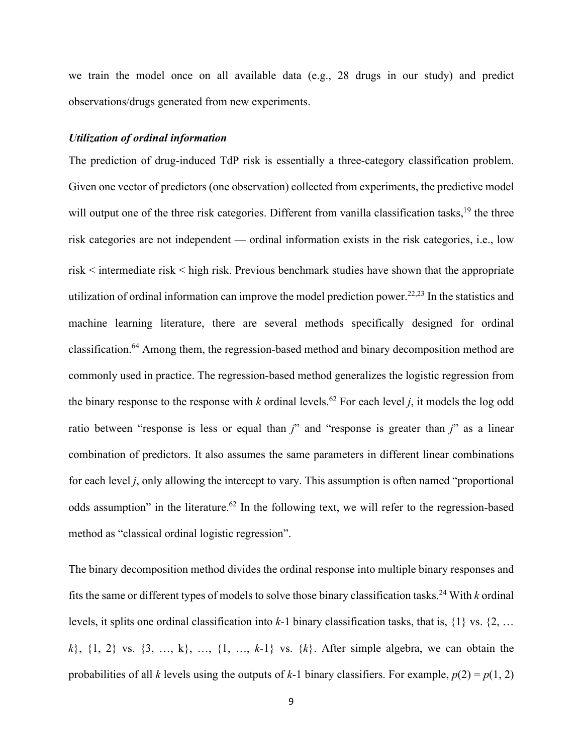we train the model once on all available data (e.g., 28 drugs in our study) and predict observations/drugs generated from new experiments.

### *Utilization of ordinal information*

The prediction of drug-induced TdP risk is essentially a three-category classification problem. Given one vector of predictors (one observation) collected from experiments, the predictive model will output one of the three risk categories. Different from vanilla classification tasks,[19] the three risk categories are not independent — ordinal information exists in the risk categories, i.e., low risk < intermediate risk < high risk. Previous benchmark studies have shown that the appropriate utilization of ordinal information can improve the model prediction power.[22,23] In the statistics and machine learning literature, there are several methods specifically designed for ordinal classification.[64] Among them, the regression-based method and binary decomposition method are commonly used in practice. The regression-based method generalizes the logistic regression from the binary response to the response with $k$ ordinal levels.[62] For each level $j$, it models the log odd ratio between "response is less or equal than $j$" and "response is greater than $j$" as a linear combination of predictors. It also assumes the same parameters in different linear combinations for each level $j$, only allowing the intercept to vary. This assumption is often named "proportional odds assumption" in the literature.[62] In the following text, we will refer to the regression-based method as "classical ordinal logistic regression".

The binary decomposition method divides the ordinal response into multiple binary responses and fits the same or different types of models to solve those binary classification tasks.[24] With $k$ ordinal levels, it splits one ordinal classification into $k$-1 binary classification tasks, that is, $\{1\}$ vs. $\{2, \ldots k\}$, $\{1, 2\}$ vs. $\{3, \ldots, k\}$, …, $\{1, \ldots, k\text{-}1\}$ vs. $\{k\}$. After simple algebra, we can obtain the probabilities of all $k$ levels using the outputs of $k$-1 binary classifiers. For example, $p(2) = p(1, 2)$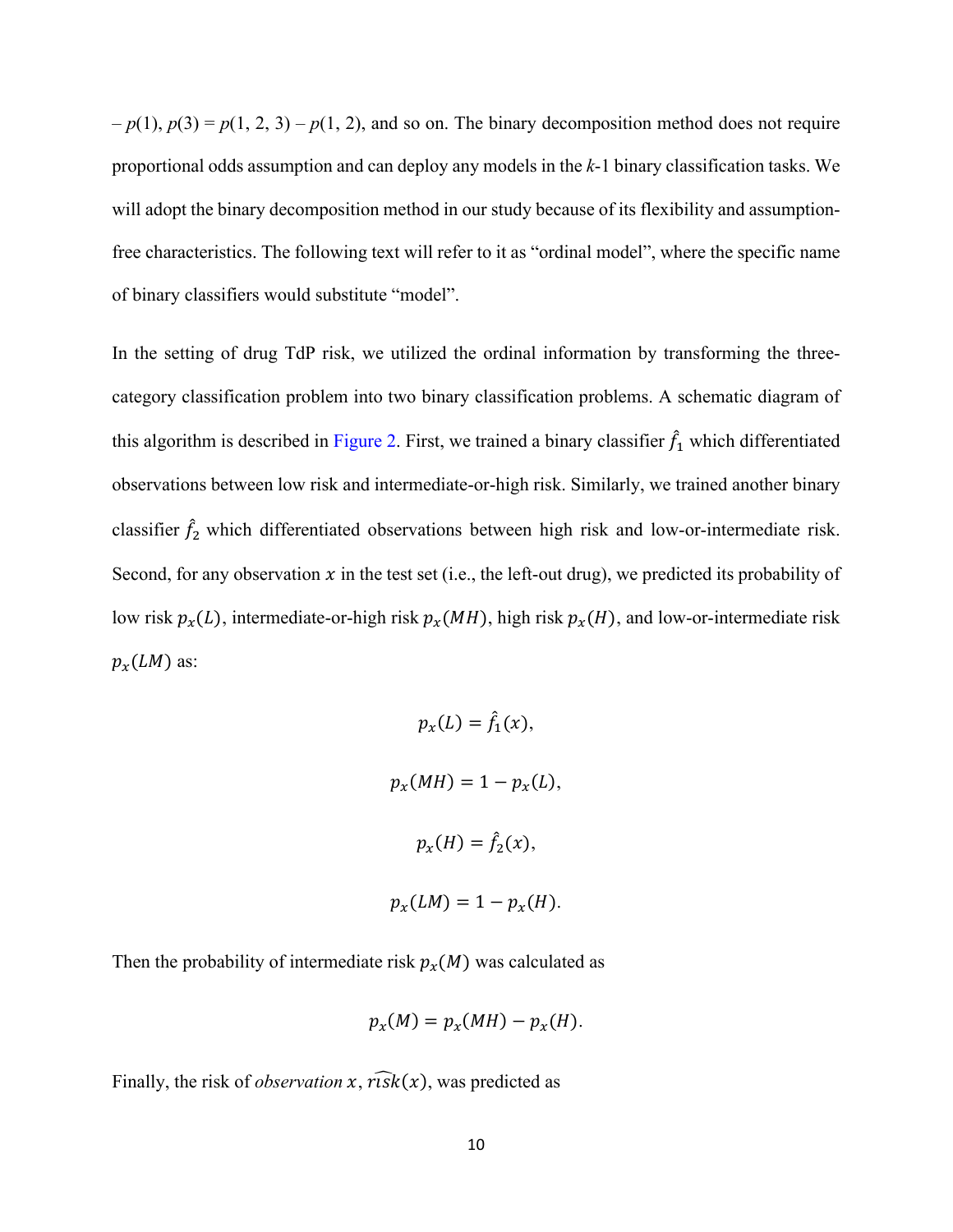– $p(1)$, $p(3) = p(1, 2, 3) - p(1, 2)$, and so on. The binary decomposition method does not require proportional odds assumption and can deploy any models in the $k$-1 binary classification tasks. We will adopt the binary decomposition method in our study because of its flexibility and assumption-free characteristics. The following text will refer to it as "ordinal model", where the specific name of binary classifiers would substitute "model".

In the setting of drug TdP risk, we utilized the ordinal information by transforming the three-category classification problem into two binary classification problems. A schematic diagram of this algorithm is described in Figure 2. First, we trained a binary classifier $\hat{f}_1$ which differentiated observations between low risk and intermediate-or-high risk. Similarly, we trained another binary classifier $\hat{f}_2$ which differentiated observations between high risk and low-or-intermediate risk. Second, for any observation $x$ in the test set (i.e., the left-out drug), we predicted its probability of low risk $p_x(L)$, intermediate-or-high risk $p_x(MH)$, high risk $p_x(H)$, and low-or-intermediate risk $p_x(LM)$ as:

$$p_x(L) = \hat{f}_1(x),$$

$$p_x(MH) = 1 - p_x(L),$$

$$p_x(H) = \hat{f}_2(x),$$

$$p_x(LM) = 1 - p_x(H).$$

Then the probability of intermediate risk $p_x(M)$ was calculated as

$$p_x(M) = p_x(MH) - p_x(H).$$

Finally, the risk of *observation* $x$, $\widehat{risk}(x)$, was predicted as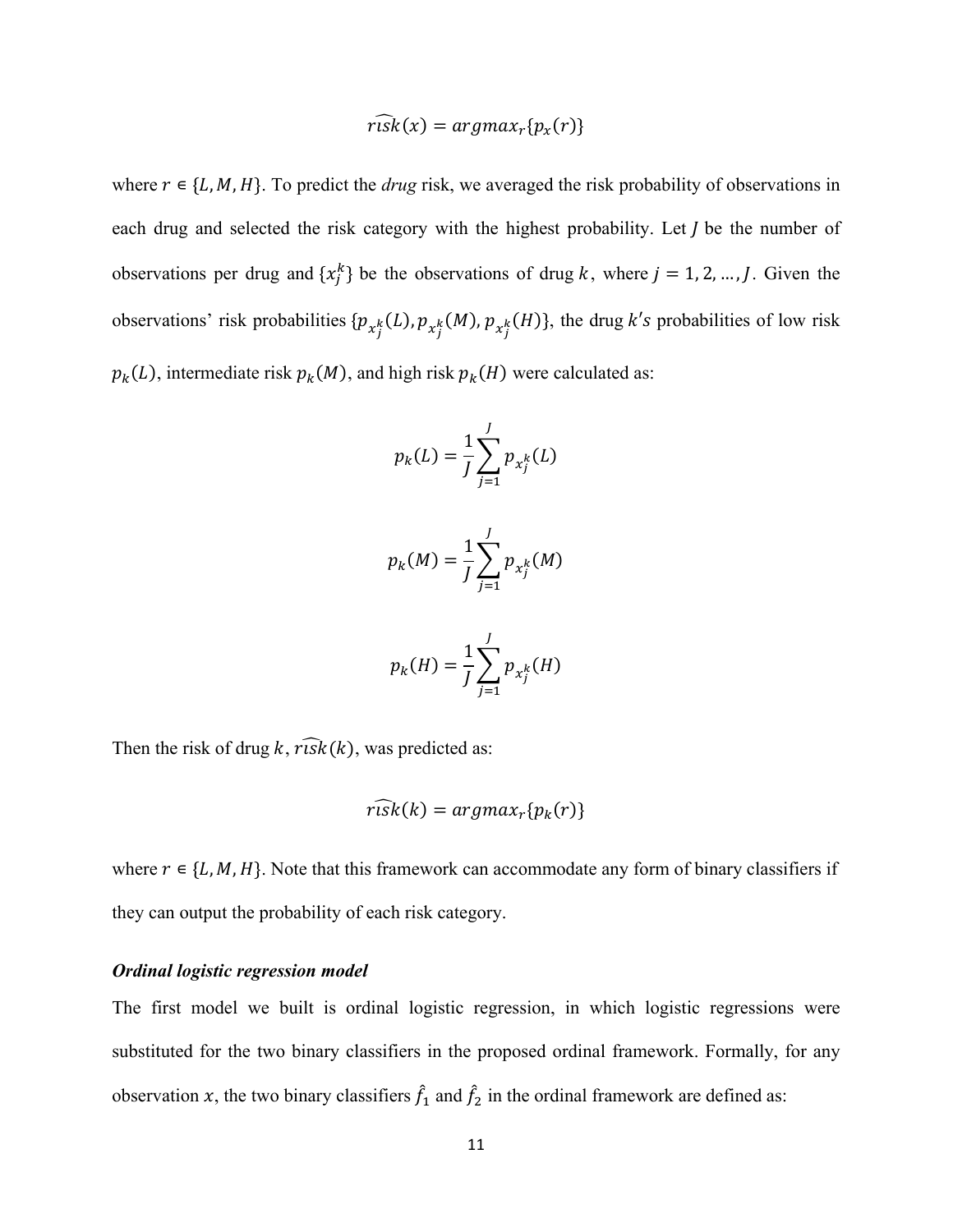$$\widehat{risk}(x) = argmax_r\{p_x(r)\}$$

where $r \in \{L, M, H\}$. To predict the *drug* risk, we averaged the risk probability of observations in each drug and selected the risk category with the highest probability. Let $J$ be the number of observations per drug and $\{x_j^k\}$ be the observations of drug $k$, where $j = 1, 2, \ldots, J$. Given the observations' risk probabilities $\{p_{x_j^k}(L), p_{x_j^k}(M), p_{x_j^k}(H)\}$, the drug $k's$ probabilities of low risk $p_k(L)$, intermediate risk $p_k(M)$, and high risk $p_k(H)$ were calculated as:

$$p_k(L) = \frac{1}{J}\sum_{j=1}^{J} p_{x_j^k}(L)$$

$$p_k(M) = \frac{1}{J}\sum_{j=1}^{J} p_{x_j^k}(M)$$

$$p_k(H) = \frac{1}{J}\sum_{j=1}^{J} p_{x_j^k}(H)$$

Then the risk of drug $k$, $\widehat{risk}(k)$, was predicted as:

$$\widehat{risk}(k) = argmax_r\{p_k(r)\}$$

where $r \in \{L, M, H\}$. Note that this framework can accommodate any form of binary classifiers if they can output the probability of each risk category.

### *Ordinal logistic regression model*

The first model we built is ordinal logistic regression, in which logistic regressions were substituted for the two binary classifiers in the proposed ordinal framework. Formally, for any observation $x$, the two binary classifiers $\hat{f}_1$ and $\hat{f}_2$ in the ordinal framework are defined as: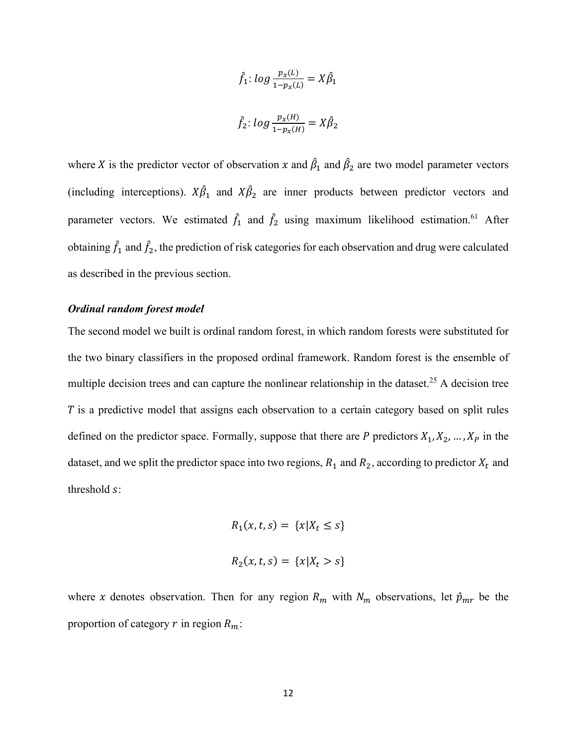$$\hat{f}_1: log\,\frac{p_x(L)}{1-p_x(L)} = X\hat{\beta}_1$$

$$\hat{f}_2: log\,\frac{p_x(H)}{1-p_x(H)} = X\hat{\beta}_2$$

where $X$ is the predictor vector of observation $x$ and $\hat{\beta}_1$ and $\hat{\beta}_2$ are two model parameter vectors (including interceptions). $X\hat{\beta}_1$ and $X\hat{\beta}_2$ are inner products between predictor vectors and parameter vectors. We estimated $\hat{f}_1$ and $\hat{f}_2$ using maximum likelihood estimation.[61] After obtaining $\hat{f}_1$ and $\hat{f}_2$, the prediction of risk categories for each observation and drug were calculated as described in the previous section.

***Ordinal random forest model***

The second model we built is ordinal random forest, in which random forests were substituted for the two binary classifiers in the proposed ordinal framework. Random forest is the ensemble of multiple decision trees and can capture the nonlinear relationship in the dataset.[25] A decision tree $T$ is a predictive model that assigns each observation to a certain category based on split rules defined on the predictor space. Formally, suppose that there are $P$ predictors $X_1, X_2, \ldots, X_P$ in the dataset, and we split the predictor space into two regions, $R_1$ and $R_2$, according to predictor $X_t$ and threshold $s$:

$$R_1(x, t, s) = \{x | X_t \leq s\}$$

$$R_2(x, t, s) = \{x | X_t > s\}$$

where $x$ denotes observation. Then for any region $R_m$ with $N_m$ observations, let $\hat{p}_{mr}$ be the proportion of category $r$ in region $R_m$: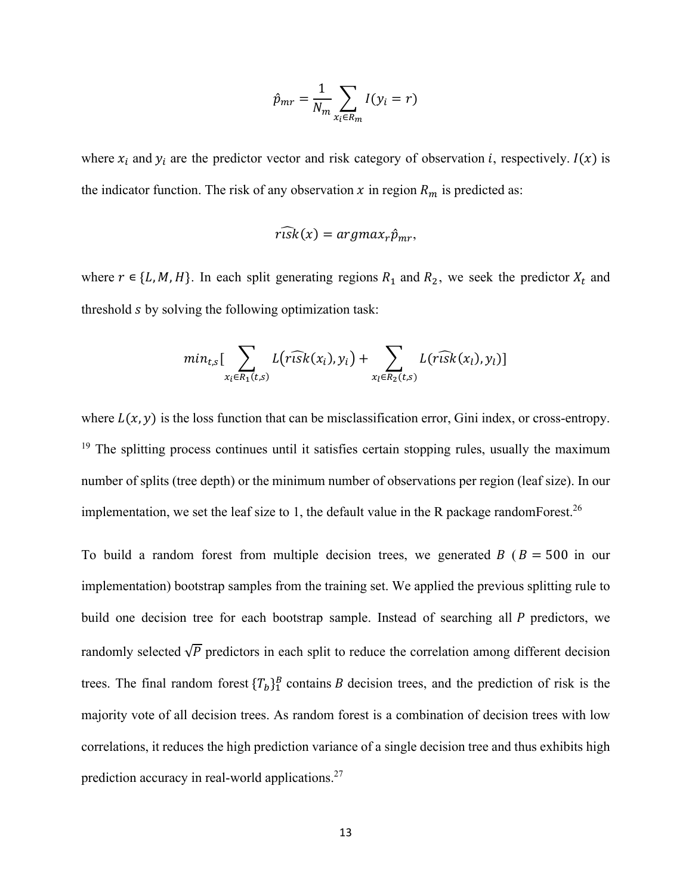$$\hat{p}_{mr} = \frac{1}{N_m} \sum_{x_i \in R_m} I(y_i = r)$$

where $x_i$ and $y_i$ are the predictor vector and risk category of observation $i$, respectively. $I(x)$ is the indicator function. The risk of any observation $x$ in region $R_m$ is predicted as:

$$\widehat{risk}(x) = argmax_r \hat{p}_{mr},$$

where $r \in \{L, M, H\}$. In each split generating regions $R_1$ and $R_2$, we seek the predictor $X_t$ and threshold $s$ by solving the following optimization task:

$$min_{t,s}[\sum_{x_i \in R_1(t,s)} L(\widehat{risk}(x_i), y_i) + \sum_{x_l \in R_2(t,s)} L(\widehat{risk}(x_l), y_l)]$$

where $L(x, y)$ is the loss function that can be misclassification error, Gini index, or cross-entropy. [19] The splitting process continues until it satisfies certain stopping rules, usually the maximum number of splits (tree depth) or the minimum number of observations per region (leaf size). In our implementation, we set the leaf size to 1, the default value in the R package randomForest.[26]

To build a random forest from multiple decision trees, we generated $B$ ($B = 500$ in our implementation) bootstrap samples from the training set. We applied the previous splitting rule to build one decision tree for each bootstrap sample. Instead of searching all $P$ predictors, we randomly selected $\sqrt{P}$ predictors in each split to reduce the correlation among different decision trees. The final random forest $\{T_b\}_1^B$ contains $B$ decision trees, and the prediction of risk is the majority vote of all decision trees. As random forest is a combination of decision trees with low correlations, it reduces the high prediction variance of a single decision tree and thus exhibits high prediction accuracy in real-world applications.[27]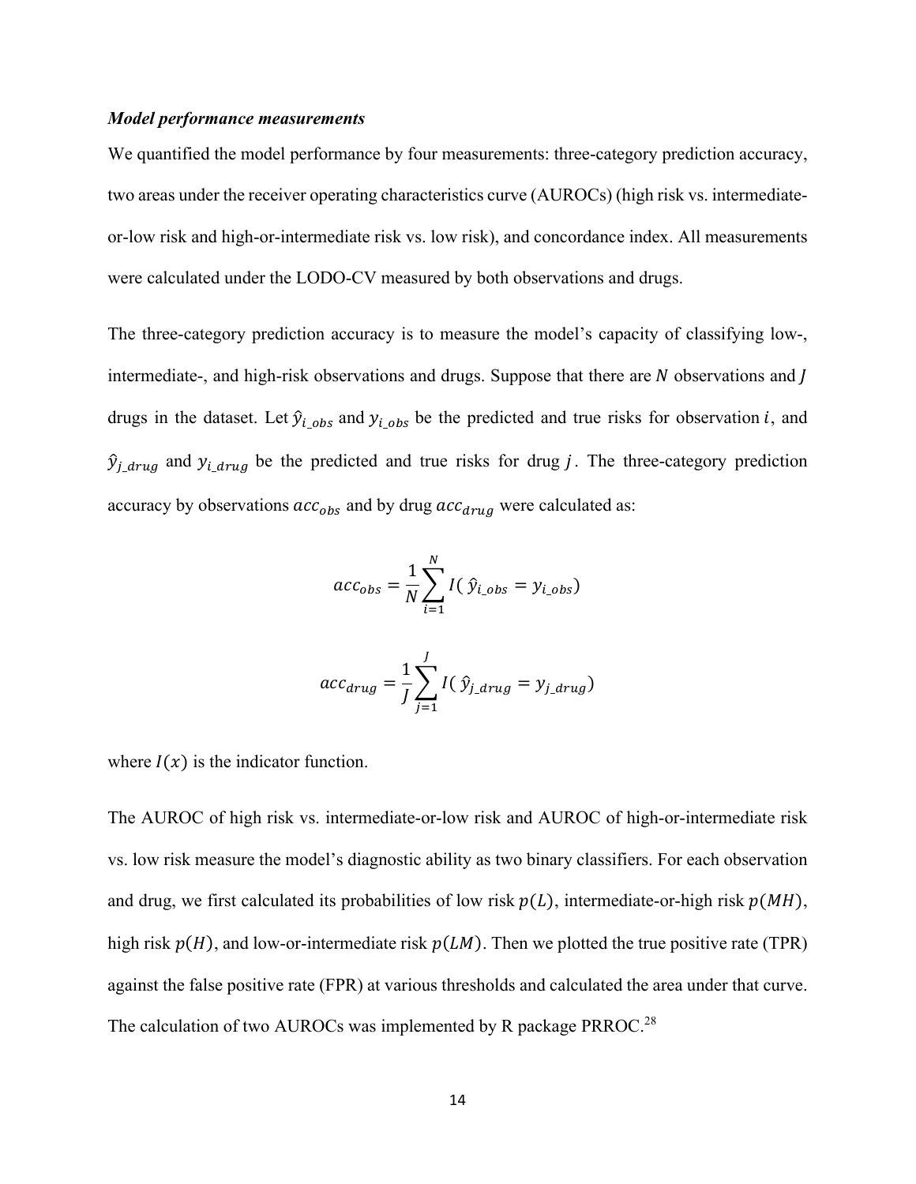### *Model performance measurements*

We quantified the model performance by four measurements: three-category prediction accuracy, two areas under the receiver operating characteristics curve (AUROCs) (high risk vs. intermediate-or-low risk and high-or-intermediate risk vs. low risk), and concordance index. All measurements were calculated under the LODO-CV measured by both observations and drugs.

The three-category prediction accuracy is to measure the model's capacity of classifying low-, intermediate-, and high-risk observations and drugs. Suppose that there are $N$ observations and $J$ drugs in the dataset. Let $\hat{y}_{i\_obs}$ and $y_{i\_obs}$ be the predicted and true risks for observation $i$, and $\hat{y}_{j\_drug}$ and $y_{i\_drug}$ be the predicted and true risks for drug $j$. The three-category prediction accuracy by observations $acc_{obs}$ and by drug $acc_{drug}$ were calculated as:

$$acc_{obs} = \frac{1}{N}\sum_{i=1}^{N} I(\, \hat{y}_{i\_obs} = y_{i\_obs})$$

$$acc_{drug} = \frac{1}{J}\sum_{j=1}^{J} I(\, \hat{y}_{j\_drug} = y_{j\_drug})$$

where $I(x)$ is the indicator function.

The AUROC of high risk vs. intermediate-or-low risk and AUROC of high-or-intermediate risk vs. low risk measure the model's diagnostic ability as two binary classifiers. For each observation and drug, we first calculated its probabilities of low risk $p(L)$, intermediate-or-high risk $p(MH)$, high risk $p(H)$, and low-or-intermediate risk $p(LM)$. Then we plotted the true positive rate (TPR) against the false positive rate (FPR) at various thresholds and calculated the area under that curve. The calculation of two AUROCs was implemented by R package PRROC.[28]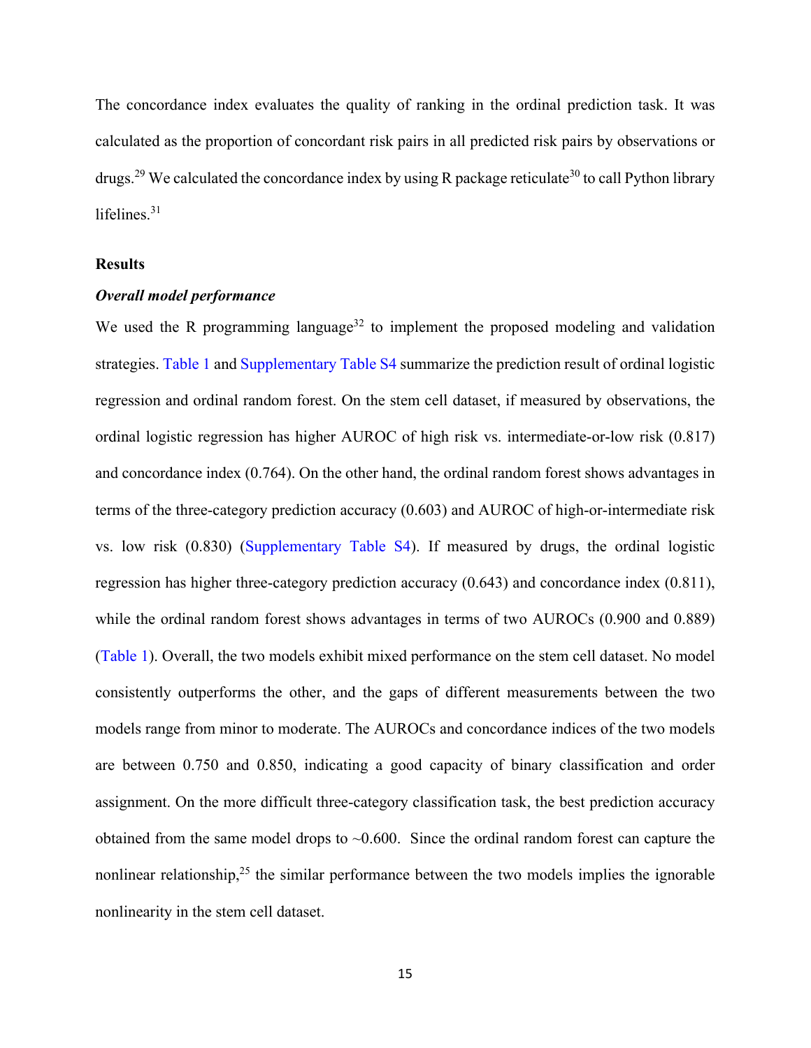The concordance index evaluates the quality of ranking in the ordinal prediction task. It was calculated as the proportion of concordant risk pairs in all predicted risk pairs by observations or drugs.[29] We calculated the concordance index by using R package reticulate[30] to call Python library lifelines.[31]

## Results

### *Overall model performance*

We used the R programming language[32] to implement the proposed modeling and validation strategies. Table 1 and Supplementary Table S4 summarize the prediction result of ordinal logistic regression and ordinal random forest. On the stem cell dataset, if measured by observations, the ordinal logistic regression has higher AUROC of high risk vs. intermediate-or-low risk (0.817) and concordance index (0.764). On the other hand, the ordinal random forest shows advantages in terms of the three-category prediction accuracy (0.603) and AUROC of high-or-intermediate risk vs. low risk (0.830) (Supplementary Table S4). If measured by drugs, the ordinal logistic regression has higher three-category prediction accuracy (0.643) and concordance index (0.811), while the ordinal random forest shows advantages in terms of two AUROCs (0.900 and 0.889) (Table 1). Overall, the two models exhibit mixed performance on the stem cell dataset. No model consistently outperforms the other, and the gaps of different measurements between the two models range from minor to moderate. The AUROCs and concordance indices of the two models are between 0.750 and 0.850, indicating a good capacity of binary classification and order assignment. On the more difficult three-category classification task, the best prediction accuracy obtained from the same model drops to ~0.600. Since the ordinal random forest can capture the nonlinear relationship,[25] the similar performance between the two models implies the ignorable nonlinearity in the stem cell dataset.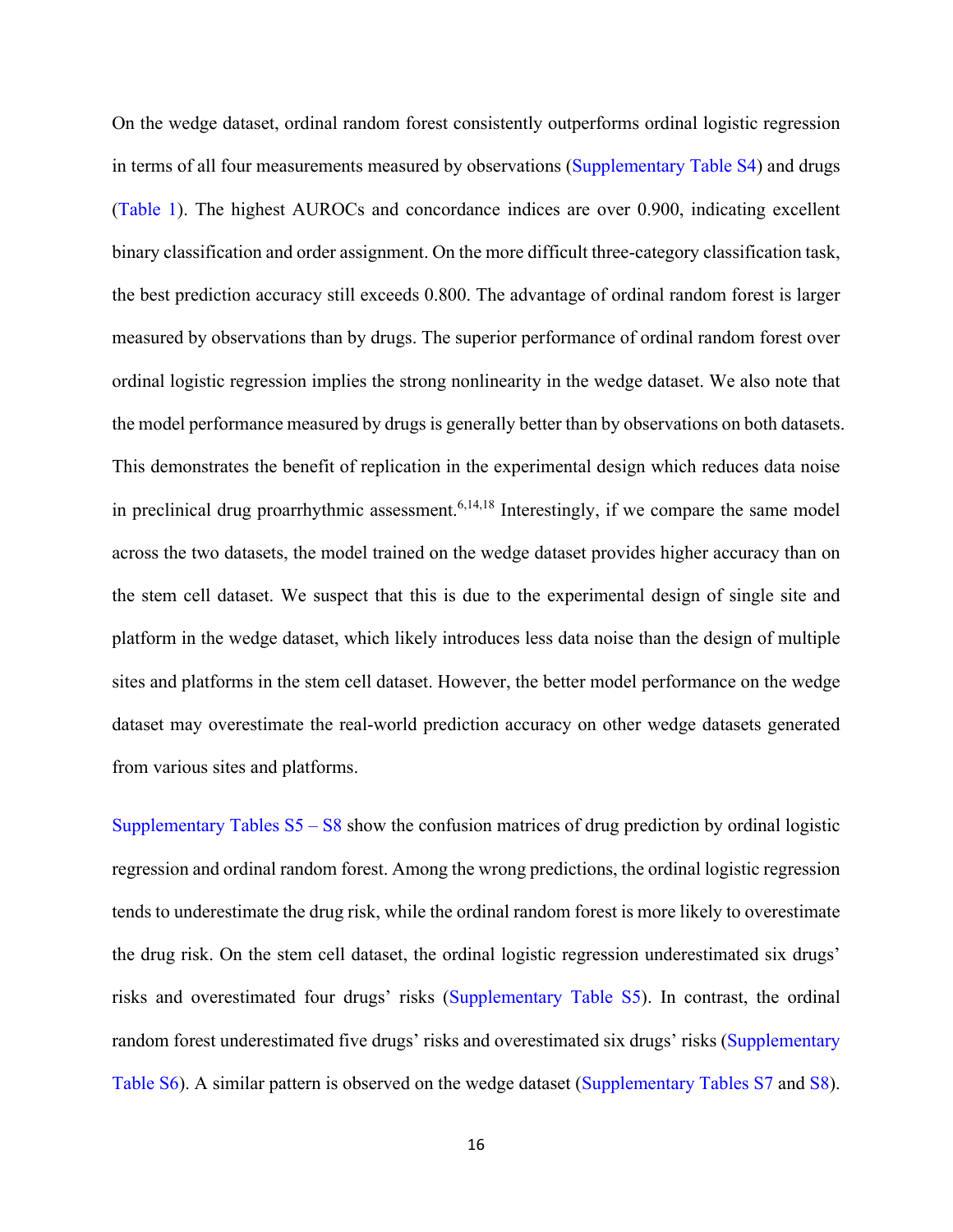On the wedge dataset, ordinal random forest consistently outperforms ordinal logistic regression in terms of all four measurements measured by observations (Supplementary Table S4) and drugs (Table 1). The highest AUROCs and concordance indices are over 0.900, indicating excellent binary classification and order assignment. On the more difficult three-category classification task, the best prediction accuracy still exceeds 0.800. The advantage of ordinal random forest is larger measured by observations than by drugs. The superior performance of ordinal random forest over ordinal logistic regression implies the strong nonlinearity in the wedge dataset. We also note that the model performance measured by drugs is generally better than by observations on both datasets. This demonstrates the benefit of replication in the experimental design which reduces data noise in preclinical drug proarrhythmic assessment.[6,14,18] Interestingly, if we compare the same model across the two datasets, the model trained on the wedge dataset provides higher accuracy than on the stem cell dataset. We suspect that this is due to the experimental design of single site and platform in the wedge dataset, which likely introduces less data noise than the design of multiple sites and platforms in the stem cell dataset. However, the better model performance on the wedge dataset may overestimate the real-world prediction accuracy on other wedge datasets generated from various sites and platforms.

Supplementary Tables S5 – S8 show the confusion matrices of drug prediction by ordinal logistic regression and ordinal random forest. Among the wrong predictions, the ordinal logistic regression tends to underestimate the drug risk, while the ordinal random forest is more likely to overestimate the drug risk. On the stem cell dataset, the ordinal logistic regression underestimated six drugs' risks and overestimated four drugs' risks (Supplementary Table S5). In contrast, the ordinal random forest underestimated five drugs' risks and overestimated six drugs' risks (Supplementary Table S6). A similar pattern is observed on the wedge dataset (Supplementary Tables S7 and S8).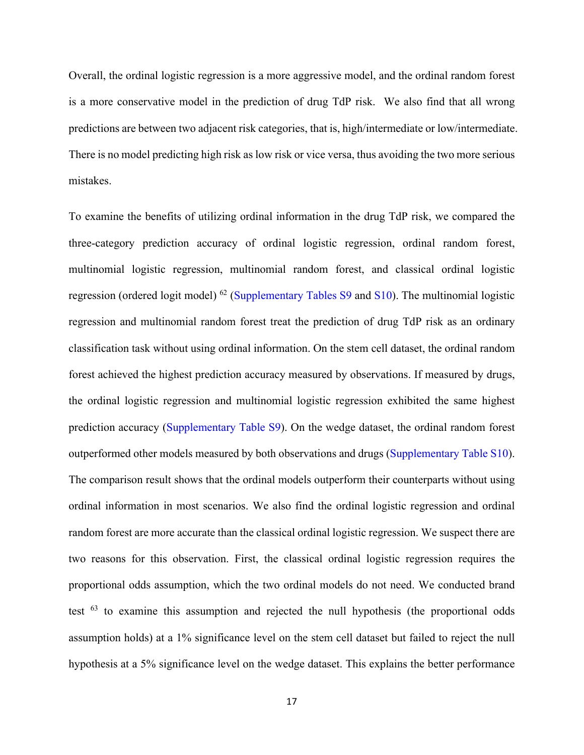Overall, the ordinal logistic regression is a more aggressive model, and the ordinal random forest is a more conservative model in the prediction of drug TdP risk. We also find that all wrong predictions are between two adjacent risk categories, that is, high/intermediate or low/intermediate. There is no model predicting high risk as low risk or vice versa, thus avoiding the two more serious mistakes.

To examine the benefits of utilizing ordinal information in the drug TdP risk, we compared the three-category prediction accuracy of ordinal logistic regression, ordinal random forest, multinomial logistic regression, multinomial random forest, and classical ordinal logistic regression (ordered logit model) [62] (Supplementary Tables S9 and S10). The multinomial logistic regression and multinomial random forest treat the prediction of drug TdP risk as an ordinary classification task without using ordinal information. On the stem cell dataset, the ordinal random forest achieved the highest prediction accuracy measured by observations. If measured by drugs, the ordinal logistic regression and multinomial logistic regression exhibited the same highest prediction accuracy (Supplementary Table S9). On the wedge dataset, the ordinal random forest outperformed other models measured by both observations and drugs (Supplementary Table S10). The comparison result shows that the ordinal models outperform their counterparts without using ordinal information in most scenarios. We also find the ordinal logistic regression and ordinal random forest are more accurate than the classical ordinal logistic regression. We suspect there are two reasons for this observation. First, the classical ordinal logistic regression requires the proportional odds assumption, which the two ordinal models do not need. We conducted brand test [63] to examine this assumption and rejected the null hypothesis (the proportional odds assumption holds) at a 1% significance level on the stem cell dataset but failed to reject the null hypothesis at a 5% significance level on the wedge dataset. This explains the better performance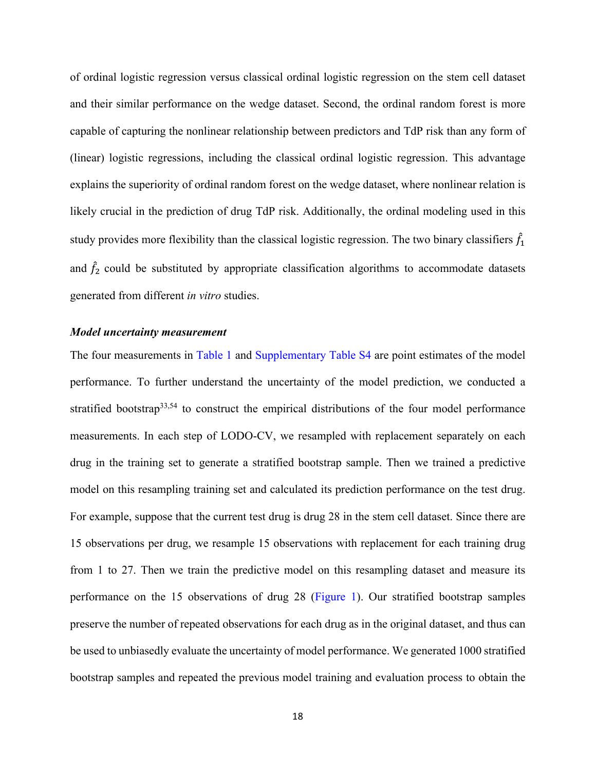of ordinal logistic regression versus classical ordinal logistic regression on the stem cell dataset and their similar performance on the wedge dataset. Second, the ordinal random forest is more capable of capturing the nonlinear relationship between predictors and TdP risk than any form of (linear) logistic regressions, including the classical ordinal logistic regression. This advantage explains the superiority of ordinal random forest on the wedge dataset, where nonlinear relation is likely crucial in the prediction of drug TdP risk. Additionally, the ordinal modeling used in this study provides more flexibility than the classical logistic regression. The two binary classifiers $\hat{f}_1$ and $\hat{f}_2$ could be substituted by appropriate classification algorithms to accommodate datasets generated from different *in vitro* studies.

***Model uncertainty measurement***

The four measurements in Table 1 and Supplementary Table S4 are point estimates of the model performance. To further understand the uncertainty of the model prediction, we conducted a stratified bootstrap[33,54] to construct the empirical distributions of the four model performance measurements. In each step of LODO-CV, we resampled with replacement separately on each drug in the training set to generate a stratified bootstrap sample. Then we trained a predictive model on this resampling training set and calculated its prediction performance on the test drug. For example, suppose that the current test drug is drug 28 in the stem cell dataset. Since there are 15 observations per drug, we resample 15 observations with replacement for each training drug from 1 to 27. Then we train the predictive model on this resampling dataset and measure its performance on the 15 observations of drug 28 (Figure 1). Our stratified bootstrap samples preserve the number of repeated observations for each drug as in the original dataset, and thus can be used to unbiasedly evaluate the uncertainty of model performance. We generated 1000 stratified bootstrap samples and repeated the previous model training and evaluation process to obtain the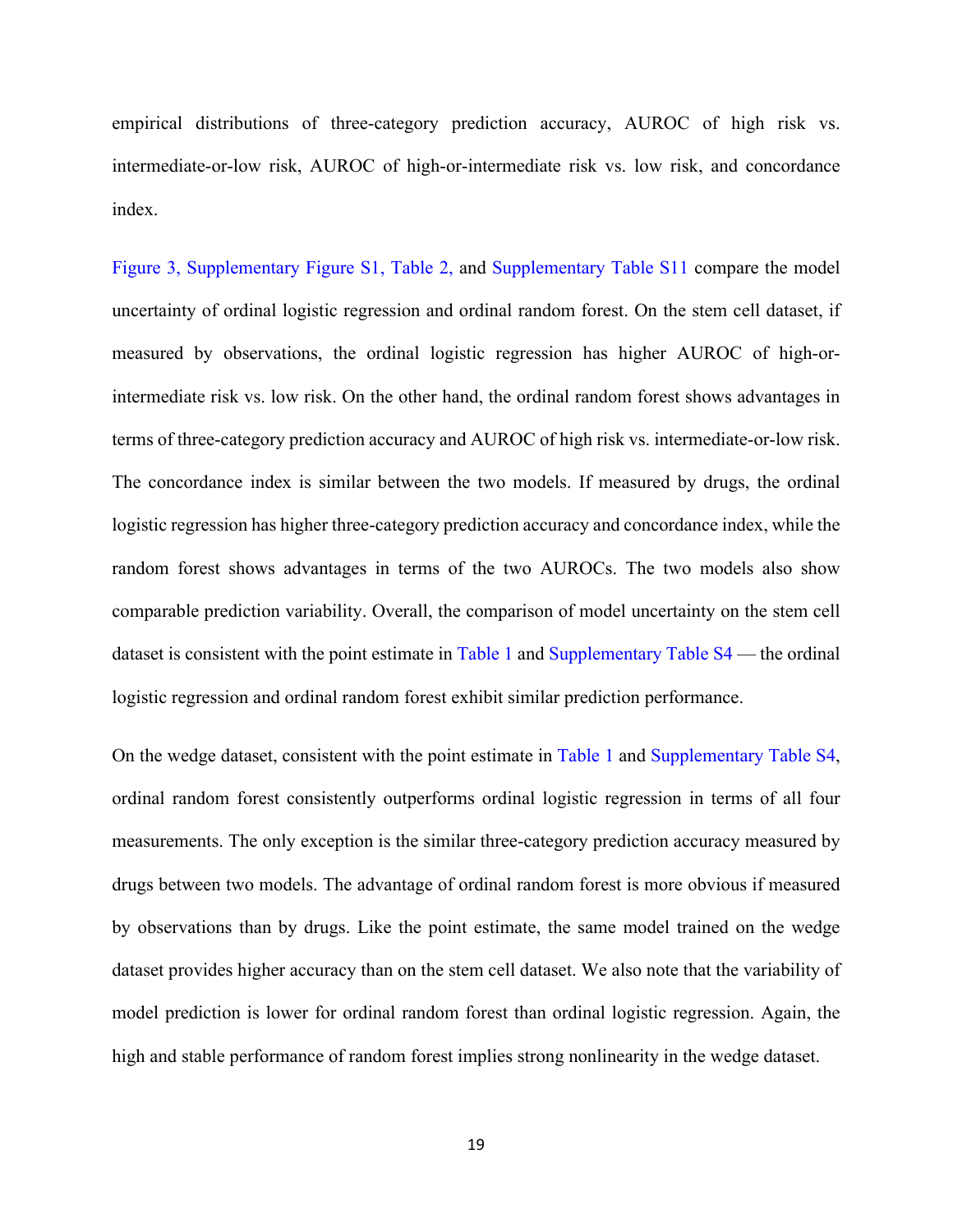empirical distributions of three-category prediction accuracy, AUROC of high risk vs. intermediate-or-low risk, AUROC of high-or-intermediate risk vs. low risk, and concordance index.

Figure 3, Supplementary Figure S1, Table 2, and Supplementary Table S11 compare the model uncertainty of ordinal logistic regression and ordinal random forest. On the stem cell dataset, if measured by observations, the ordinal logistic regression has higher AUROC of high-or-intermediate risk vs. low risk. On the other hand, the ordinal random forest shows advantages in terms of three-category prediction accuracy and AUROC of high risk vs. intermediate-or-low risk. The concordance index is similar between the two models. If measured by drugs, the ordinal logistic regression has higher three-category prediction accuracy and concordance index, while the random forest shows advantages in terms of the two AUROCs. The two models also show comparable prediction variability. Overall, the comparison of model uncertainty on the stem cell dataset is consistent with the point estimate in Table 1 and Supplementary Table S4 — the ordinal logistic regression and ordinal random forest exhibit similar prediction performance.

On the wedge dataset, consistent with the point estimate in Table 1 and Supplementary Table S4, ordinal random forest consistently outperforms ordinal logistic regression in terms of all four measurements. The only exception is the similar three-category prediction accuracy measured by drugs between two models. The advantage of ordinal random forest is more obvious if measured by observations than by drugs. Like the point estimate, the same model trained on the wedge dataset provides higher accuracy than on the stem cell dataset. We also note that the variability of model prediction is lower for ordinal random forest than ordinal logistic regression. Again, the high and stable performance of random forest implies strong nonlinearity in the wedge dataset.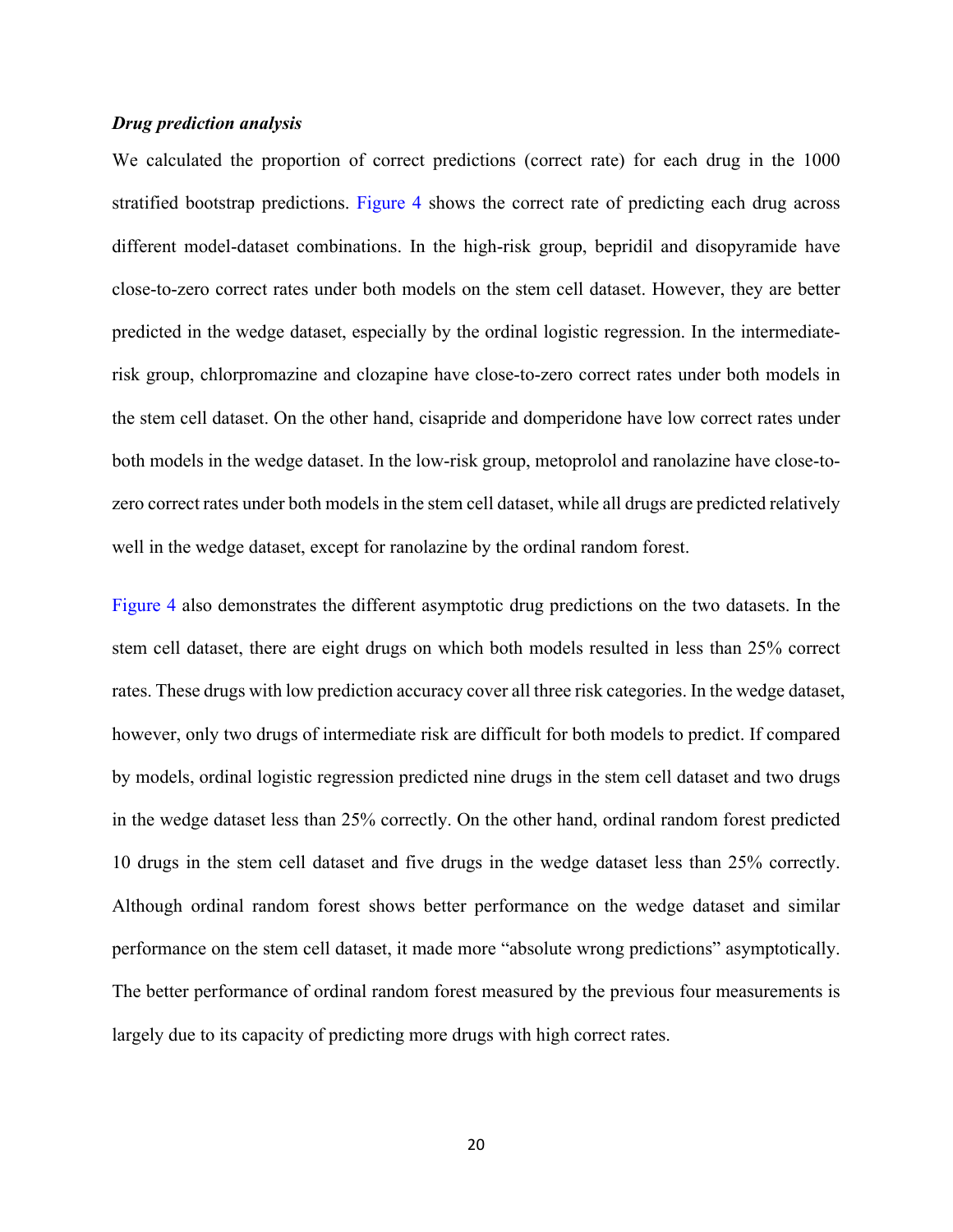### *Drug prediction analysis*

We calculated the proportion of correct predictions (correct rate) for each drug in the 1000 stratified bootstrap predictions. Figure 4 shows the correct rate of predicting each drug across different model-dataset combinations. In the high-risk group, bepridil and disopyramide have close-to-zero correct rates under both models on the stem cell dataset. However, they are better predicted in the wedge dataset, especially by the ordinal logistic regression. In the intermediate-risk group, chlorpromazine and clozapine have close-to-zero correct rates under both models in the stem cell dataset. On the other hand, cisapride and domperidone have low correct rates under both models in the wedge dataset. In the low-risk group, metoprolol and ranolazine have close-to-zero correct rates under both models in the stem cell dataset, while all drugs are predicted relatively well in the wedge dataset, except for ranolazine by the ordinal random forest.

Figure 4 also demonstrates the different asymptotic drug predictions on the two datasets. In the stem cell dataset, there are eight drugs on which both models resulted in less than 25% correct rates. These drugs with low prediction accuracy cover all three risk categories. In the wedge dataset, however, only two drugs of intermediate risk are difficult for both models to predict. If compared by models, ordinal logistic regression predicted nine drugs in the stem cell dataset and two drugs in the wedge dataset less than 25% correctly. On the other hand, ordinal random forest predicted 10 drugs in the stem cell dataset and five drugs in the wedge dataset less than 25% correctly. Although ordinal random forest shows better performance on the wedge dataset and similar performance on the stem cell dataset, it made more "absolute wrong predictions" asymptotically. The better performance of ordinal random forest measured by the previous four measurements is largely due to its capacity of predicting more drugs with high correct rates.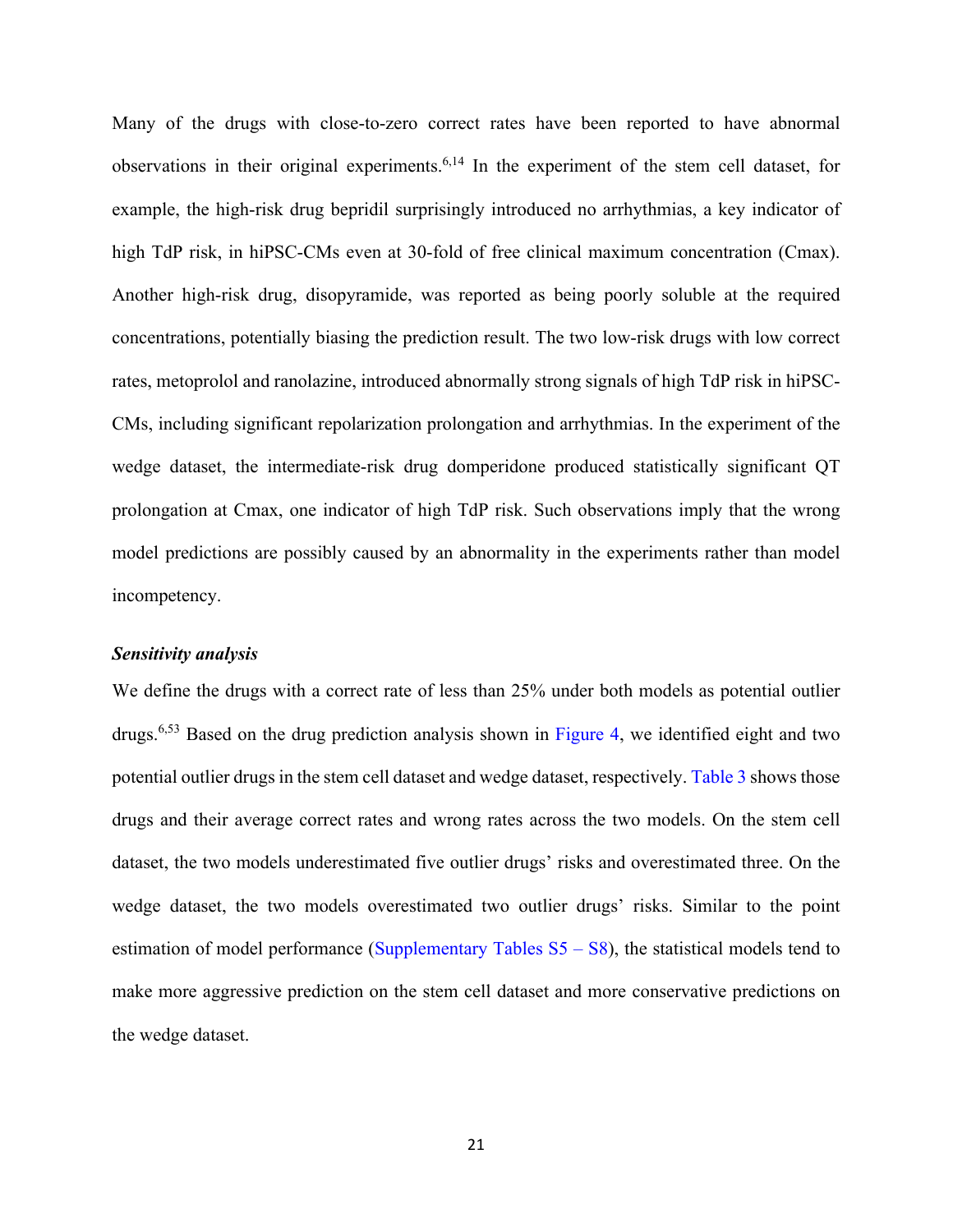Many of the drugs with close-to-zero correct rates have been reported to have abnormal observations in their original experiments.[6,14] In the experiment of the stem cell dataset, for example, the high-risk drug bepridil surprisingly introduced no arrhythmias, a key indicator of high TdP risk, in hiPSC-CMs even at 30-fold of free clinical maximum concentration (Cmax). Another high-risk drug, disopyramide, was reported as being poorly soluble at the required concentrations, potentially biasing the prediction result. The two low-risk drugs with low correct rates, metoprolol and ranolazine, introduced abnormally strong signals of high TdP risk in hiPSC-CMs, including significant repolarization prolongation and arrhythmias. In the experiment of the wedge dataset, the intermediate-risk drug domperidone produced statistically significant QT prolongation at Cmax, one indicator of high TdP risk. Such observations imply that the wrong model predictions are possibly caused by an abnormality in the experiments rather than model incompetency.

### *Sensitivity analysis*

We define the drugs with a correct rate of less than 25% under both models as potential outlier drugs.[6,53] Based on the drug prediction analysis shown in Figure 4, we identified eight and two potential outlier drugs in the stem cell dataset and wedge dataset, respectively. Table 3 shows those drugs and their average correct rates and wrong rates across the two models. On the stem cell dataset, the two models underestimated five outlier drugs' risks and overestimated three. On the wedge dataset, the two models overestimated two outlier drugs' risks. Similar to the point estimation of model performance (Supplementary Tables S5 – S8), the statistical models tend to make more aggressive prediction on the stem cell dataset and more conservative predictions on the wedge dataset.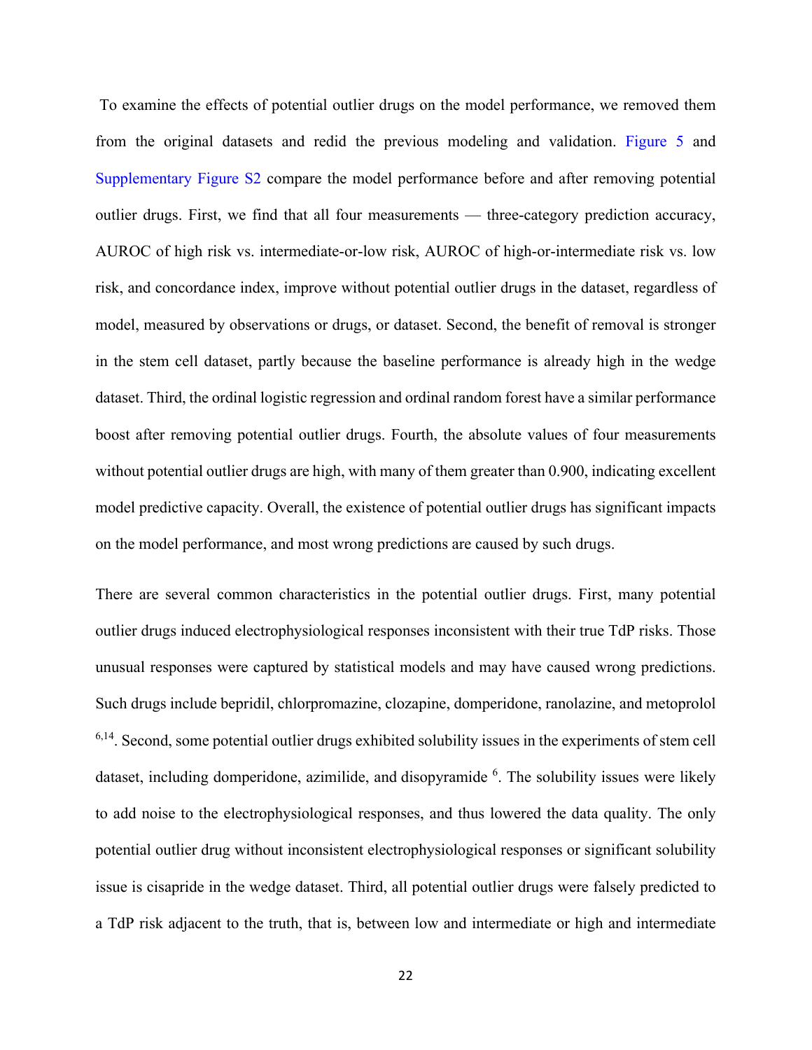To examine the effects of potential outlier drugs on the model performance, we removed them from the original datasets and redid the previous modeling and validation. Figure 5 and Supplementary Figure S2 compare the model performance before and after removing potential outlier drugs. First, we find that all four measurements — three-category prediction accuracy, AUROC of high risk vs. intermediate-or-low risk, AUROC of high-or-intermediate risk vs. low risk, and concordance index, improve without potential outlier drugs in the dataset, regardless of model, measured by observations or drugs, or dataset. Second, the benefit of removal is stronger in the stem cell dataset, partly because the baseline performance is already high in the wedge dataset. Third, the ordinal logistic regression and ordinal random forest have a similar performance boost after removing potential outlier drugs. Fourth, the absolute values of four measurements without potential outlier drugs are high, with many of them greater than 0.900, indicating excellent model predictive capacity. Overall, the existence of potential outlier drugs has significant impacts on the model performance, and most wrong predictions are caused by such drugs.

There are several common characteristics in the potential outlier drugs. First, many potential outlier drugs induced electrophysiological responses inconsistent with their true TdP risks. Those unusual responses were captured by statistical models and may have caused wrong predictions. Such drugs include bepridil, chlorpromazine, clozapine, domperidone, ranolazine, and metoprolol [6,14]. Second, some potential outlier drugs exhibited solubility issues in the experiments of stem cell dataset, including domperidone, azimilide, and disopyramide [6]. The solubility issues were likely to add noise to the electrophysiological responses, and thus lowered the data quality. The only potential outlier drug without inconsistent electrophysiological responses or significant solubility issue is cisapride in the wedge dataset. Third, all potential outlier drugs were falsely predicted to a TdP risk adjacent to the truth, that is, between low and intermediate or high and intermediate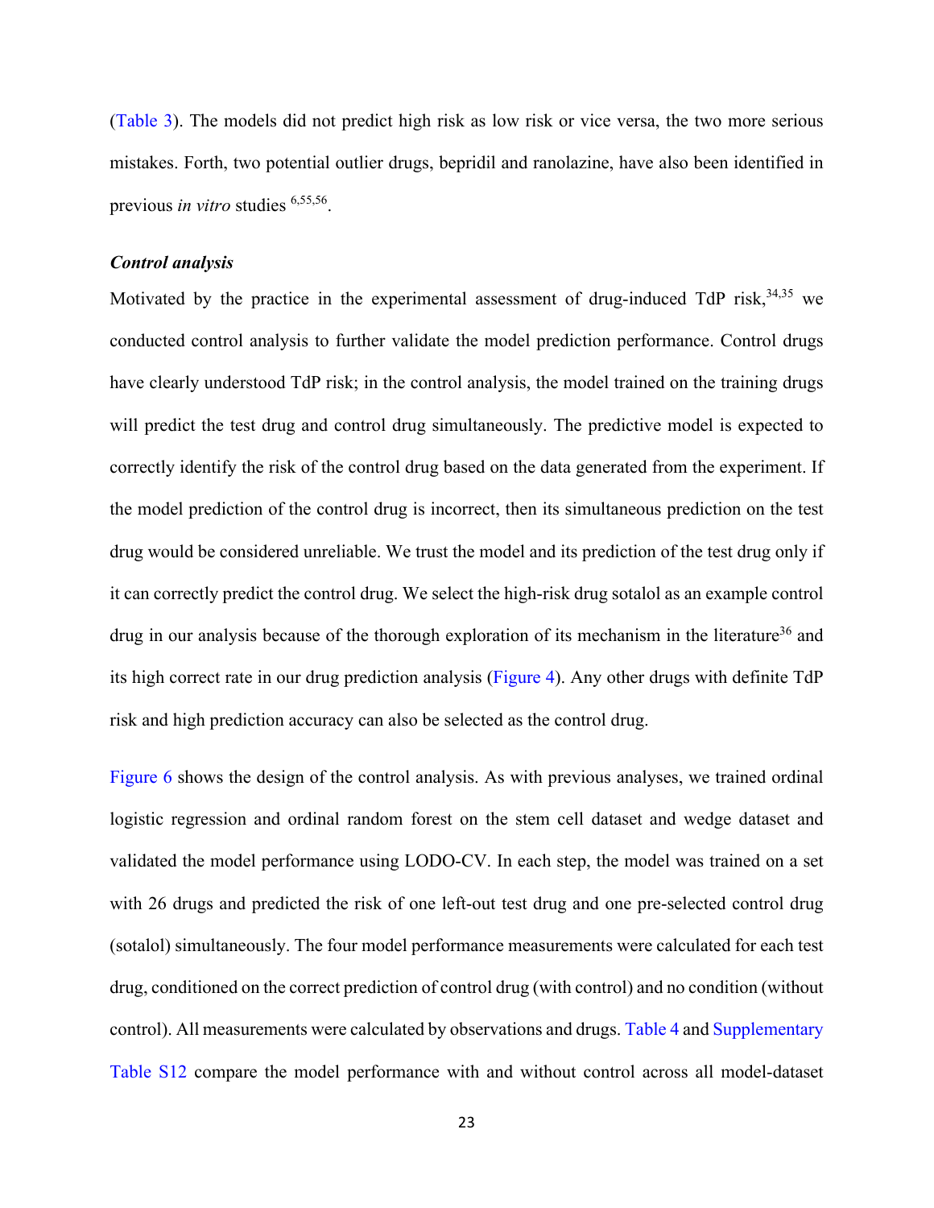(Table 3). The models did not predict high risk as low risk or vice versa, the two more serious mistakes. Forth, two potential outlier drugs, bepridil and ranolazine, have also been identified in previous *in vitro* studies [6,55,56].

### *Control analysis*

Motivated by the practice in the experimental assessment of drug-induced TdP risk,[34,35] we conducted control analysis to further validate the model prediction performance. Control drugs have clearly understood TdP risk; in the control analysis, the model trained on the training drugs will predict the test drug and control drug simultaneously. The predictive model is expected to correctly identify the risk of the control drug based on the data generated from the experiment. If the model prediction of the control drug is incorrect, then its simultaneous prediction on the test drug would be considered unreliable. We trust the model and its prediction of the test drug only if it can correctly predict the control drug. We select the high-risk drug sotalol as an example control drug in our analysis because of the thorough exploration of its mechanism in the literature[36] and its high correct rate in our drug prediction analysis (Figure 4). Any other drugs with definite TdP risk and high prediction accuracy can also be selected as the control drug.

Figure 6 shows the design of the control analysis. As with previous analyses, we trained ordinal logistic regression and ordinal random forest on the stem cell dataset and wedge dataset and validated the model performance using LODO-CV. In each step, the model was trained on a set with 26 drugs and predicted the risk of one left-out test drug and one pre-selected control drug (sotalol) simultaneously. The four model performance measurements were calculated for each test drug, conditioned on the correct prediction of control drug (with control) and no condition (without control). All measurements were calculated by observations and drugs. Table 4 and Supplementary Table S12 compare the model performance with and without control across all model-dataset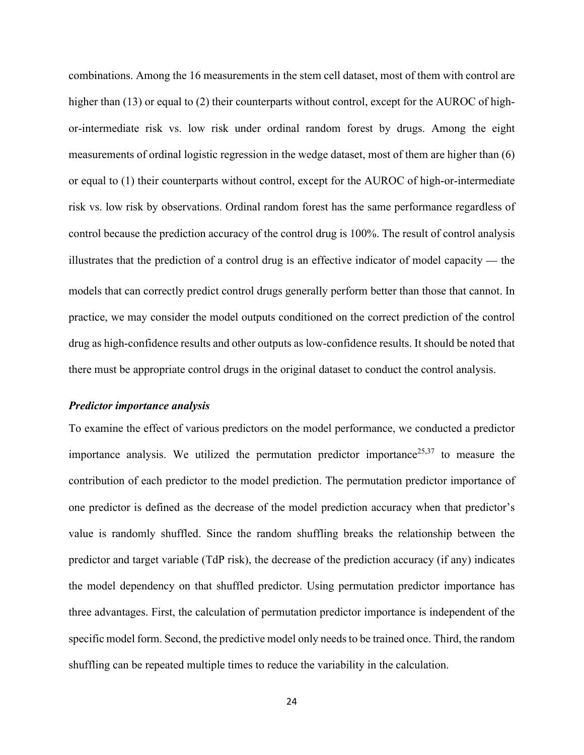combinations. Among the 16 measurements in the stem cell dataset, most of them with control are higher than (13) or equal to (2) their counterparts without control, except for the AUROC of high-or-intermediate risk vs. low risk under ordinal random forest by drugs. Among the eight measurements of ordinal logistic regression in the wedge dataset, most of them are higher than (6) or equal to (1) their counterparts without control, except for the AUROC of high-or-intermediate risk vs. low risk by observations. Ordinal random forest has the same performance regardless of control because the prediction accuracy of the control drug is 100%. The result of control analysis illustrates that the prediction of a control drug is an effective indicator of model capacity — the models that can correctly predict control drugs generally perform better than those that cannot. In practice, we may consider the model outputs conditioned on the correct prediction of the control drug as high-confidence results and other outputs as low-confidence results. It should be noted that there must be appropriate control drugs in the original dataset to conduct the control analysis.

### *Predictor importance analysis*

To examine the effect of various predictors on the model performance, we conducted a predictor importance analysis. We utilized the permutation predictor importance[25,37] to measure the contribution of each predictor to the model prediction. The permutation predictor importance of one predictor is defined as the decrease of the model prediction accuracy when that predictor's value is randomly shuffled. Since the random shuffling breaks the relationship between the predictor and target variable (TdP risk), the decrease of the prediction accuracy (if any) indicates the model dependency on that shuffled predictor. Using permutation predictor importance has three advantages. First, the calculation of permutation predictor importance is independent of the specific model form. Second, the predictive model only needs to be trained once. Third, the random shuffling can be repeated multiple times to reduce the variability in the calculation.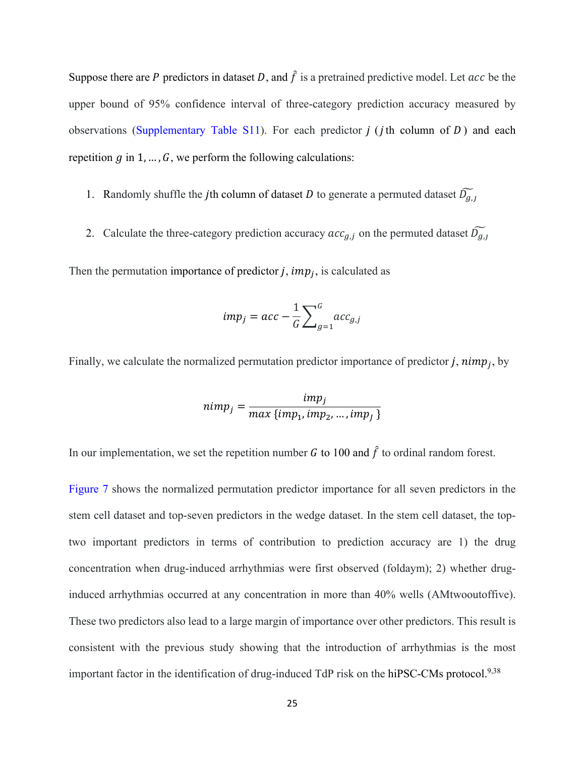Suppose there are $P$ predictors in dataset $D$, and $\hat{f}$ is a pretrained predictive model. Let $acc$ be the upper bound of 95% confidence interval of three-category prediction accuracy measured by observations (Supplementary Table S11). For each predictor $j$ ($j$th column of $D$) and each repetition $g$ in $1, \ldots, G$, we perform the following calculations:

1. Randomly shuffle the $j$th column of dataset $D$ to generate a permuted dataset $\widetilde{D_{g,J}}$
2. Calculate the three-category prediction accuracy $acc_{g,j}$ on the permuted dataset $\widetilde{D_{g,J}}$

Then the permutation importance of predictor $j$, $imp_j$, is calculated as

$$imp_j = acc - \frac{1}{G}\sum_{g=1}^{G} acc_{g,j}$$

Finally, we calculate the normalized permutation predictor importance of predictor $j$, $nimp_j$, by

$$nimp_j = \frac{imp_j}{max\,\{imp_1, imp_2, \ldots, imp_J\}}$$

In our implementation, we set the repetition number $G$ to 100 and $\hat{f}$ to ordinal random forest.

Figure 7 shows the normalized permutation predictor importance for all seven predictors in the stem cell dataset and top-seven predictors in the wedge dataset. In the stem cell dataset, the top-two important predictors in terms of contribution to prediction accuracy are 1) the drug concentration when drug-induced arrhythmias were first observed (foldaym); 2) whether drug-induced arrhythmias occurred at any concentration in more than 40% wells (AMtwooutoffive). These two predictors also lead to a large margin of importance over other predictors. This result is consistent with the previous study showing that the introduction of arrhythmias is the most important factor in the identification of drug-induced TdP risk on the hiPSC-CMs protocol.[9,38]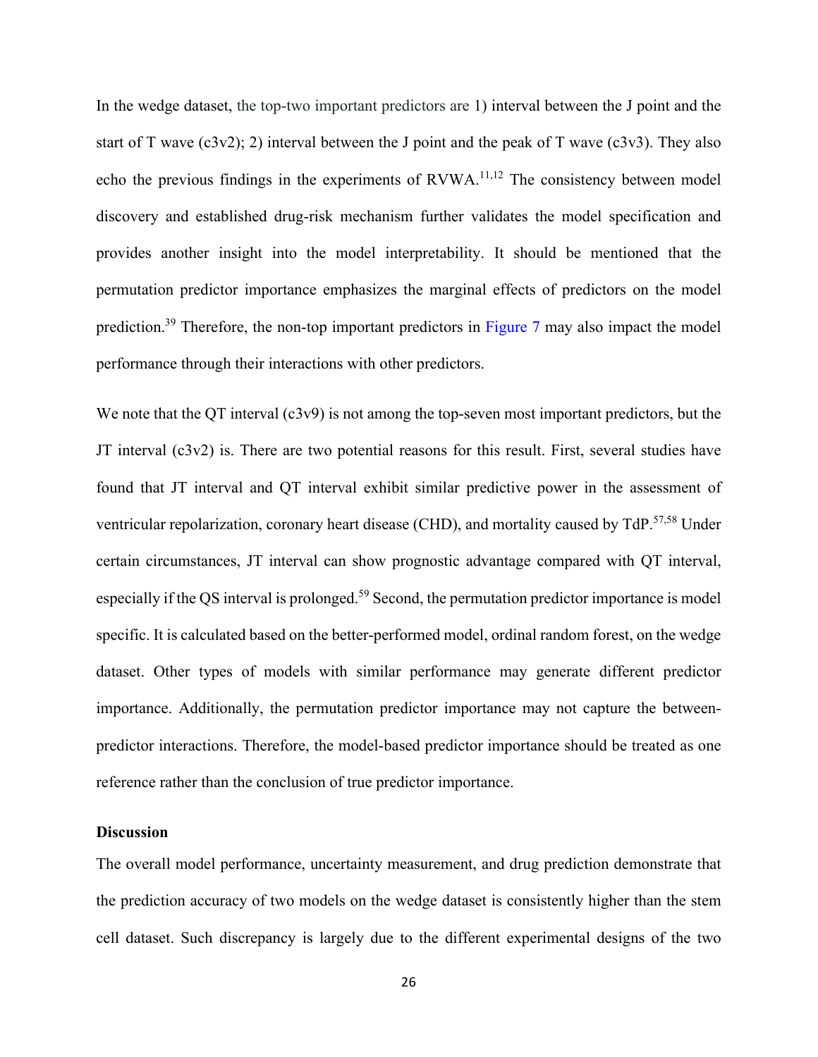In the wedge dataset, the top-two important predictors are 1) interval between the J point and the start of T wave (c3v2); 2) interval between the J point and the peak of T wave (c3v3). They also echo the previous findings in the experiments of RVWA.[11,12] The consistency between model discovery and established drug-risk mechanism further validates the model specification and provides another insight into the model interpretability. It should be mentioned that the permutation predictor importance emphasizes the marginal effects of predictors on the model prediction.[39] Therefore, the non-top important predictors in Figure 7 may also impact the model performance through their interactions with other predictors.

We note that the QT interval (c3v9) is not among the top-seven most important predictors, but the JT interval (c3v2) is. There are two potential reasons for this result. First, several studies have found that JT interval and QT interval exhibit similar predictive power in the assessment of ventricular repolarization, coronary heart disease (CHD), and mortality caused by TdP.[57,58] Under certain circumstances, JT interval can show prognostic advantage compared with QT interval, especially if the QS interval is prolonged.[59] Second, the permutation predictor importance is model specific. It is calculated based on the better-performed model, ordinal random forest, on the wedge dataset. Other types of models with similar performance may generate different predictor importance. Additionally, the permutation predictor importance may not capture the between-predictor interactions. Therefore, the model-based predictor importance should be treated as one reference rather than the conclusion of true predictor importance.

**Discussion**

The overall model performance, uncertainty measurement, and drug prediction demonstrate that the prediction accuracy of two models on the wedge dataset is consistently higher than the stem cell dataset. Such discrepancy is largely due to the different experimental designs of the two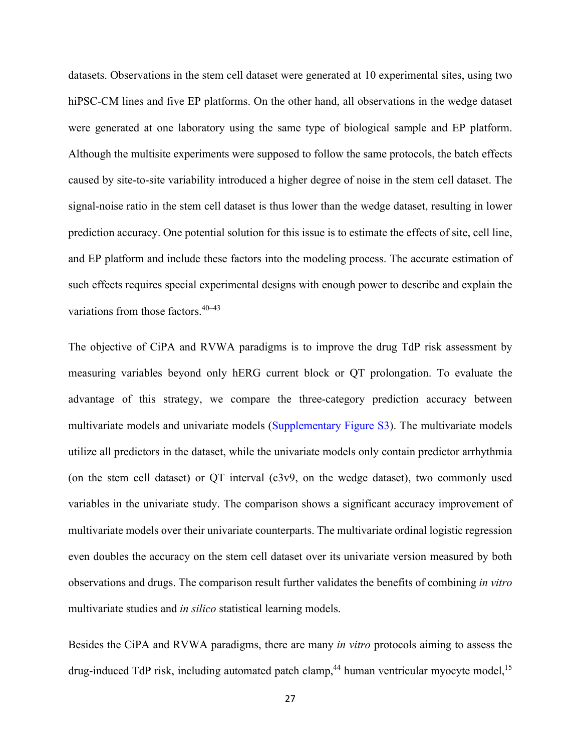datasets. Observations in the stem cell dataset were generated at 10 experimental sites, using two hiPSC-CM lines and five EP platforms. On the other hand, all observations in the wedge dataset were generated at one laboratory using the same type of biological sample and EP platform. Although the multisite experiments were supposed to follow the same protocols, the batch effects caused by site-to-site variability introduced a higher degree of noise in the stem cell dataset. The signal-noise ratio in the stem cell dataset is thus lower than the wedge dataset, resulting in lower prediction accuracy. One potential solution for this issue is to estimate the effects of site, cell line, and EP platform and include these factors into the modeling process. The accurate estimation of such effects requires special experimental designs with enough power to describe and explain the variations from those factors.[40–43]

The objective of CiPA and RVWA paradigms is to improve the drug TdP risk assessment by measuring variables beyond only hERG current block or QT prolongation. To evaluate the advantage of this strategy, we compare the three-category prediction accuracy between multivariate models and univariate models (Supplementary Figure S3). The multivariate models utilize all predictors in the dataset, while the univariate models only contain predictor arrhythmia (on the stem cell dataset) or QT interval (c3v9, on the wedge dataset), two commonly used variables in the univariate study. The comparison shows a significant accuracy improvement of multivariate models over their univariate counterparts. The multivariate ordinal logistic regression even doubles the accuracy on the stem cell dataset over its univariate version measured by both observations and drugs. The comparison result further validates the benefits of combining *in vitro* multivariate studies and *in silico* statistical learning models.

Besides the CiPA and RVWA paradigms, there are many *in vitro* protocols aiming to assess the drug-induced TdP risk, including automated patch clamp,[44] human ventricular myocyte model,[15]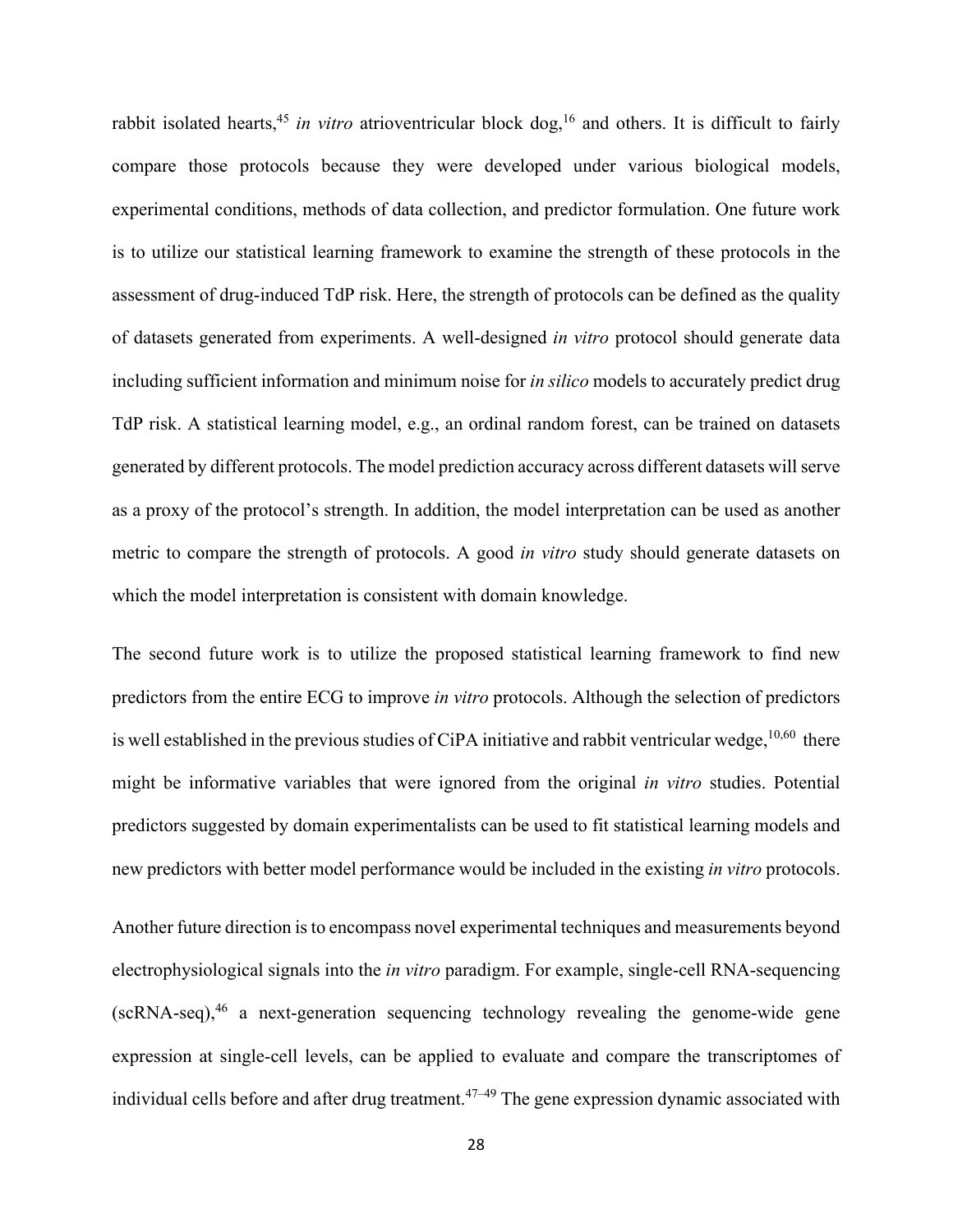rabbit isolated hearts,[45] *in vitro* atrioventricular block dog,[16] and others. It is difficult to fairly compare those protocols because they were developed under various biological models, experimental conditions, methods of data collection, and predictor formulation. One future work is to utilize our statistical learning framework to examine the strength of these protocols in the assessment of drug-induced TdP risk. Here, the strength of protocols can be defined as the quality of datasets generated from experiments. A well-designed *in vitro* protocol should generate data including sufficient information and minimum noise for *in silico* models to accurately predict drug TdP risk. A statistical learning model, e.g., an ordinal random forest, can be trained on datasets generated by different protocols. The model prediction accuracy across different datasets will serve as a proxy of the protocol's strength. In addition, the model interpretation can be used as another metric to compare the strength of protocols. A good *in vitro* study should generate datasets on which the model interpretation is consistent with domain knowledge.

The second future work is to utilize the proposed statistical learning framework to find new predictors from the entire ECG to improve *in vitro* protocols. Although the selection of predictors is well established in the previous studies of CiPA initiative and rabbit ventricular wedge,[10,60] there might be informative variables that were ignored from the original *in vitro* studies. Potential predictors suggested by domain experimentalists can be used to fit statistical learning models and new predictors with better model performance would be included in the existing *in vitro* protocols.

Another future direction is to encompass novel experimental techniques and measurements beyond electrophysiological signals into the *in vitro* paradigm. For example, single-cell RNA-sequencing (scRNA-seq),[46] a next-generation sequencing technology revealing the genome-wide gene expression at single-cell levels, can be applied to evaluate and compare the transcriptomes of individual cells before and after drug treatment.[47–49] The gene expression dynamic associated with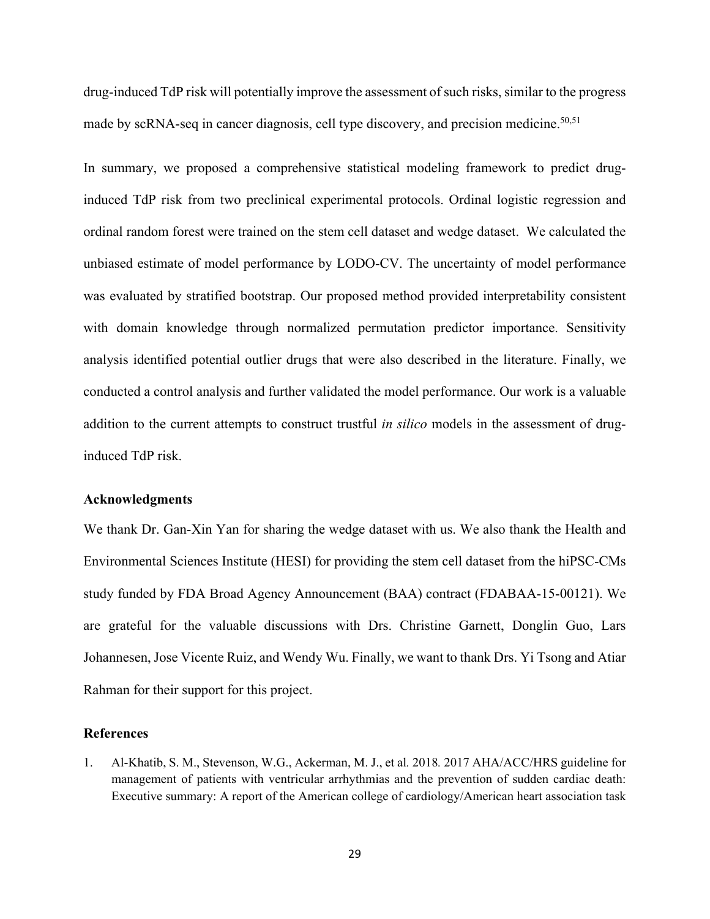drug-induced TdP risk will potentially improve the assessment of such risks, similar to the progress made by scRNA-seq in cancer diagnosis, cell type discovery, and precision medicine.[50,51]

In summary, we proposed a comprehensive statistical modeling framework to predict drug-induced TdP risk from two preclinical experimental protocols. Ordinal logistic regression and ordinal random forest were trained on the stem cell dataset and wedge dataset. We calculated the unbiased estimate of model performance by LODO-CV. The uncertainty of model performance was evaluated by stratified bootstrap. Our proposed method provided interpretability consistent with domain knowledge through normalized permutation predictor importance. Sensitivity analysis identified potential outlier drugs that were also described in the literature. Finally, we conducted a control analysis and further validated the model performance. Our work is a valuable addition to the current attempts to construct trustful *in silico* models in the assessment of drug-induced TdP risk.

## Acknowledgments

We thank Dr. Gan-Xin Yan for sharing the wedge dataset with us. We also thank the Health and Environmental Sciences Institute (HESI) for providing the stem cell dataset from the hiPSC-CMs study funded by FDA Broad Agency Announcement (BAA) contract (FDABAA-15-00121). We are grateful for the valuable discussions with Drs. Christine Garnett, Donglin Guo, Lars Johannesen, Jose Vicente Ruiz, and Wendy Wu. Finally, we want to thank Drs. Yi Tsong and Atiar Rahman for their support for this project.

## References

1. Al-Khatib, S. M., Stevenson, W.G., Ackerman, M. J., et al*.* 2018*.* 2017 AHA/ACC/HRS guideline for management of patients with ventricular arrhythmias and the prevention of sudden cardiac death: Executive summary: A report of the American college of cardiology/American heart association task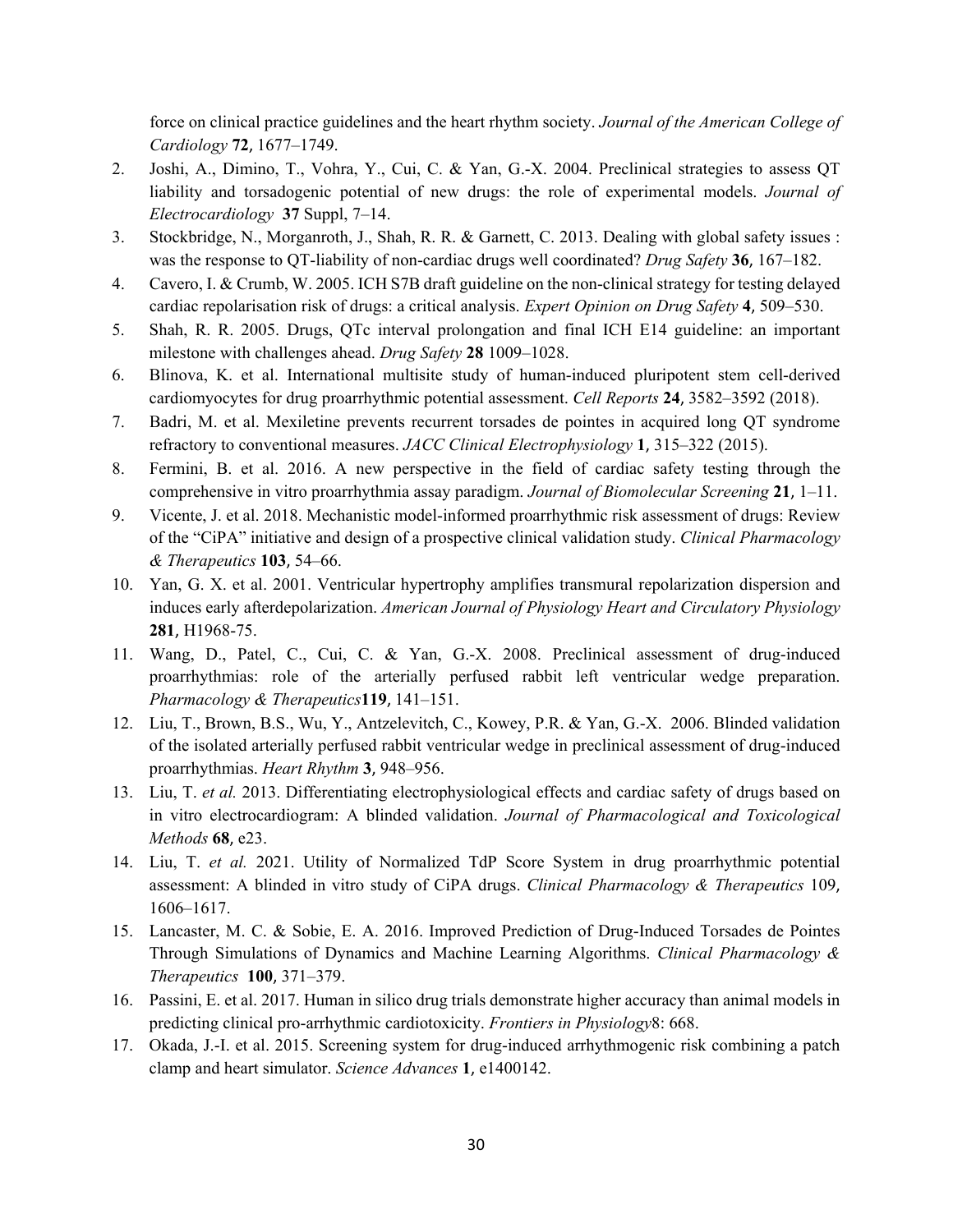force on clinical practice guidelines and the heart rhythm society. *Journal of the American College of Cardiology* **72**, 1677–1749.

2. Joshi, A., Dimino, T., Vohra, Y., Cui, C. & Yan, G.-X. 2004. Preclinical strategies to assess QT liability and torsadogenic potential of new drugs: the role of experimental models. *Journal of Electrocardiology* **37** Suppl, 7–14.
3. Stockbridge, N., Morganroth, J., Shah, R. R. & Garnett, C. 2013. Dealing with global safety issues : was the response to QT-liability of non-cardiac drugs well coordinated? *Drug Safety* **36**, 167–182.
4. Cavero, I. & Crumb, W. 2005. ICH S7B draft guideline on the non-clinical strategy for testing delayed cardiac repolarisation risk of drugs: a critical analysis. *Expert Opinion on Drug Safety* **4**, 509–530.
5. Shah, R. R. 2005. Drugs, QTc interval prolongation and final ICH E14 guideline: an important milestone with challenges ahead. *Drug Safety* **28** 1009–1028.
6. Blinova, K. et al. International multisite study of human-induced pluripotent stem cell-derived cardiomyocytes for drug proarrhythmic potential assessment. *Cell Reports* **24**, 3582–3592 (2018).
7. Badri, M. et al. Mexiletine prevents recurrent torsades de pointes in acquired long QT syndrome refractory to conventional measures. *JACC Clinical Electrophysiology* **1**, 315–322 (2015).
8. Fermini, B. et al. 2016. A new perspective in the field of cardiac safety testing through the comprehensive in vitro proarrhythmia assay paradigm. *Journal of Biomolecular Screening* **21**, 1–11.
9. Vicente, J. et al. 2018. Mechanistic model-informed proarrhythmic risk assessment of drugs: Review of the "CiPA" initiative and design of a prospective clinical validation study. *Clinical Pharmacology & Therapeutics* **103**, 54–66.
10. Yan, G. X. et al. 2001. Ventricular hypertrophy amplifies transmural repolarization dispersion and induces early afterdepolarization. *American Journal of Physiology Heart and Circulatory Physiology* **281**, H1968-75.
11. Wang, D., Patel, C., Cui, C. & Yan, G.-X. 2008. Preclinical assessment of drug-induced proarrhythmias: role of the arterially perfused rabbit left ventricular wedge preparation. *Pharmacology & Therapeutics* **119**, 141–151.
12. Liu, T., Brown, B.S., Wu, Y., Antzelevitch, C., Kowey, P.R. & Yan, G.-X. 2006. Blinded validation of the isolated arterially perfused rabbit ventricular wedge in preclinical assessment of drug-induced proarrhythmias. *Heart Rhythm* **3**, 948–956.
13. Liu, T. *et al.* 2013. Differentiating electrophysiological effects and cardiac safety of drugs based on in vitro electrocardiogram: A blinded validation. *Journal of Pharmacological and Toxicological Methods* **68**, e23.
14. Liu, T. *et al.* 2021. Utility of Normalized TdP Score System in drug proarrhythmic potential assessment: A blinded in vitro study of CiPA drugs. *Clinical Pharmacology & Therapeutics* 109, 1606–1617.
15. Lancaster, M. C. & Sobie, E. A. 2016. Improved Prediction of Drug-Induced Torsades de Pointes Through Simulations of Dynamics and Machine Learning Algorithms. *Clinical Pharmacology & Therapeutics* **100**, 371–379.
16. Passini, E. et al. 2017. Human in silico drug trials demonstrate higher accuracy than animal models in predicting clinical pro-arrhythmic cardiotoxicity. *Frontiers in Physiology* 8: 668.
17. Okada, J.-I. et al. 2015. Screening system for drug-induced arrhythmogenic risk combining a patch clamp and heart simulator. *Science Advances* **1**, e1400142.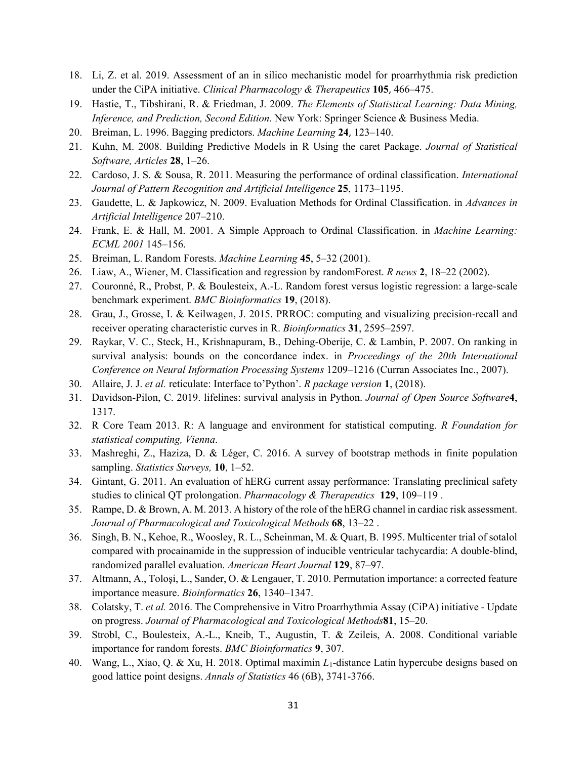18. Li, Z. et al. 2019. Assessment of an in silico mechanistic model for proarrhythmia risk prediction under the CiPA initiative. *Clinical Pharmacology & Therapeutics* **105**, 466–475.
19. Hastie, T., Tibshirani, R. & Friedman, J. 2009. *The Elements of Statistical Learning: Data Mining, Inference, and Prediction, Second Edition*. New York: Springer Science & Business Media.
20. Breiman, L. 1996. Bagging predictors. *Machine Learning* **24**, 123–140.
21. Kuhn, M. 2008. Building Predictive Models in R Using the caret Package. *Journal of Statistical Software, Articles* **28**, 1–26.
22. Cardoso, J. S. & Sousa, R. 2011. Measuring the performance of ordinal classification. *International Journal of Pattern Recognition and Artificial Intelligence* **25**, 1173–1195.
23. Gaudette, L. & Japkowicz, N. 2009. Evaluation Methods for Ordinal Classification. in *Advances in Artificial Intelligence* 207–210.
24. Frank, E. & Hall, M. 2001. A Simple Approach to Ordinal Classification. in *Machine Learning: ECML 2001* 145–156.
25. Breiman, L. Random Forests. *Machine Learning* **45**, 5–32 (2001).
26. Liaw, A., Wiener, M. Classification and regression by randomForest. *R news* **2**, 18–22 (2002).
27. Couronné, R., Probst, P. & Boulesteix, A.-L. Random forest versus logistic regression: a large-scale benchmark experiment. *BMC Bioinformatics* **19**, (2018).
28. Grau, J., Grosse, I. & Keilwagen, J. 2015. PRROC: computing and visualizing precision-recall and receiver operating characteristic curves in R. *Bioinformatics* **31**, 2595–2597.
29. Raykar, V. C., Steck, H., Krishnapuram, B., Dehing-Oberije, C. & Lambin, P. 2007. On ranking in survival analysis: bounds on the concordance index. in *Proceedings of the 20th International Conference on Neural Information Processing Systems* 1209–1216 (Curran Associates Inc., 2007).
30. Allaire, J. J. *et al.* reticulate: Interface to'Python'. *R package version* **1**, (2018).
31. Davidson-Pilon, C. 2019. lifelines: survival analysis in Python. *Journal of Open Source Software* **4**, 1317.
32. R Core Team 2013. R: A language and environment for statistical computing. *R Foundation for statistical computing, Vienna*.
33. Mashreghi, Z., Haziza, D. & Léger, C. 2016. A survey of bootstrap methods in finite population sampling. *Statistics Surveys,* **10**, 1–52.
34. Gintant, G. 2011. An evaluation of hERG current assay performance: Translating preclinical safety studies to clinical QT prolongation. *Pharmacology & Therapeutics* **129**, 109–119 .
35. Rampe, D. & Brown, A. M. 2013. A history of the role of the hERG channel in cardiac risk assessment. *Journal of Pharmacological and Toxicological Methods* **68**, 13–22 .
36. Singh, B. N., Kehoe, R., Woosley, R. L., Scheinman, M. & Quart, B. 1995. Multicenter trial of sotalol compared with procainamide in the suppression of inducible ventricular tachycardia: A double-blind, randomized parallel evaluation. *American Heart Journal* **129**, 87–97.
37. Altmann, A., Toloşi, L., Sander, O. & Lengauer, T. 2010. Permutation importance: a corrected feature importance measure. *Bioinformatics* **26**, 1340–1347.
38. Colatsky, T. *et al.* 2016. The Comprehensive in Vitro Proarrhythmia Assay (CiPA) initiative - Update on progress. *Journal of Pharmacological and Toxicological Methods* **81**, 15–20.
39. Strobl, C., Boulesteix, A.-L., Kneib, T., Augustin, T. & Zeileis, A. 2008. Conditional variable importance for random forests. *BMC Bioinformatics* **9**, 307.
40. Wang, L., Xiao, Q. & Xu, H. 2018. Optimal maximin $L_1$-distance Latin hypercube designs based on good lattice point designs. *Annals of Statistics* 46 (6B), 3741-3766.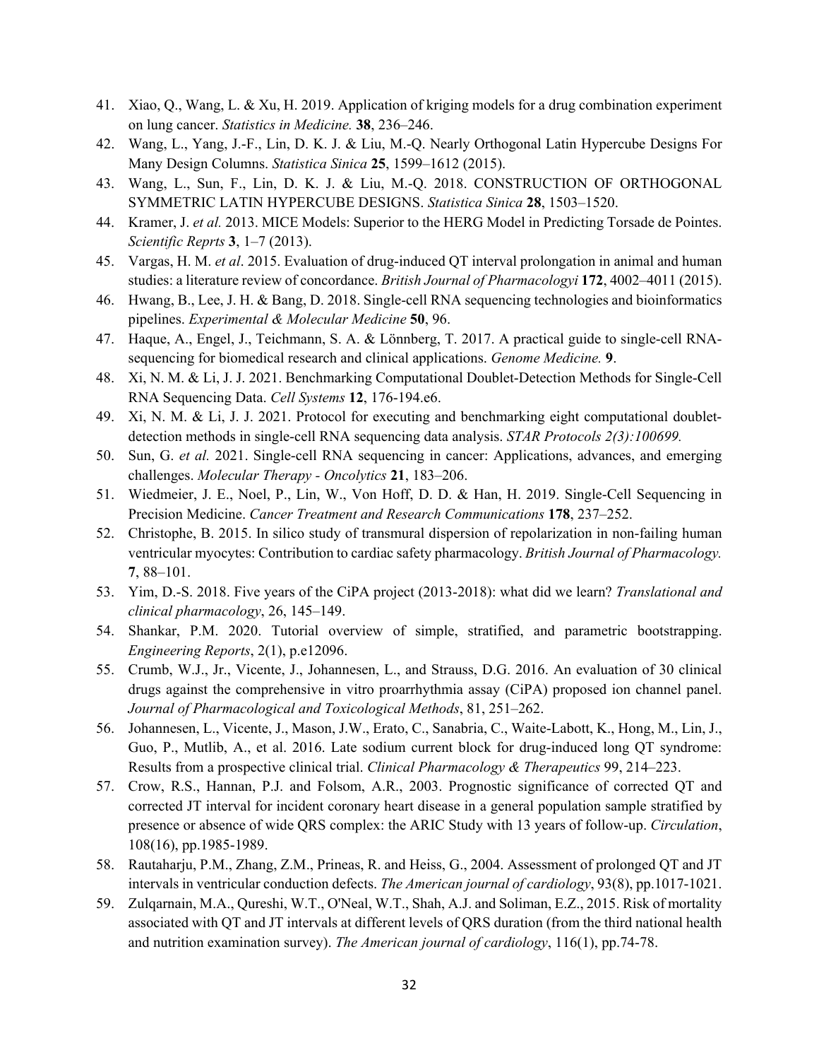41. Xiao, Q., Wang, L. & Xu, H. 2019. Application of kriging models for a drug combination experiment on lung cancer. *Statistics in Medicine.* **38**, 236–246.
42. Wang, L., Yang, J.-F., Lin, D. K. J. & Liu, M.-Q. Nearly Orthogonal Latin Hypercube Designs For Many Design Columns. *Statistica Sinica* **25**, 1599–1612 (2015).
43. Wang, L., Sun, F., Lin, D. K. J. & Liu, M.-Q. 2018. CONSTRUCTION OF ORTHOGONAL SYMMETRIC LATIN HYPERCUBE DESIGNS. *Statistica Sinica* **28**, 1503–1520.
44. Kramer, J. *et al.* 2013. MICE Models: Superior to the HERG Model in Predicting Torsade de Pointes. *Scientific Reprts* **3**, 1–7 (2013).
45. Vargas, H. M. *et al*. 2015. Evaluation of drug-induced QT interval prolongation in animal and human studies: a literature review of concordance. *British Journal of Pharmacologyi* **172**, 4002–4011 (2015).
46. Hwang, B., Lee, J. H. & Bang, D. 2018. Single-cell RNA sequencing technologies and bioinformatics pipelines. *Experimental & Molecular Medicine* **50**, 96.
47. Haque, A., Engel, J., Teichmann, S. A. & Lönnberg, T. 2017. A practical guide to single-cell RNA-sequencing for biomedical research and clinical applications. *Genome Medicine.* **9**.
48. Xi, N. M. & Li, J. J. 2021. Benchmarking Computational Doublet-Detection Methods for Single-Cell RNA Sequencing Data. *Cell Systems* **12**, 176-194.e6.
49. Xi, N. M. & Li, J. J. 2021. Protocol for executing and benchmarking eight computational doublet-detection methods in single-cell RNA sequencing data analysis. *STAR Protocols 2(3):100699.*
50. Sun, G. *et al.* 2021. Single-cell RNA sequencing in cancer: Applications, advances, and emerging challenges. *Molecular Therapy - Oncolytics* **21**, 183–206.
51. Wiedmeier, J. E., Noel, P., Lin, W., Von Hoff, D. D. & Han, H. 2019. Single-Cell Sequencing in Precision Medicine. *Cancer Treatment and Research Communications* **178**, 237–252.
52. Christophe, B. 2015. In silico study of transmural dispersion of repolarization in non-failing human ventricular myocytes: Contribution to cardiac safety pharmacology. *British Journal of Pharmacology.* **7**, 88–101.
53. Yim, D.-S. 2018. Five years of the CiPA project (2013-2018): what did we learn? *Translational and clinical pharmacology*, 26, 145–149.
54. Shankar, P.M. 2020. Tutorial overview of simple, stratified, and parametric bootstrapping. *Engineering Reports*, 2(1), p.e12096.
55. Crumb, W.J., Jr., Vicente, J., Johannesen, L., and Strauss, D.G. 2016. An evaluation of 30 clinical drugs against the comprehensive in vitro proarrhythmia assay (CiPA) proposed ion channel panel. *Journal of Pharmacological and Toxicological Methods*, 81, 251–262.
56. Johannesen, L., Vicente, J., Mason, J.W., Erato, C., Sanabria, C., Waite-Labott, K., Hong, M., Lin, J., Guo, P., Mutlib, A., et al. 2016. Late sodium current block for drug-induced long QT syndrome: Results from a prospective clinical trial. *Clinical Pharmacology & Therapeutics* 99, 214–223.
57. Crow, R.S., Hannan, P.J. and Folsom, A.R., 2003. Prognostic significance of corrected QT and corrected JT interval for incident coronary heart disease in a general population sample stratified by presence or absence of wide QRS complex: the ARIC Study with 13 years of follow-up. *Circulation*, 108(16), pp.1985-1989.
58. Rautaharju, P.M., Zhang, Z.M., Prineas, R. and Heiss, G., 2004. Assessment of prolonged QT and JT intervals in ventricular conduction defects. *The American journal of cardiology*, 93(8), pp.1017-1021.
59. Zulqarnain, M.A., Qureshi, W.T., O'Neal, W.T., Shah, A.J. and Soliman, E.Z., 2015. Risk of mortality associated with QT and JT intervals at different levels of QRS duration (from the third national health and nutrition examination survey). *The American journal of cardiology*, 116(1), pp.74-78.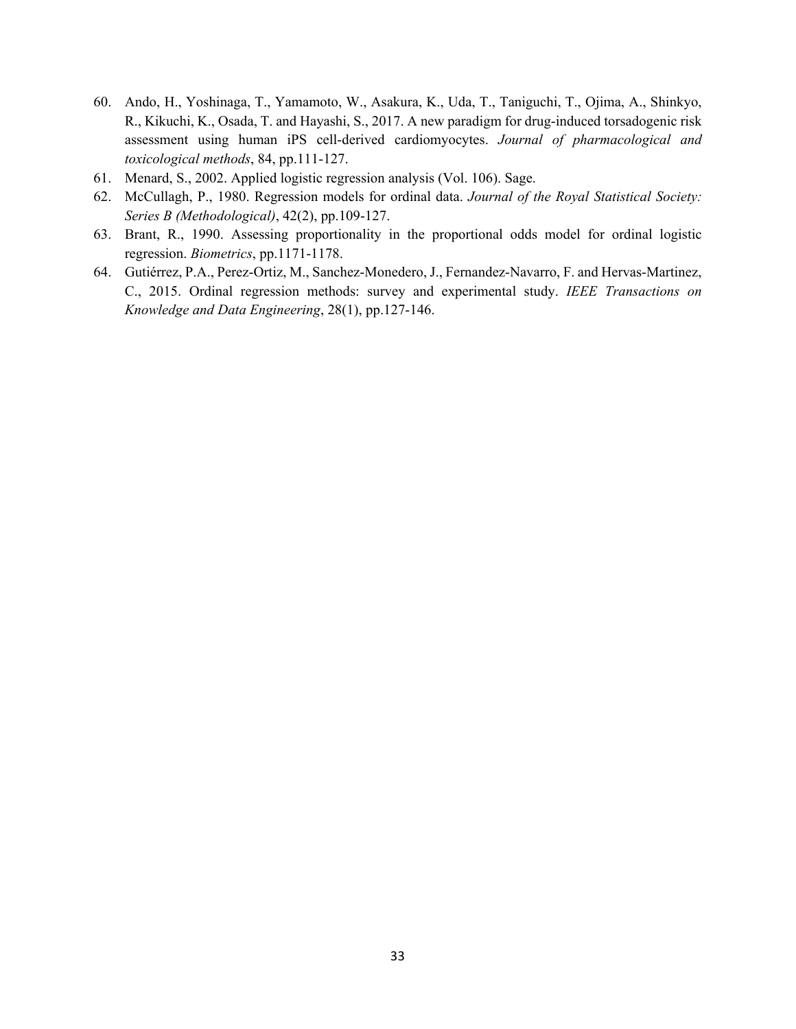60. Ando, H., Yoshinaga, T., Yamamoto, W., Asakura, K., Uda, T., Taniguchi, T., Ojima, A., Shinkyo, R., Kikuchi, K., Osada, T. and Hayashi, S., 2017. A new paradigm for drug-induced torsadogenic risk assessment using human iPS cell-derived cardiomyocytes. *Journal of pharmacological and toxicological methods*, 84, pp.111-127.
61. Menard, S., 2002. Applied logistic regression analysis (Vol. 106). Sage.
62. McCullagh, P., 1980. Regression models for ordinal data. *Journal of the Royal Statistical Society: Series B (Methodological)*, 42(2), pp.109-127.
63. Brant, R., 1990. Assessing proportionality in the proportional odds model for ordinal logistic regression. *Biometrics*, pp.1171-1178.
64. Gutiérrez, P.A., Perez-Ortiz, M., Sanchez-Monedero, J., Fernandez-Navarro, F. and Hervas-Martinez, C., 2015. Ordinal regression methods: survey and experimental study. *IEEE Transactions on Knowledge and Data Engineering*, 28(1), pp.127-146.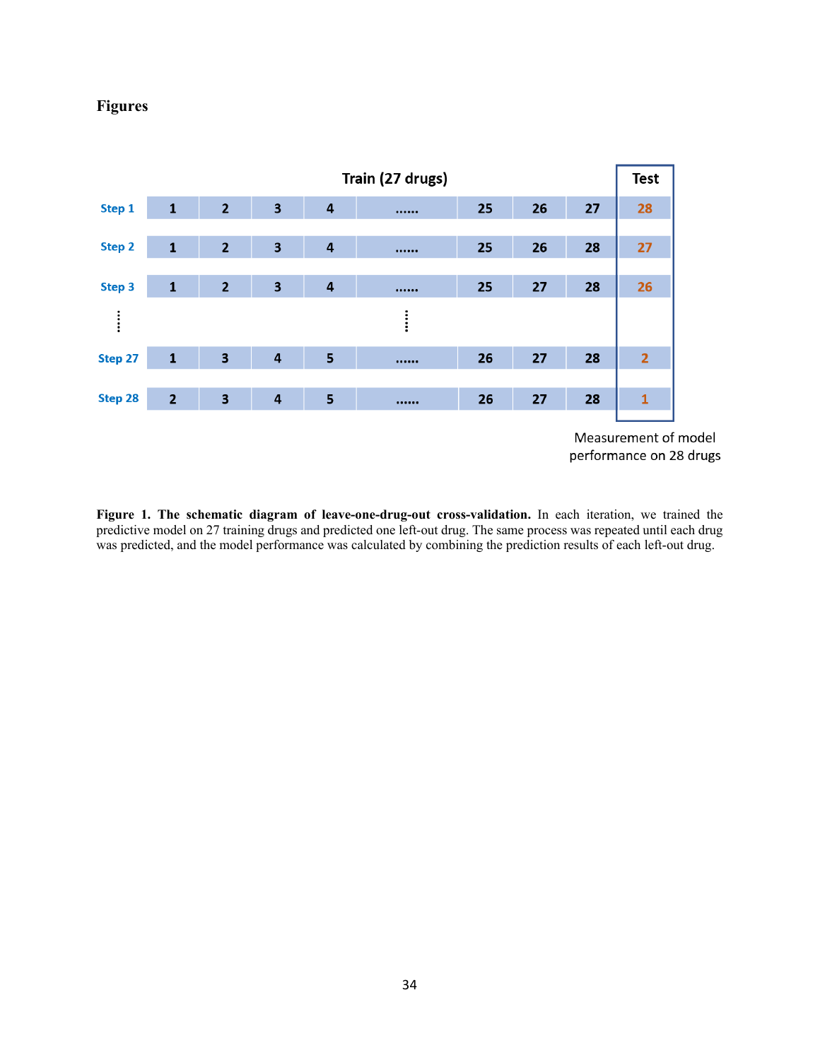## Figures

**Figure 1. The schematic diagram of leave-one-drug-out cross-validation.** In each iteration, we trained the predictive model on 27 training drugs and predicted one left-out drug. The same process was repeated until each drug was predicted, and the model performance was calculated by combining the prediction results of each left-out drug.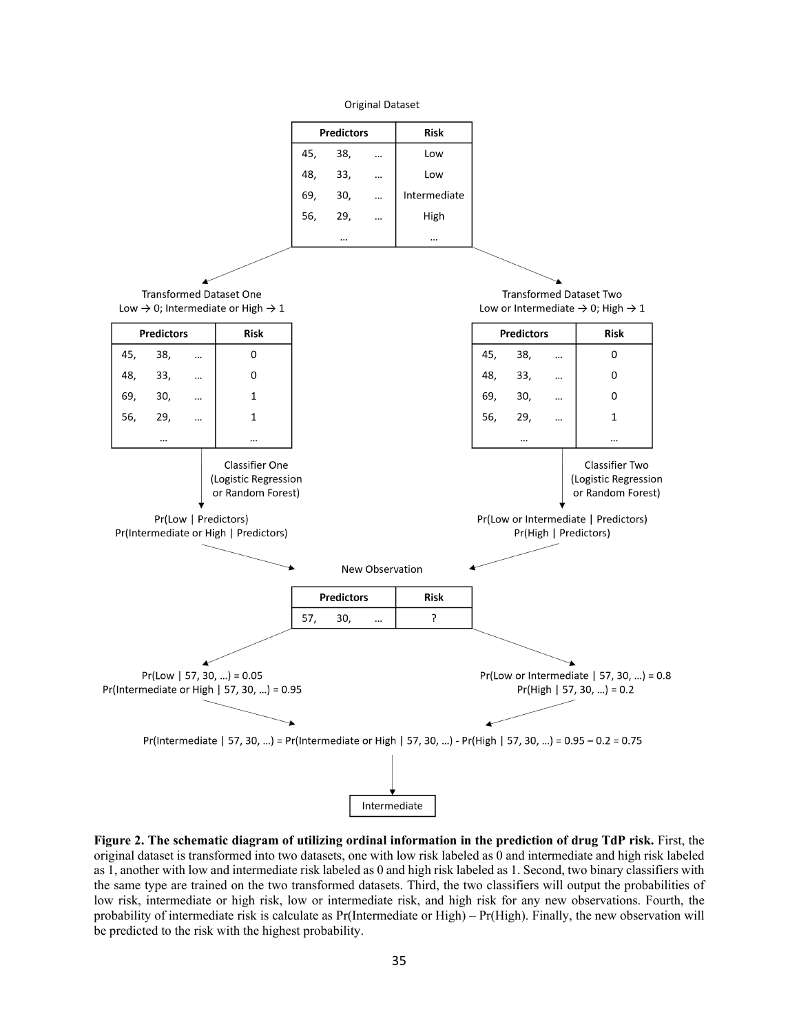Original Dataset

| Predictors | | | Risk |
|---|---|---|---|
| 45, | 38, | … | Low |
| 48, | 33, | … | Low |
| 69, | 30, | … | Intermediate |
| 56, | 29, | … | High |
| | … | | … |

Transformed Dataset One
Low → 0; Intermediate or High → 1

| Predictors | | | Risk |
|---|---|---|---|
| 45, | 38, | … | 0 |
| 48, | 33, | … | 0 |
| 69, | 30, | … | 1 |
| 56, | 29, | … | 1 |
| | … | | … |

Classifier One (Logistic Regression or Random Forest)

Pr(Low | Predictors)
Pr(Intermediate or High | Predictors)

Transformed Dataset Two
Low or Intermediate → 0; High → 1

| Predictors | | | Risk |
|---|---|---|---|
| 45, | 38, | … | 0 |
| 48, | 33, | … | 0 |
| 69, | 30, | … | 0 |
| 56, | 29, | … | 1 |
| | … | | … |

Classifier Two (Logistic Regression or Random Forest)

Pr(Low or Intermediate | Predictors)
Pr(High | Predictors)

New Observation

| Predictors | | | Risk |
|---|---|---|---|
| 57, | 30, | … | ? |

Pr(Low | 57, 30, …) = 0.05
Pr(Intermediate or High | 57, 30, …) = 0.95

Pr(Low or Intermediate | 57, 30, …) = 0.8
Pr(High | 57, 30, …) = 0.2

Pr(Intermediate | 57, 30, …) = Pr(Intermediate or High | 57, 30, …) - Pr(High | 57, 30, …) = 0.95 – 0.2 = 0.75

Intermediate

**Figure 2. The schematic diagram of utilizing ordinal information in the prediction of drug TdP risk.** First, the original dataset is transformed into two datasets, one with low risk labeled as 0 and intermediate and high risk labeled as 1, another with low and intermediate risk labeled as 0 and high risk labeled as 1. Second, two binary classifiers with the same type are trained on the two transformed datasets. Third, the two classifiers will output the probabilities of low risk, intermediate or high risk, low or intermediate risk, and high risk for any new observations. Fourth, the probability of intermediate risk is calculate as Pr(Intermediate or High) – Pr(High). Finally, the new observation will be predicted to the risk with the highest probability.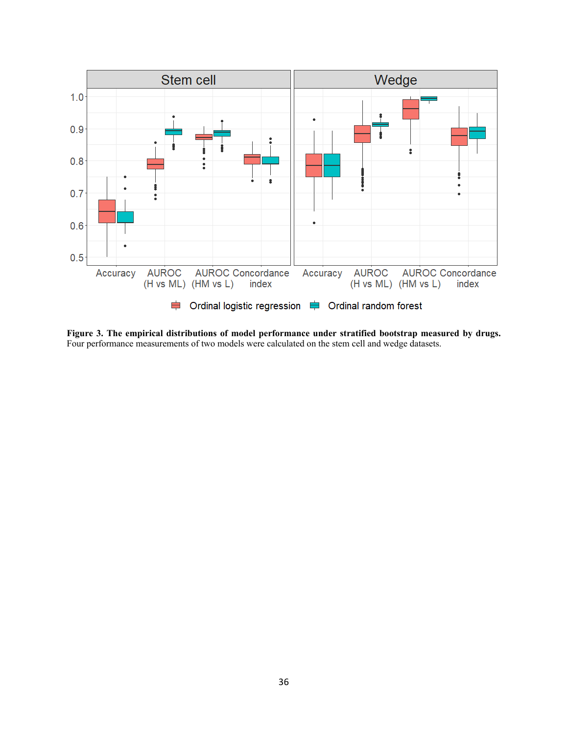**Figure 3. The empirical distributions of model performance under stratified bootstrap measured by drugs.** Four performance measurements of two models were calculated on the stem cell and wedge datasets.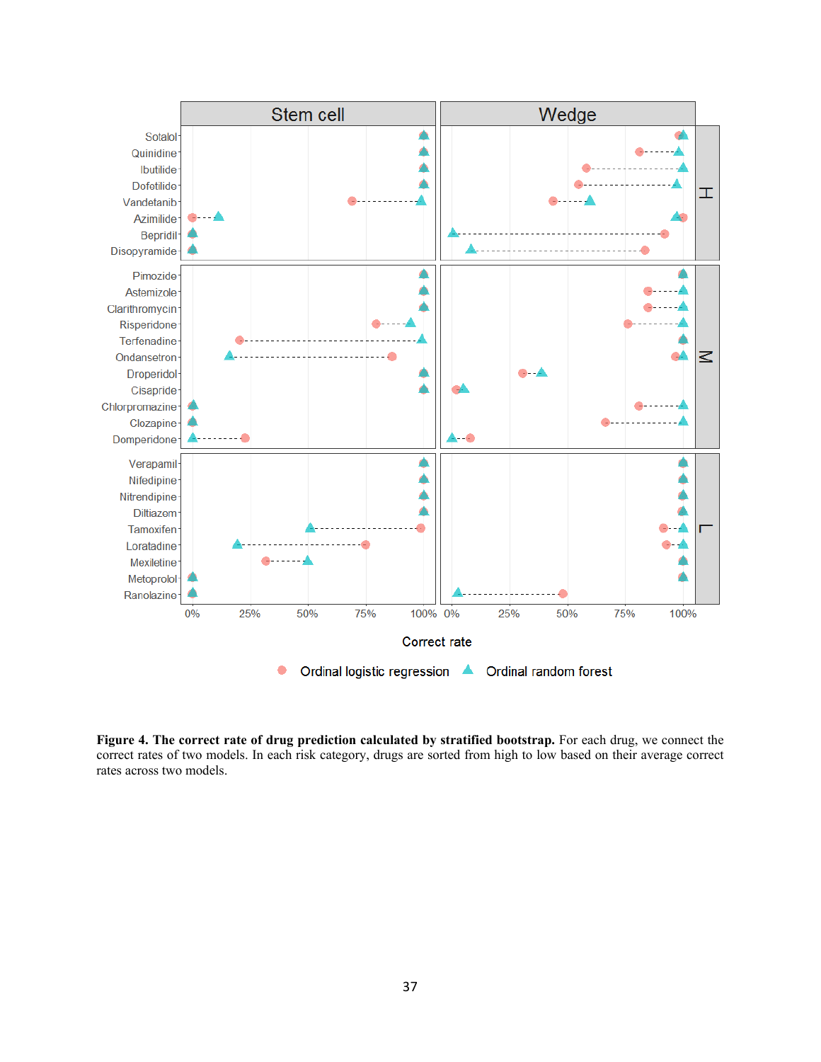**Figure 4. The correct rate of drug prediction calculated by stratified bootstrap.** For each drug, we connect the correct rates of two models. In each risk category, drugs are sorted from high to low based on their average correct rates across two models.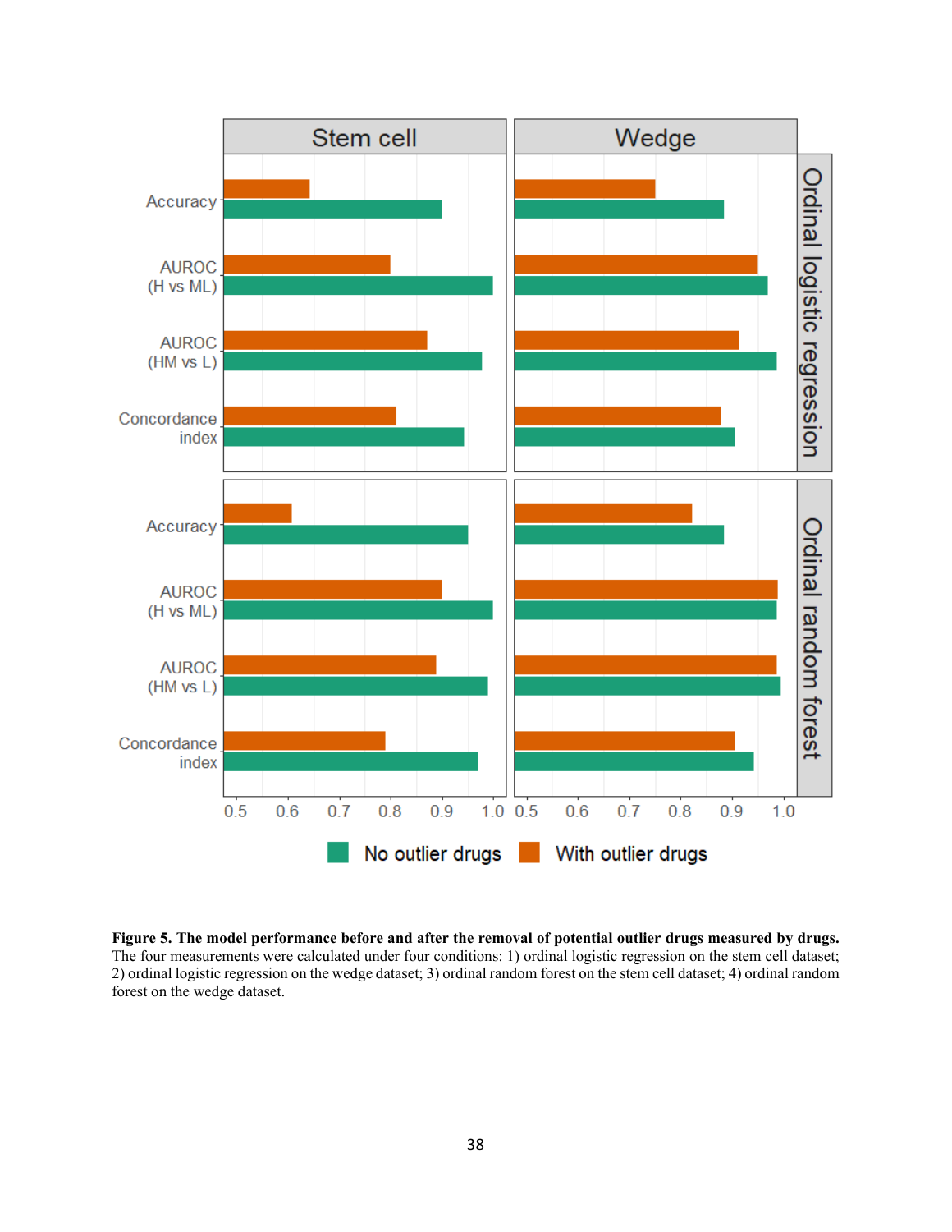**Figure 5. The model performance before and after the removal of potential outlier drugs measured by drugs.** The four measurements were calculated under four conditions: 1) ordinal logistic regression on the stem cell dataset; 2) ordinal logistic regression on the wedge dataset; 3) ordinal random forest on the stem cell dataset; 4) ordinal random forest on the wedge dataset.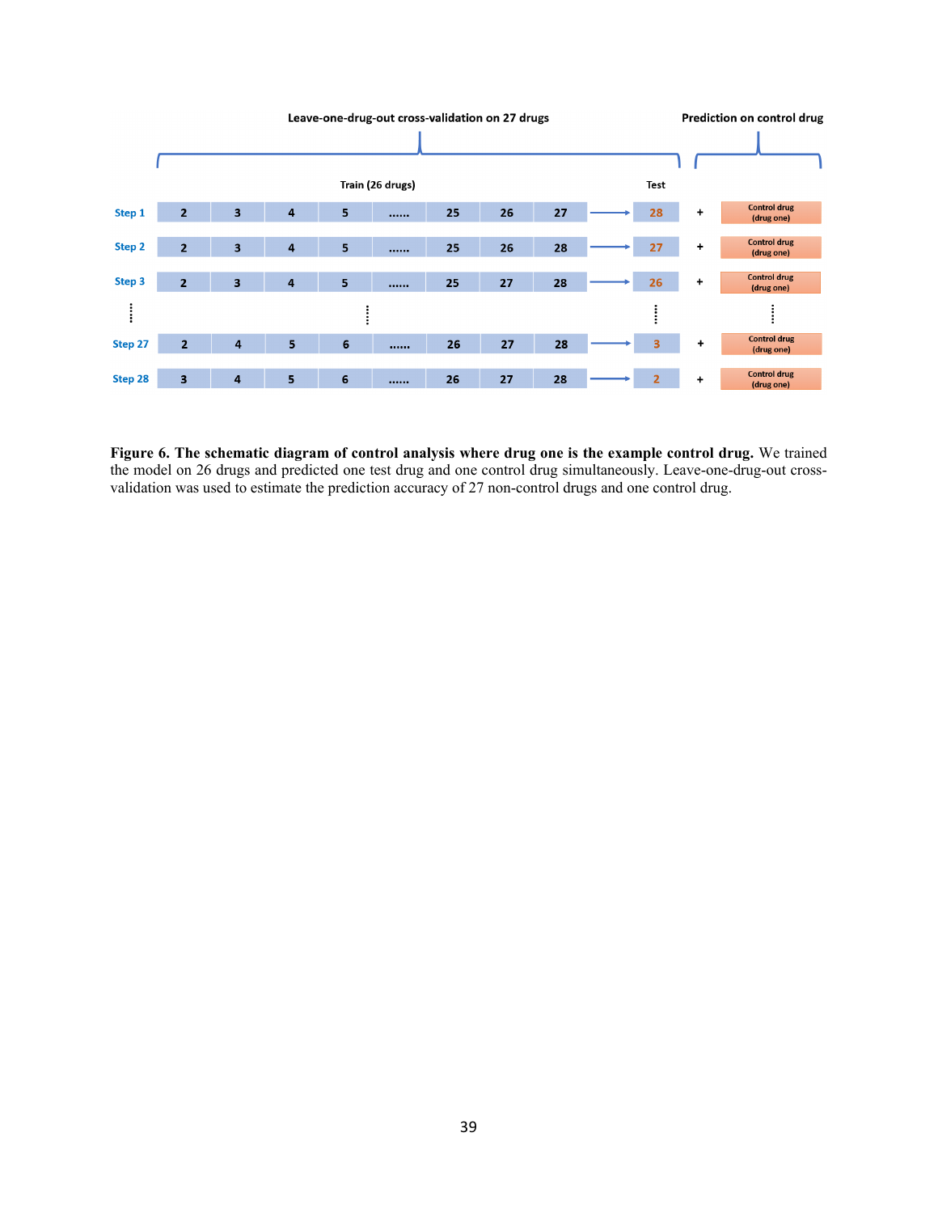Leave-one-drug-out cross-validation on 27 drugs | Prediction on control drug

| | Train (26 drugs) | | | | | | | | Test | | |
|---|---|---|---|---|---|---|---|---|---|---|---|
| Step 1 | 2 | 3 | 4 | 5 | ...... | 25 | 26 | 27 | 28 | + | Control drug (drug one) |
| Step 2 | 2 | 3 | 4 | 5 | ...... | 25 | 26 | 28 | 27 | + | Control drug (drug one) |
| Step 3 | 2 | 3 | 4 | 5 | ...... | 25 | 27 | 28 | 26 | + | Control drug (drug one) |
| ⋮ | | | | ⋮ | | | | | ⋮ | | ⋮ |
| Step 27 | 2 | 4 | 5 | 6 | ...... | 26 | 27 | 28 | 3 | + | Control drug (drug one) |
| Step 28 | 3 | 4 | 5 | 6 | ...... | 26 | 27 | 28 | 2 | + | Control drug (drug one) |

**Figure 6. The schematic diagram of control analysis where drug one is the example control drug.** We trained the model on 26 drugs and predicted one test drug and one control drug simultaneously. Leave-one-drug-out cross-validation was used to estimate the prediction accuracy of 27 non-control drugs and one control drug.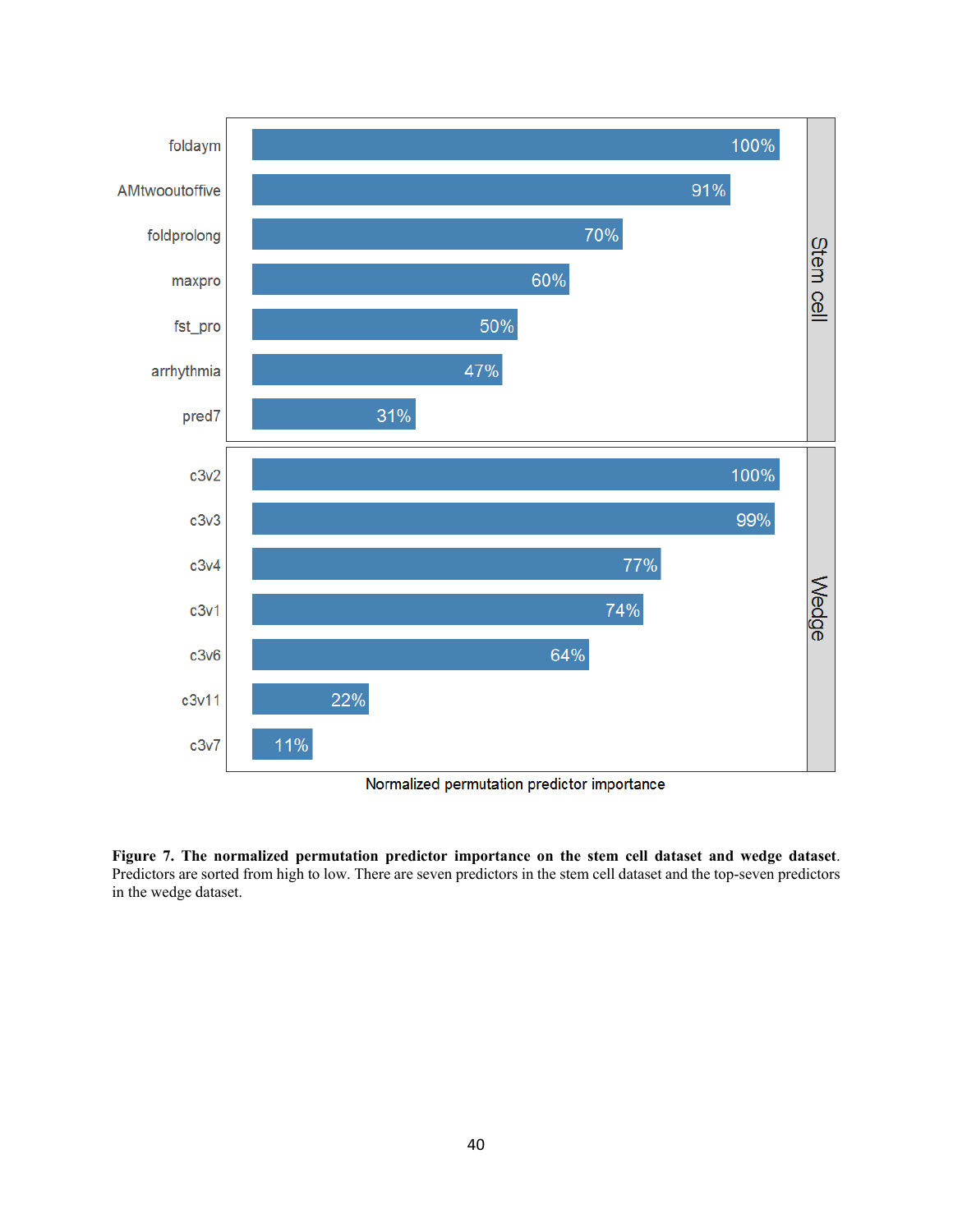**Figure 7. The normalized permutation predictor importance on the stem cell dataset and wedge dataset**. Predictors are sorted from high to low. There are seven predictors in the stem cell dataset and the top-seven predictors in the wedge dataset.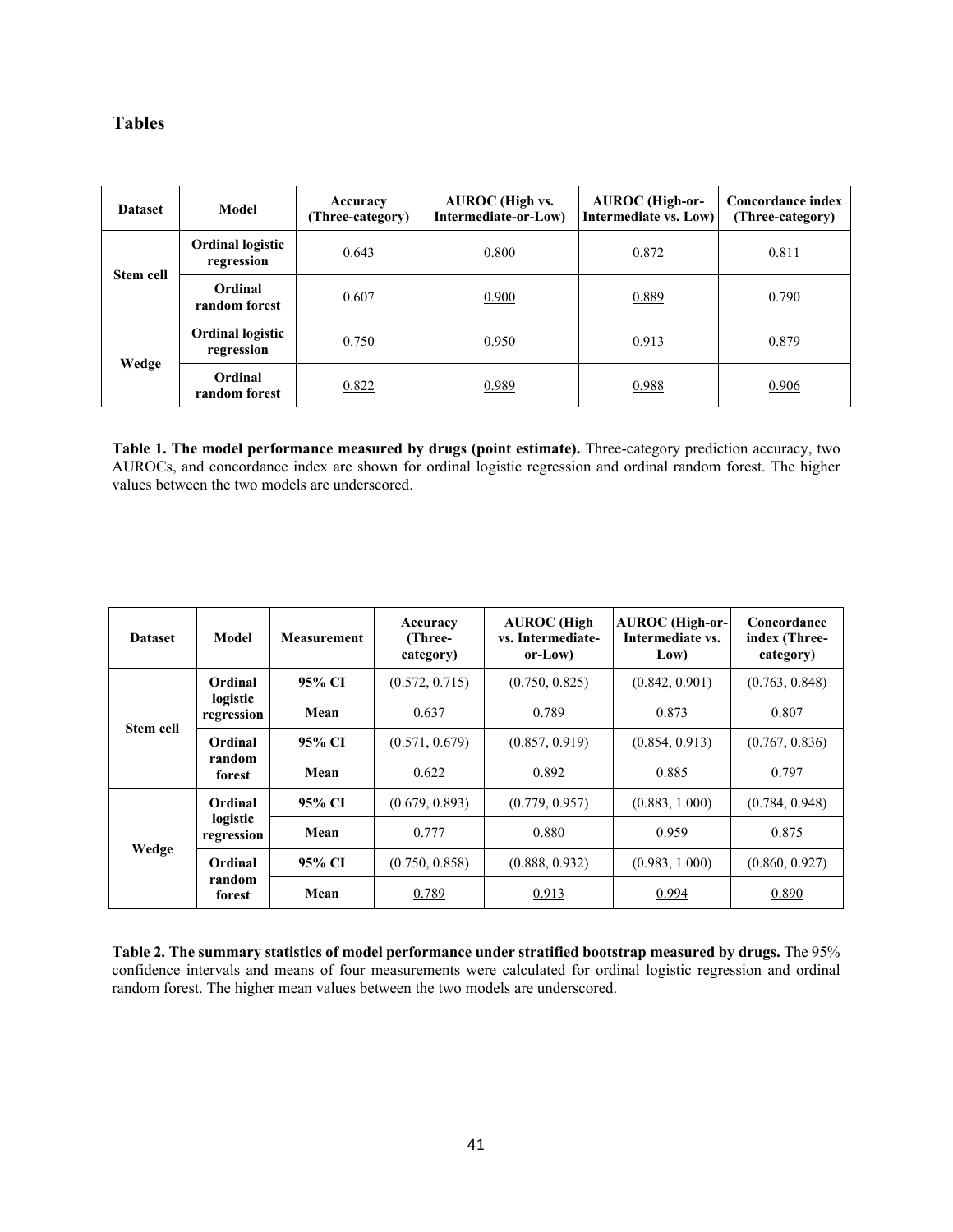# Tables

| Dataset | Model | Accuracy (Three-category) | AUROC (High vs. Intermediate-or-Low) | AUROC (High-or-Intermediate vs. Low) | Concordance index (Three-category) |
|---|---|---|---|---|---|
| Stem cell | Ordinal logistic regression | <u>0.643</u> | 0.800 | 0.872 | <u>0.811</u> |
| | Ordinal random forest | 0.607 | <u>0.900</u> | <u>0.889</u> | 0.790 |
| Wedge | Ordinal logistic regression | 0.750 | 0.950 | 0.913 | 0.879 |
| | Ordinal random forest | <u>0.822</u> | <u>0.989</u> | <u>0.988</u> | <u>0.906</u> |

**Table 1. The model performance measured by drugs (point estimate).** Three-category prediction accuracy, two AUROCs, and concordance index are shown for ordinal logistic regression and ordinal random forest. The higher values between the two models are underscored.

| Dataset | Model | Measurement | Accuracy (Three-category) | AUROC (High vs. Intermediate-or-Low) | AUROC (High-or-Intermediate vs. Low) | Concordance index (Three-category) |
|---|---|---|---|---|---|---|
| Stem cell | Ordinal logistic regression | 95% CI | (0.572, 0.715) | (0.750, 0.825) | (0.842, 0.901) | (0.763, 0.848) |
| | | Mean | <u>0.637</u> | <u>0.789</u> | 0.873 | <u>0.807</u> |
| | Ordinal random forest | 95% CI | (0.571, 0.679) | (0.857, 0.919) | (0.854, 0.913) | (0.767, 0.836) |
| | | Mean | 0.622 | 0.892 | <u>0.885</u> | 0.797 |
| Wedge | Ordinal logistic regression | 95% CI | (0.679, 0.893) | (0.779, 0.957) | (0.883, 1.000) | (0.784, 0.948) |
| | | Mean | 0.777 | 0.880 | 0.959 | 0.875 |
| | Ordinal random forest | 95% CI | (0.750, 0.858) | (0.888, 0.932) | (0.983, 1.000) | (0.860, 0.927) |
| | | Mean | <u>0.789</u> | <u>0.913</u> | <u>0.994</u> | <u>0.890</u> |

**Table 2. The summary statistics of model performance under stratified bootstrap measured by drugs.** The 95% confidence intervals and means of four measurements were calculated for ordinal logistic regression and ordinal random forest. The higher mean values between the two models are underscored.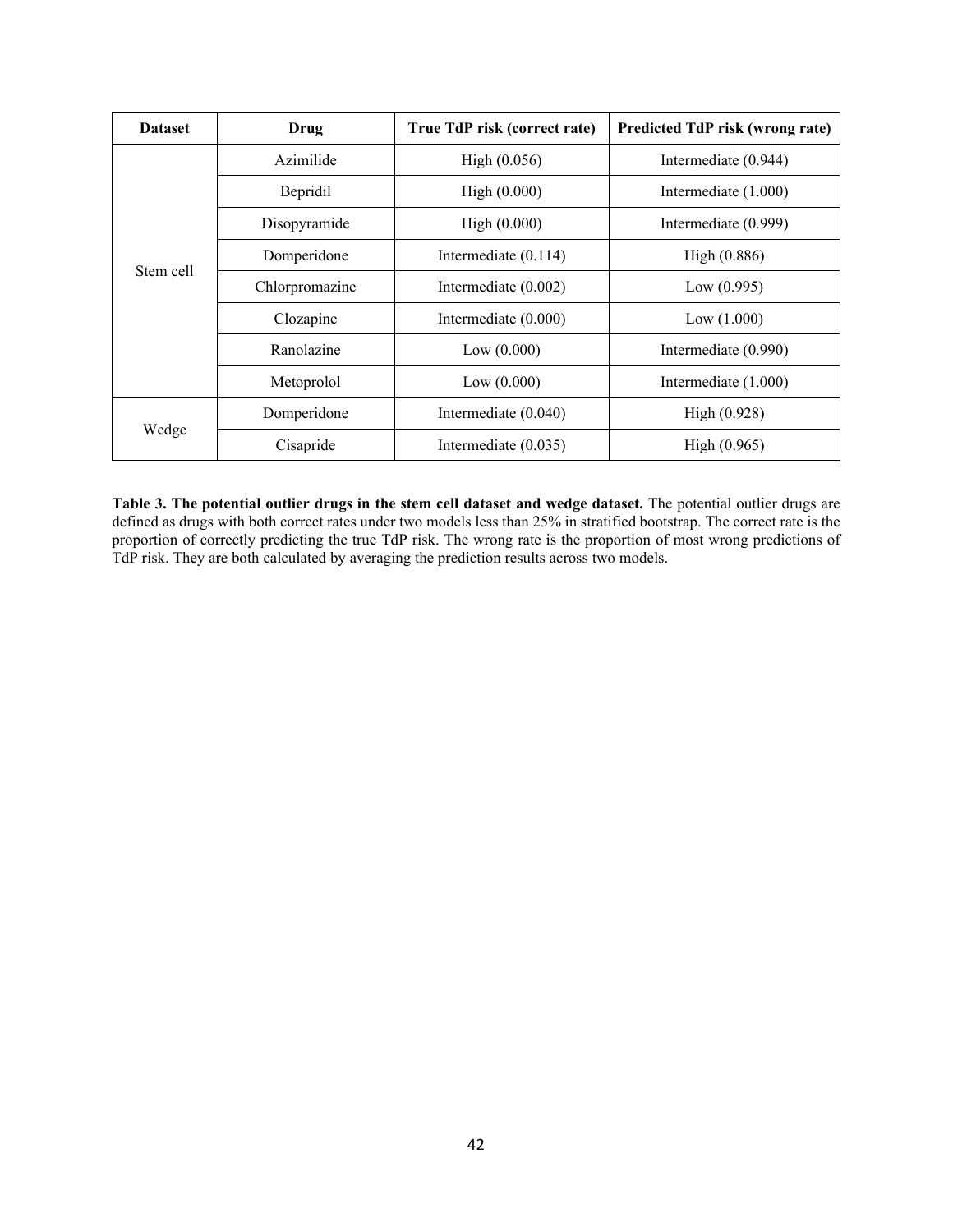| Dataset | Drug | True TdP risk (correct rate) | Predicted TdP risk (wrong rate) |
| --- | --- | --- | --- |
| Stem cell | Azimilide | High (0.056) | Intermediate (0.944) |
| | Bepridil | High (0.000) | Intermediate (1.000) |
| | Disopyramide | High (0.000) | Intermediate (0.999) |
| | Domperidone | Intermediate (0.114) | High (0.886) |
| | Chlorpromazine | Intermediate (0.002) | Low (0.995) |
| | Clozapine | Intermediate (0.000) | Low (1.000) |
| | Ranolazine | Low (0.000) | Intermediate (0.990) |
| | Metoprolol | Low (0.000) | Intermediate (1.000) |
| Wedge | Domperidone | Intermediate (0.040) | High (0.928) |
| | Cisapride | Intermediate (0.035) | High (0.965) |

**Table 3. The potential outlier drugs in the stem cell dataset and wedge dataset.** The potential outlier drugs are defined as drugs with both correct rates under two models less than 25% in stratified bootstrap. The correct rate is the proportion of correctly predicting the true TdP risk. The wrong rate is the proportion of most wrong predictions of TdP risk. They are both calculated by averaging the prediction results across two models.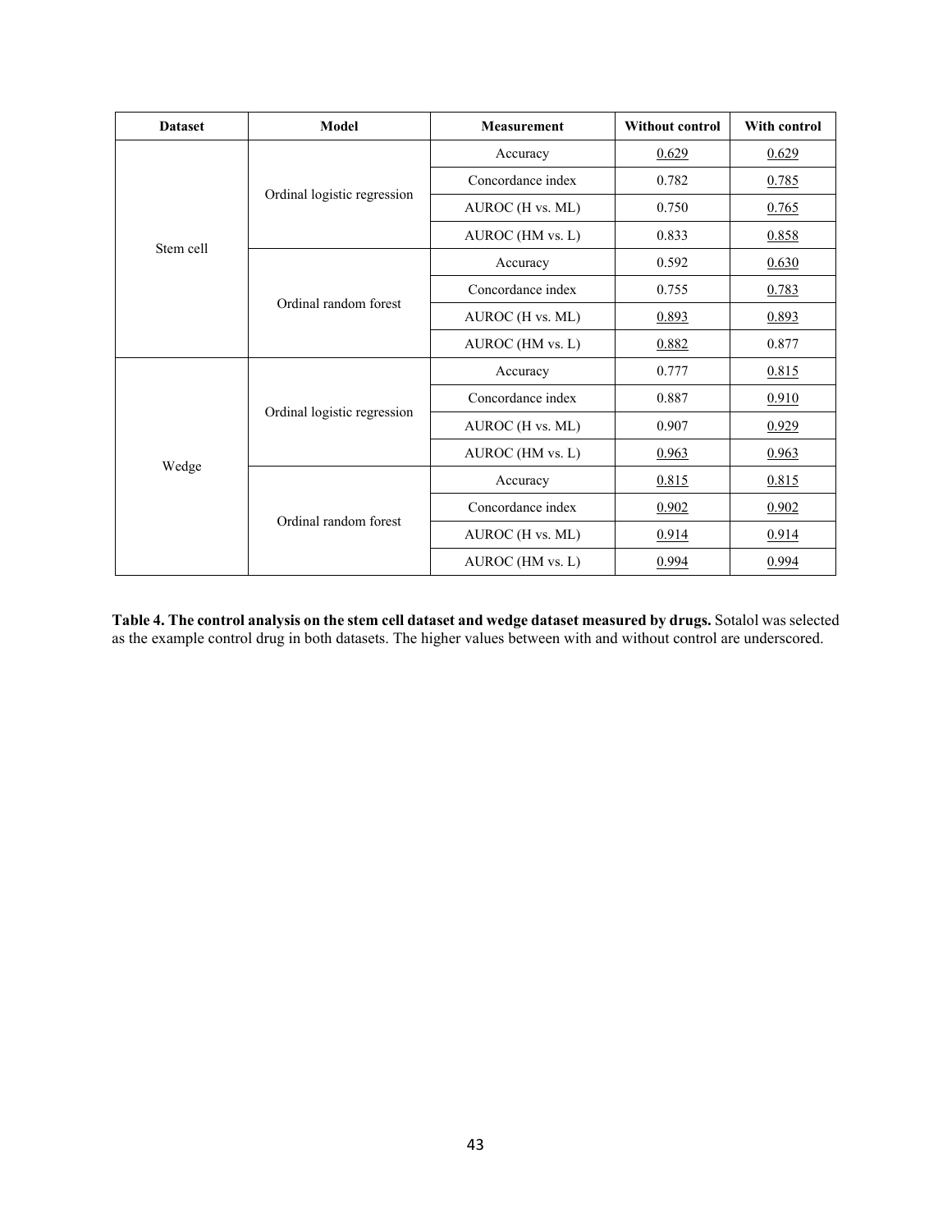| Dataset | Model | Measurement | Without control | With control |
|---|---|---|---|---|
| Stem cell | Ordinal logistic regression | Accuracy | <u>0.629</u> | <u>0.629</u> |
| | | Concordance index | 0.782 | <u>0.785</u> |
| | | AUROC (H vs. ML) | 0.750 | <u>0.765</u> |
| | | AUROC (HM vs. L) | 0.833 | <u>0.858</u> |
| | Ordinal random forest | Accuracy | 0.592 | <u>0.630</u> |
| | | Concordance index | 0.755 | <u>0.783</u> |
| | | AUROC (H vs. ML) | <u>0.893</u> | <u>0.893</u> |
| | | AUROC (HM vs. L) | <u>0.882</u> | 0.877 |
| Wedge | Ordinal logistic regression | Accuracy | 0.777 | <u>0.815</u> |
| | | Concordance index | 0.887 | <u>0.910</u> |
| | | AUROC (H vs. ML) | 0.907 | <u>0.929</u> |
| | | AUROC (HM vs. L) | <u>0.963</u> | <u>0.963</u> |
| | Ordinal random forest | Accuracy | <u>0.815</u> | <u>0.815</u> |
| | | Concordance index | <u>0.902</u> | <u>0.902</u> |
| | | AUROC (H vs. ML) | <u>0.914</u> | <u>0.914</u> |
| | | AUROC (HM vs. L) | <u>0.994</u> | <u>0.994</u> |

**Table 4. The control analysis on the stem cell dataset and wedge dataset measured by drugs.** Sotalol was selected as the example control drug in both datasets. The higher values between with and without control are underscored.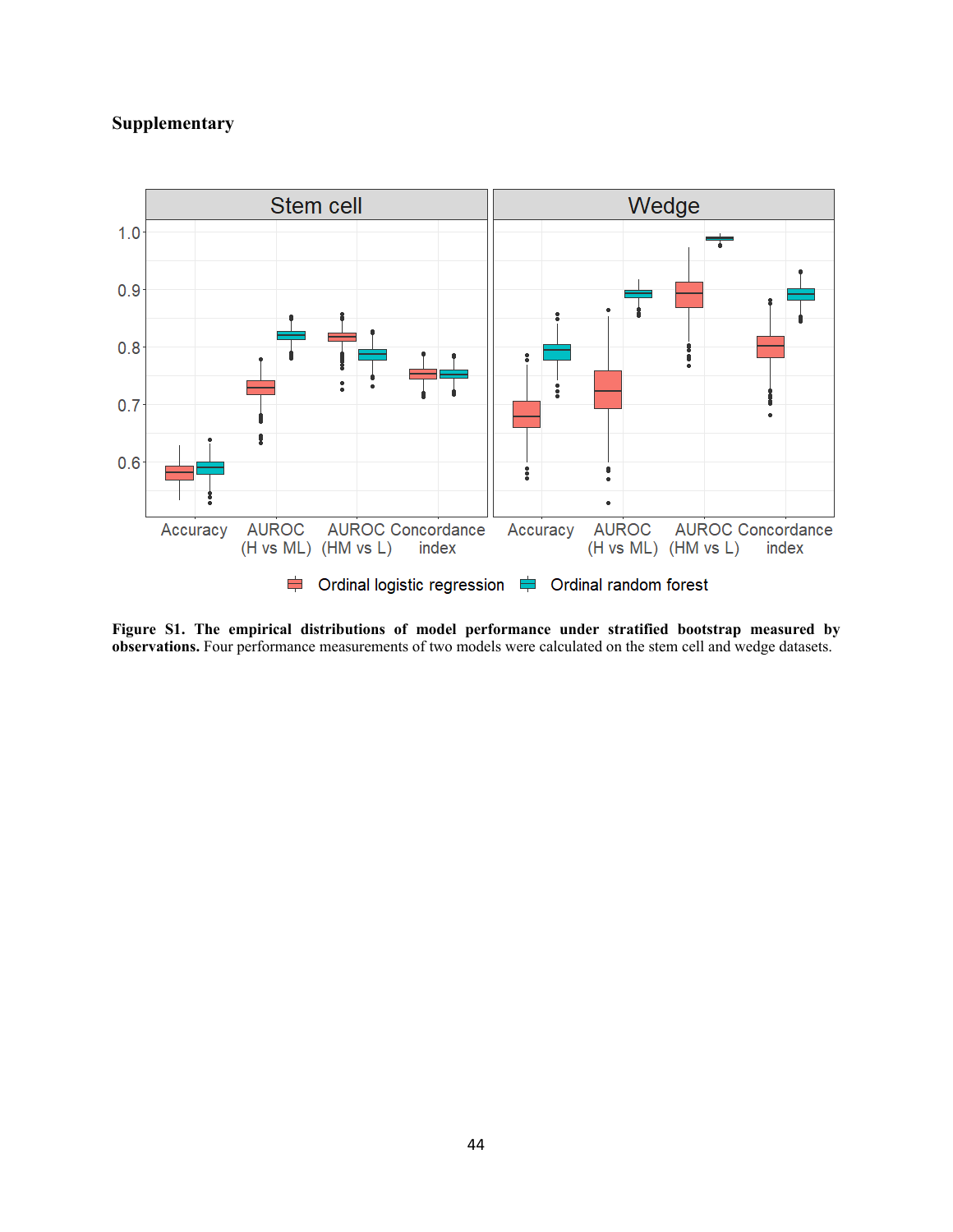**Supplementary**

**Figure S1. The empirical distributions of model performance under stratified bootstrap measured by observations.** Four performance measurements of two models were calculated on the stem cell and wedge datasets.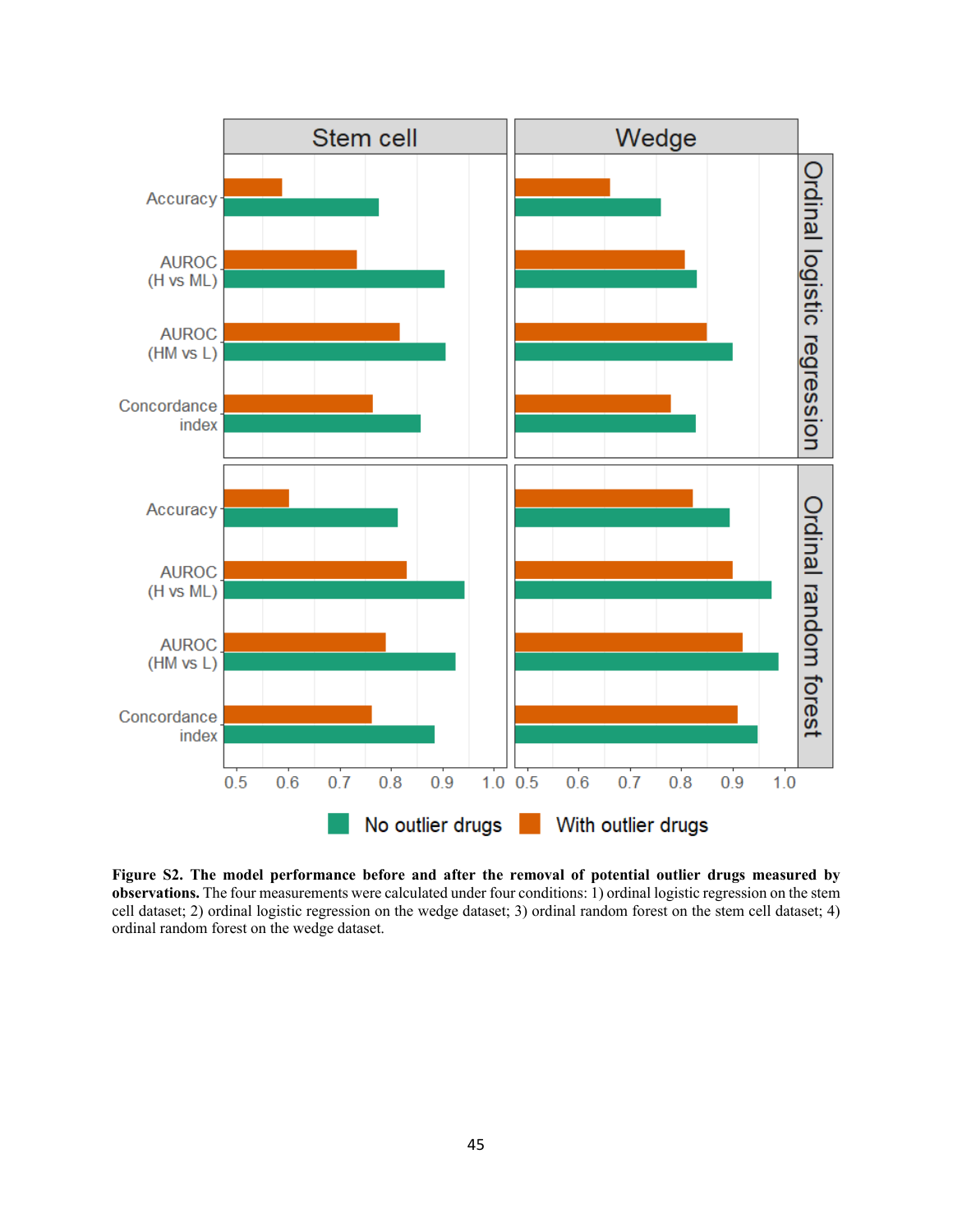**Figure S2. The model performance before and after the removal of potential outlier drugs measured by observations.** The four measurements were calculated under four conditions: 1) ordinal logistic regression on the stem cell dataset; 2) ordinal logistic regression on the wedge dataset; 3) ordinal random forest on the stem cell dataset; 4) ordinal random forest on the wedge dataset.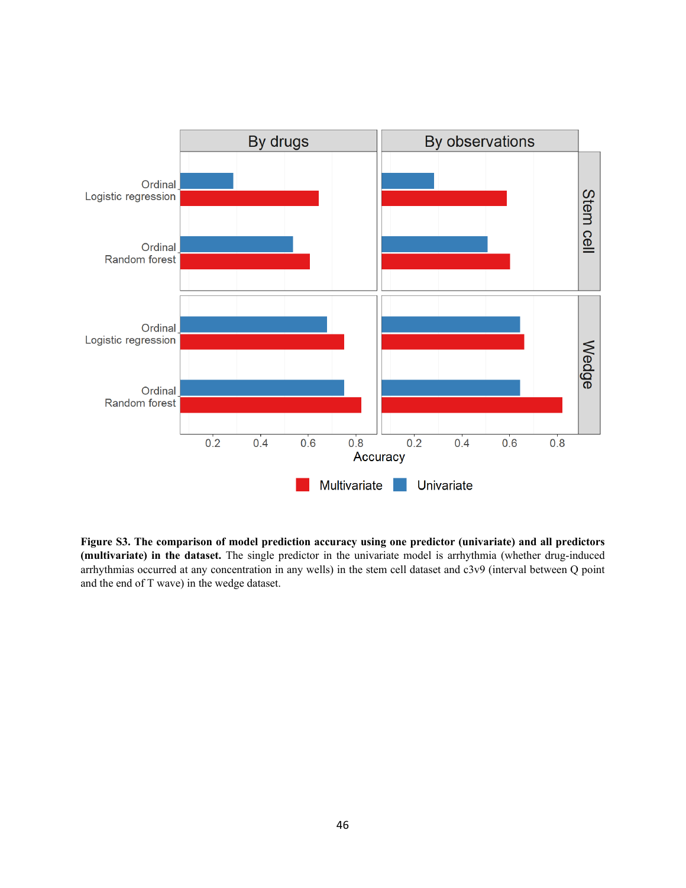**Figure S3. The comparison of model prediction accuracy using one predictor (univariate) and all predictors (multivariate) in the dataset.** The single predictor in the univariate model is arrhythmia (whether drug-induced arrhythmias occurred at any concentration in any wells) in the stem cell dataset and c3v9 (interval between Q point and the end of T wave) in the wedge dataset.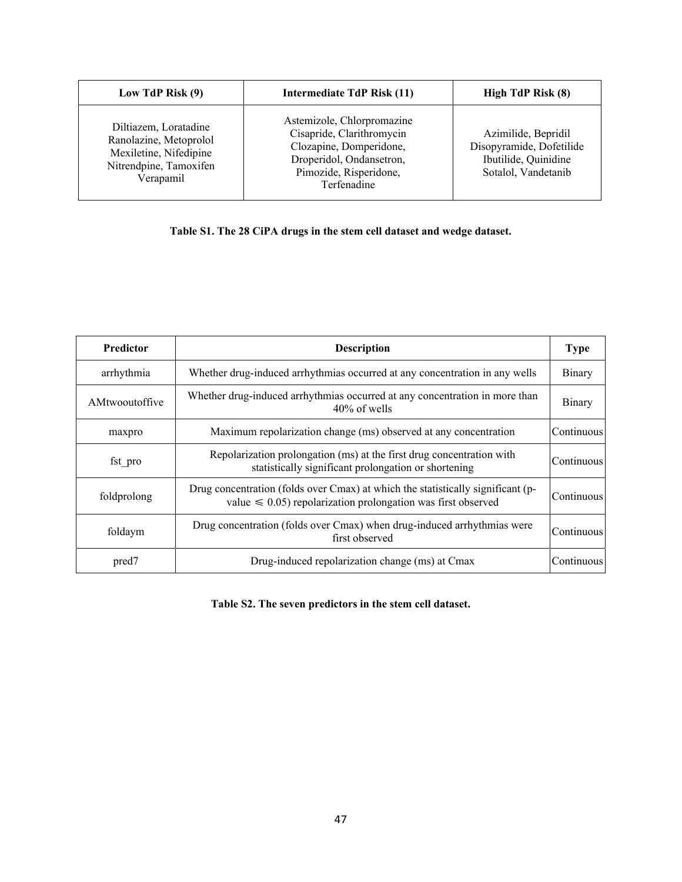| Low TdP Risk (9) | Intermediate TdP Risk (11) | High TdP Risk (8) |
|---|---|---|
| Diltiazem, Loratadine Ranolazine, Metoprolol Mexiletine, Nifedipine Nitrendpine, Tamoxifen Verapamil | Astemizole, Chlorpromazine Cisapride, Clarithromycin Clozapine, Domperidone, Droperidol, Ondansetron, Pimozide, Risperidone, Terfenadine | Azimilide, Bepridil Disopyramide, Dofetilide Ibutilide, Quinidine Sotalol, Vandetanib |

**Table S1. The 28 CiPA drugs in the stem cell dataset and wedge dataset.**

| Predictor | Description | Type |
|---|---|---|
| arrhythmia | Whether drug-induced arrhythmias occurred at any concentration in any wells | Binary |
| AMtwooutoffive | Whether drug-induced arrhythmias occurred at any concentration in more than 40% of wells | Binary |
| maxpro | Maximum repolarization change (ms) observed at any concentration | Continuous |
| fst_pro | Repolarization prolongation (ms) at the first drug concentration with statistically significant prolongation or shortening | Continuous |
| foldprolong | Drug concentration (folds over Cmax) at which the statistically significant (p-value $\leqslant 0.05$) repolarization prolongation was first observed | Continuous |
| foldaym | Drug concentration (folds over Cmax) when drug-induced arrhythmias were first observed | Continuous |
| pred7 | Drug-induced repolarization change (ms) at Cmax | Continuous |

**Table S2. The seven predictors in the stem cell dataset.**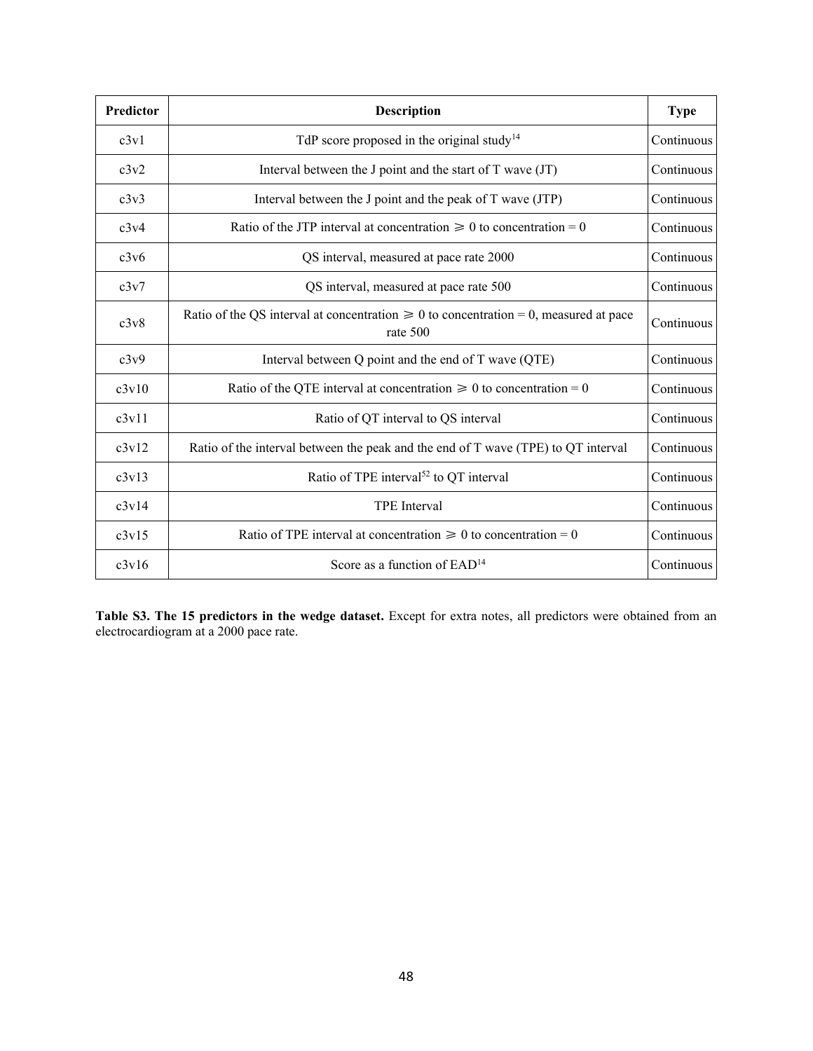| Predictor | Description | Type |
| --- | --- | --- |
| c3v1 | TdP score proposed in the original study[14] | Continuous |
| c3v2 | Interval between the J point and the start of T wave (JT) | Continuous |
| c3v3 | Interval between the J point and the peak of T wave (JTP) | Continuous |
| c3v4 | Ratio of the JTP interval at concentration $\geqslant 0$ to concentration = 0 | Continuous |
| c3v6 | QS interval, measured at pace rate 2000 | Continuous |
| c3v7 | QS interval, measured at pace rate 500 | Continuous |
| c3v8 | Ratio of the QS interval at concentration $\geqslant 0$ to concentration = 0, measured at pace rate 500 | Continuous |
| c3v9 | Interval between Q point and the end of T wave (QTE) | Continuous |
| c3v10 | Ratio of the QTE interval at concentration $\geqslant 0$ to concentration = 0 | Continuous |
| c3v11 | Ratio of QT interval to QS interval | Continuous |
| c3v12 | Ratio of the interval between the peak and the end of T wave (TPE) to QT interval | Continuous |
| c3v13 | Ratio of TPE interval[52] to QT interval | Continuous |
| c3v14 | TPE Interval | Continuous |
| c3v15 | Ratio of TPE interval at concentration $\geqslant 0$ to concentration = 0 | Continuous |
| c3v16 | Score as a function of EAD[14] | Continuous |

**Table S3. The 15 predictors in the wedge dataset.** Except for extra notes, all predictors were obtained from an electrocardiogram at a 2000 pace rate.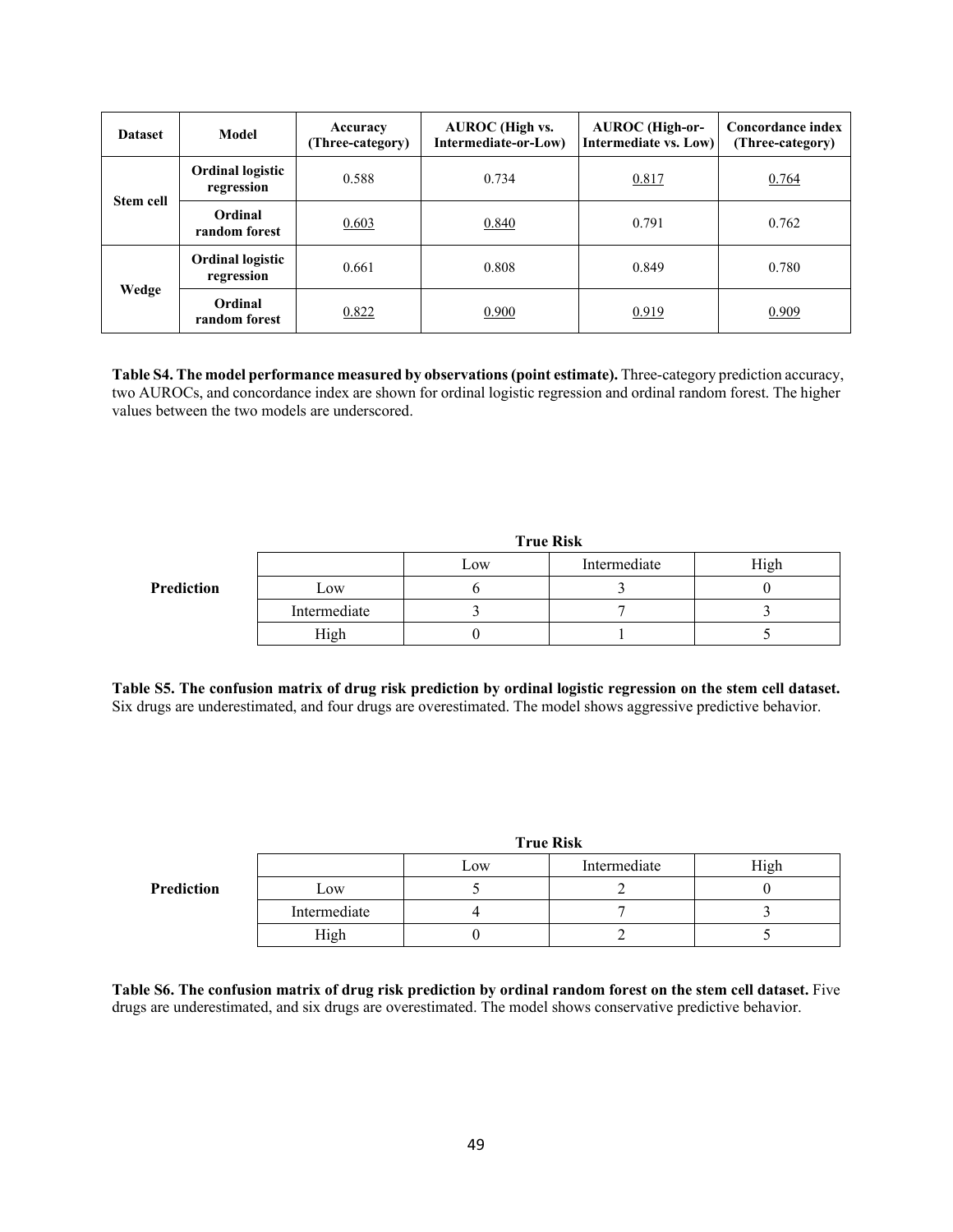| Dataset | Model | Accuracy (Three-category) | AUROC (High vs. Intermediate-or-Low) | AUROC (High-or-Intermediate vs. Low) | Concordance index (Three-category) |
|---|---|---|---|---|---|
| Stem cell | Ordinal logistic regression | 0.588 | 0.734 | <u>0.817</u> | <u>0.764</u> |
| | Ordinal random forest | <u>0.603</u> | <u>0.840</u> | 0.791 | 0.762 |
| Wedge | Ordinal logistic regression | 0.661 | 0.808 | 0.849 | 0.780 |
| | Ordinal random forest | <u>0.822</u> | <u>0.900</u> | <u>0.919</u> | <u>0.909</u> |

**Table S4. The model performance measured by observations (point estimate).** Three-category prediction accuracy, two AUROCs, and concordance index are shown for ordinal logistic regression and ordinal random forest. The higher values between the two models are underscored.

| | | True Risk | | |
|---|---|---|---|---|
| | | Low | Intermediate | High |
| **Prediction** | Low | 6 | 3 | 0 |
| | Intermediate | 3 | 7 | 3 |
| | High | 0 | 1 | 5 |

**Table S5. The confusion matrix of drug risk prediction by ordinal logistic regression on the stem cell dataset.** Six drugs are underestimated, and four drugs are overestimated. The model shows aggressive predictive behavior.

| | | True Risk | | |
|---|---|---|---|---|
| | | Low | Intermediate | High |
| **Prediction** | Low | 5 | 2 | 0 |
| | Intermediate | 4 | 7 | 3 |
| | High | 0 | 2 | 5 |

**Table S6. The confusion matrix of drug risk prediction by ordinal random forest on the stem cell dataset.** Five drugs are underestimated, and six drugs are overestimated. The model shows conservative predictive behavior.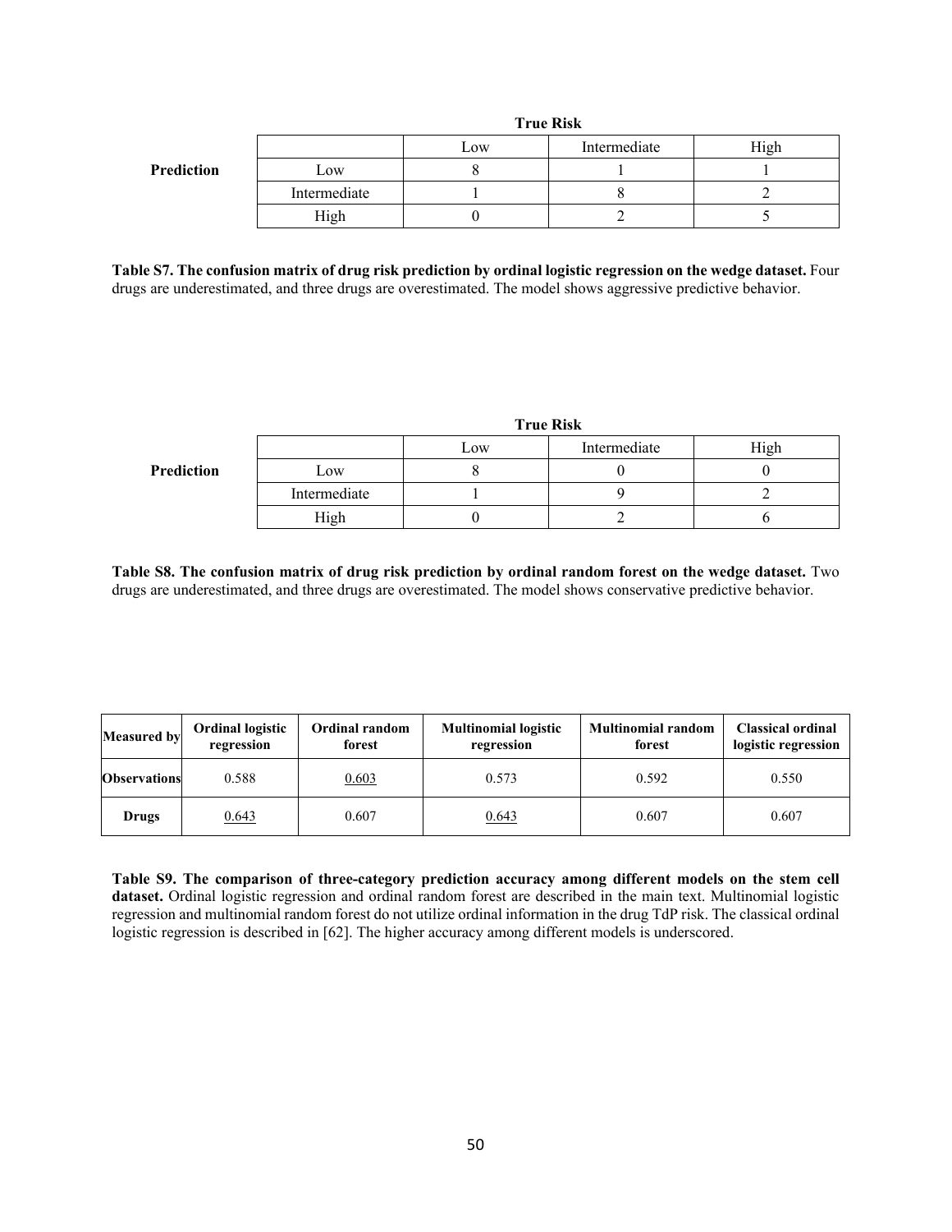| | | True Risk | | |
|---|---|---|---|---|
| | | Low | Intermediate | High |
| **Prediction** | Low | 8 | 1 | 1 |
| | Intermediate | 1 | 8 | 2 |
| | High | 0 | 2 | 5 |

**Table S7. The confusion matrix of drug risk prediction by ordinal logistic regression on the wedge dataset.** Four drugs are underestimated, and three drugs are overestimated. The model shows aggressive predictive behavior.

| | | True Risk | | |
|---|---|---|---|---|
| | | Low | Intermediate | High |
| **Prediction** | Low | 8 | 0 | 0 |
| | Intermediate | 1 | 9 | 2 |
| | High | 0 | 2 | 6 |

**Table S8. The confusion matrix of drug risk prediction by ordinal random forest on the wedge dataset.** Two drugs are underestimated, and three drugs are overestimated. The model shows conservative predictive behavior.

| Measured by | Ordinal logistic regression | Ordinal random forest | Multinomial logistic regression | Multinomial random forest | Classical ordinal logistic regression |
|---|---|---|---|---|---|
| **Observations** | 0.588 | <u>0.603</u> | 0.573 | 0.592 | 0.550 |
| **Drugs** | <u>0.643</u> | 0.607 | <u>0.643</u> | 0.607 | 0.607 |

**Table S9. The comparison of three-category prediction accuracy among different models on the stem cell dataset.** Ordinal logistic regression and ordinal random forest are described in the main text. Multinomial logistic regression and multinomial random forest do not utilize ordinal information in the drug TdP risk. The classical ordinal logistic regression is described in [62]. The higher accuracy among different models is underscored.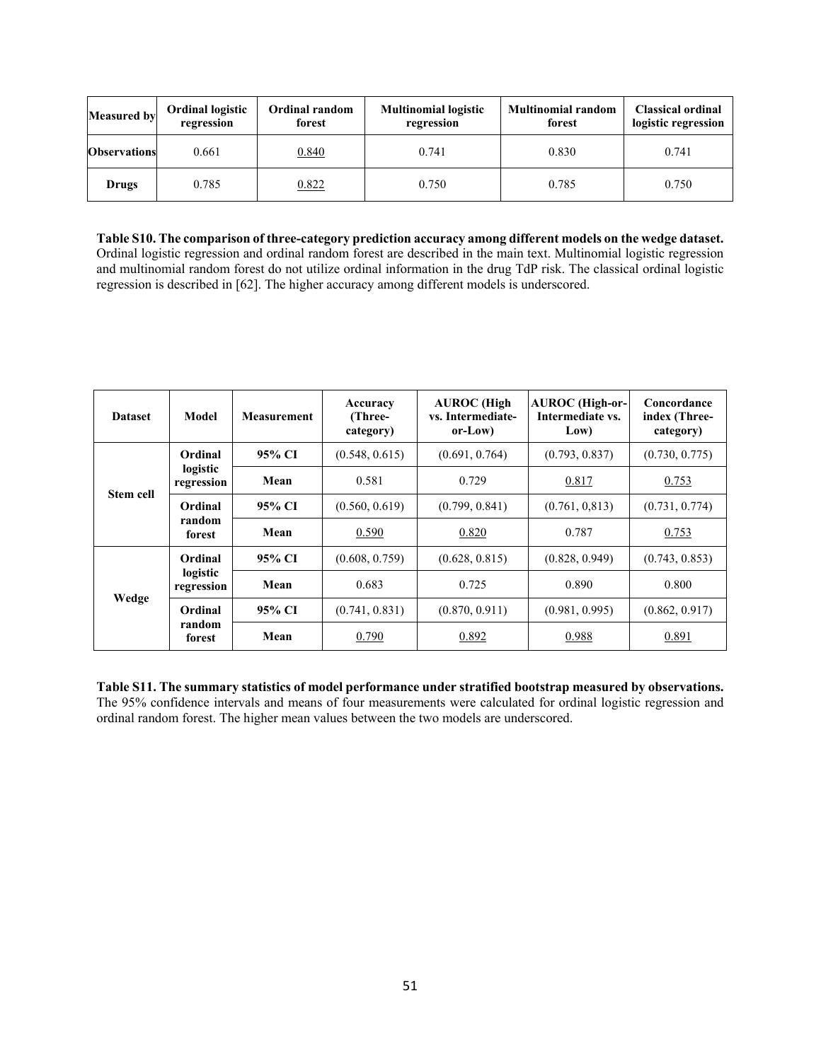| Measured by | Ordinal logistic regression | Ordinal random forest | Multinomial logistic regression | Multinomial random forest | Classical ordinal logistic regression |
|---|---|---|---|---|---|
| **Observations** | 0.661 | <u>0.840</u> | 0.741 | 0.830 | 0.741 |
| **Drugs** | 0.785 | <u>0.822</u> | 0.750 | 0.785 | 0.750 |

**Table S10. The comparison of three-category prediction accuracy among different models on the wedge dataset.** Ordinal logistic regression and ordinal random forest are described in the main text. Multinomial logistic regression and multinomial random forest do not utilize ordinal information in the drug TdP risk. The classical ordinal logistic regression is described in [62]. The higher accuracy among different models is underscored.

| Dataset | Model | Measurement | Accuracy (Three-category) | AUROC (High vs. Intermediate-or-Low) | AUROC (High-or-Intermediate vs. Low) | Concordance index (Three-category) |
|---|---|---|---|---|---|---|
| **Stem cell** | **Ordinal logistic regression** | **95% CI** | (0.548, 0.615) | (0.691, 0.764) | (0.793, 0.837) | (0.730, 0.775) |
| | | **Mean** | 0.581 | 0.729 | <u>0.817</u> | <u>0.753</u> |
| | **Ordinal random forest** | **95% CI** | (0.560, 0.619) | (0.799, 0.841) | (0.761, 0,813) | (0.731, 0.774) |
| | | **Mean** | <u>0.590</u> | <u>0.820</u> | 0.787 | <u>0.753</u> |
| **Wedge** | **Ordinal logistic regression** | **95% CI** | (0.608, 0.759) | (0.628, 0.815) | (0.828, 0.949) | (0.743, 0.853) |
| | | **Mean** | 0.683 | 0.725 | 0.890 | 0.800 |
| | **Ordinal random forest** | **95% CI** | (0.741, 0.831) | (0.870, 0.911) | (0.981, 0.995) | (0.862, 0.917) |
| | | **Mean** | <u>0.790</u> | <u>0.892</u> | <u>0.988</u> | <u>0.891</u> |

**Table S11. The summary statistics of model performance under stratified bootstrap measured by observations.** The 95% confidence intervals and means of four measurements were calculated for ordinal logistic regression and ordinal random forest. The higher mean values between the two models are underscored.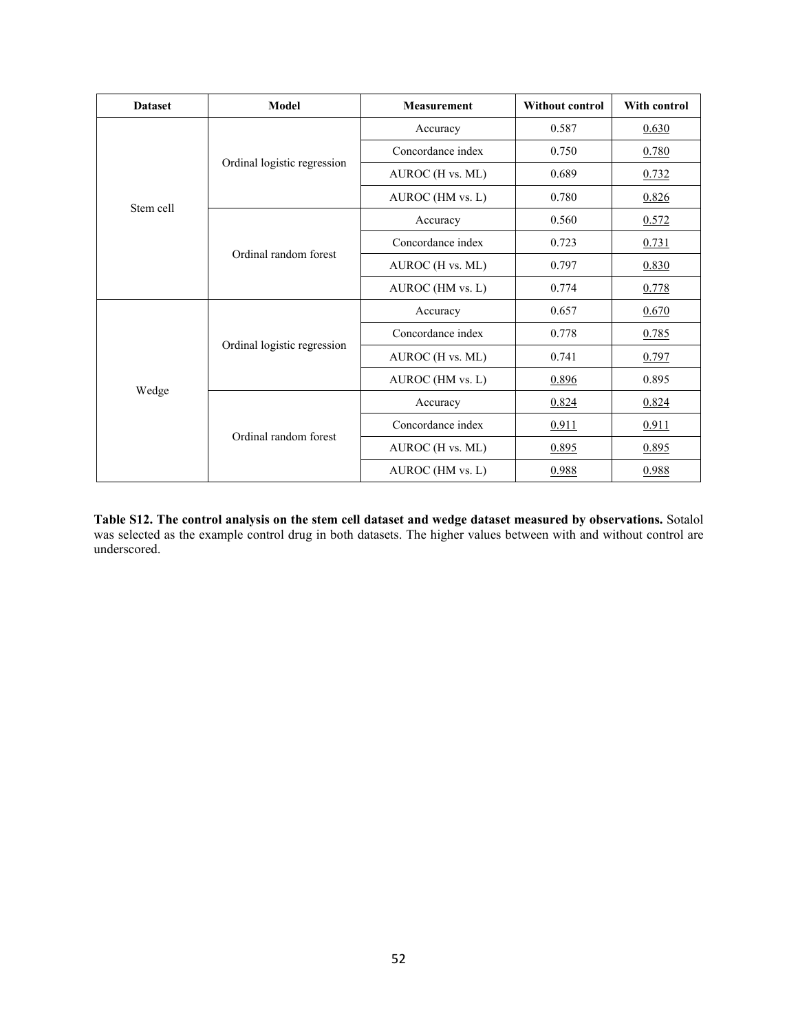| Dataset | Model | Measurement | Without control | With control |
|---|---|---|---|---|
| Stem cell | Ordinal logistic regression | Accuracy | 0.587 | <u>0.630</u> |
| | | Concordance index | 0.750 | <u>0.780</u> |
| | | AUROC (H vs. ML) | 0.689 | <u>0.732</u> |
| | | AUROC (HM vs. L) | 0.780 | <u>0.826</u> |
| | Ordinal random forest | Accuracy | 0.560 | <u>0.572</u> |
| | | Concordance index | 0.723 | <u>0.731</u> |
| | | AUROC (H vs. ML) | 0.797 | <u>0.830</u> |
| | | AUROC (HM vs. L) | 0.774 | <u>0.778</u> |
| Wedge | Ordinal logistic regression | Accuracy | 0.657 | <u>0.670</u> |
| | | Concordance index | 0.778 | <u>0.785</u> |
| | | AUROC (H vs. ML) | 0.741 | <u>0.797</u> |
| | | AUROC (HM vs. L) | <u>0.896</u> | 0.895 |
| | Ordinal random forest | Accuracy | <u>0.824</u> | <u>0.824</u> |
| | | Concordance index | <u>0.911</u> | <u>0.911</u> |
| | | AUROC (H vs. ML) | <u>0.895</u> | <u>0.895</u> |
| | | AUROC (HM vs. L) | <u>0.988</u> | <u>0.988</u> |

**Table S12. The control analysis on the stem cell dataset and wedge dataset measured by observations.** Sotalol was selected as the example control drug in both datasets. The higher values between with and without control are underscored.